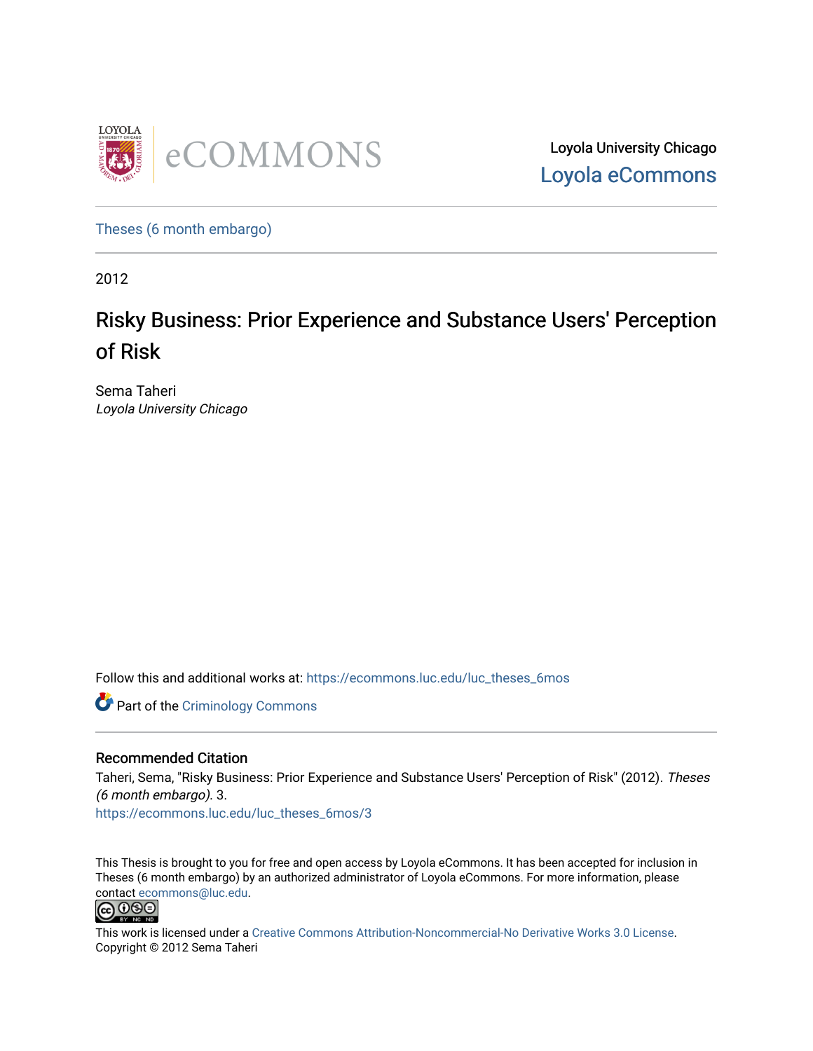Loyola University Chicago
Loyola eCommons

Theses (6 month embargo)

2012

# Risky Business: Prior Experience and Substance Users' Perception of Risk

Sema Taheri
*Loyola University Chicago*

Follow this and additional works at: https://ecommons.luc.edu/luc_theses_6mos

Part of the Criminology Commons

## Recommended Citation

Taheri, Sema, "Risky Business: Prior Experience and Substance Users' Perception of Risk" (2012). *Theses (6 month embargo)*. 3.
https://ecommons.luc.edu/luc_theses_6mos/3

This Thesis is brought to you for free and open access by Loyola eCommons. It has been accepted for inclusion in Theses (6 month embargo) by an authorized administrator of Loyola eCommons. For more information, please contact ecommons@luc.edu.

This work is licensed under a Creative Commons Attribution-Noncommercial-No Derivative Works 3.0 License.
Copyright © 2012 Sema Taheri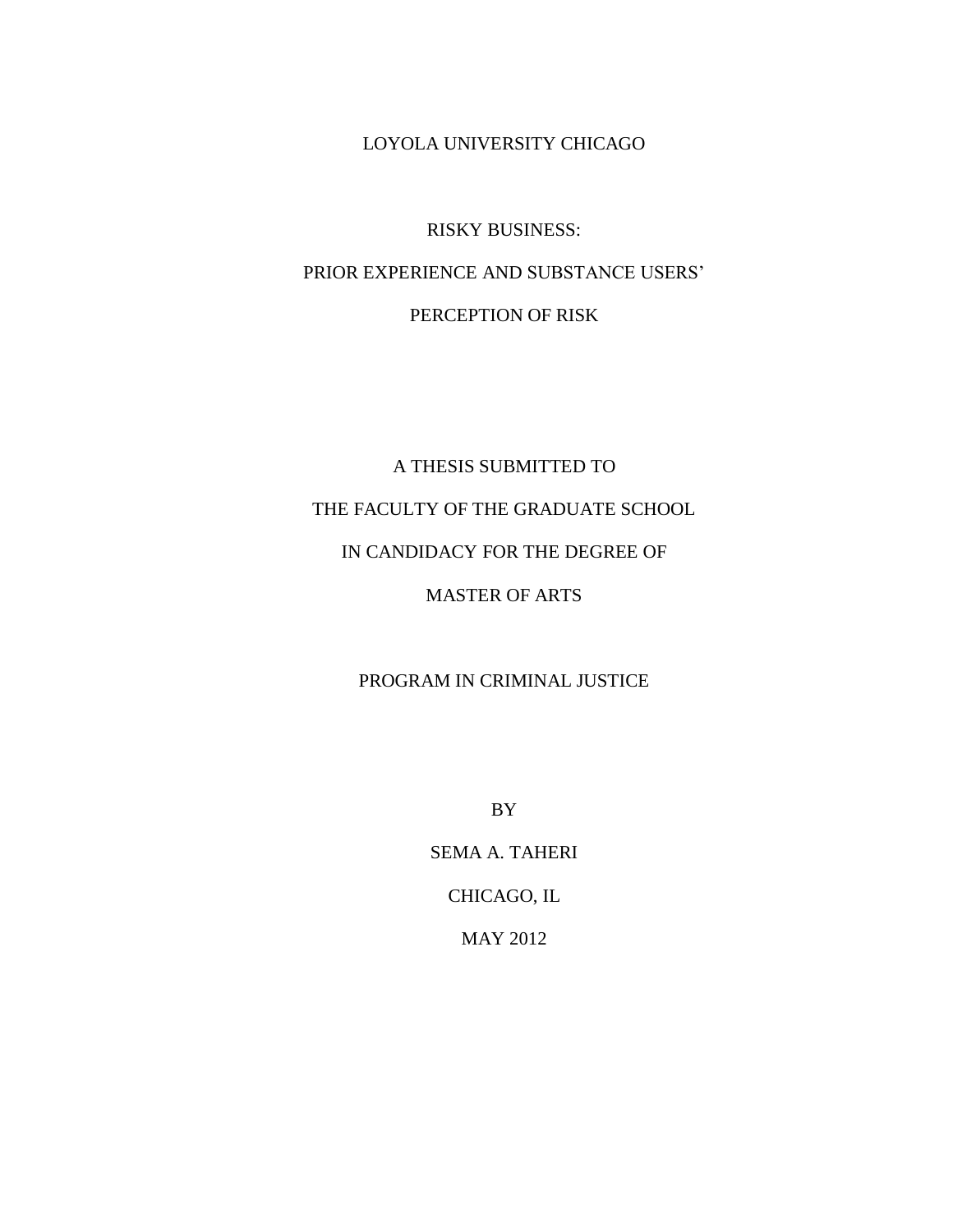LOYOLA UNIVERSITY CHICAGO

# RISKY BUSINESS:

# PRIOR EXPERIENCE AND SUBSTANCE USERS'

# PERCEPTION OF RISK

A THESIS SUBMITTED TO

THE FACULTY OF THE GRADUATE SCHOOL

IN CANDIDACY FOR THE DEGREE OF

MASTER OF ARTS

PROGRAM IN CRIMINAL JUSTICE

BY

SEMA A. TAHERI

CHICAGO, IL

MAY 2012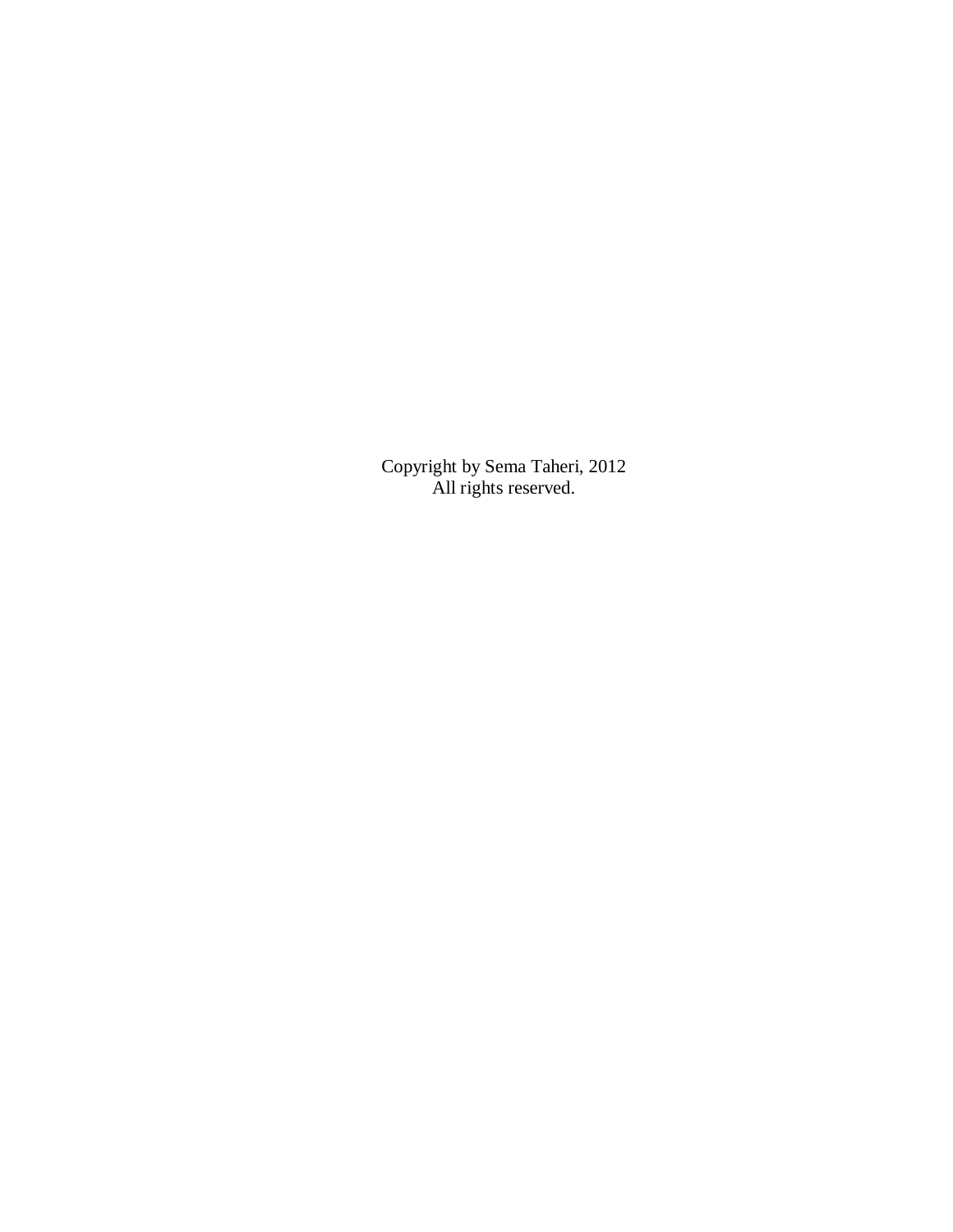Copyright by Sema Taheri, 2012
All rights reserved.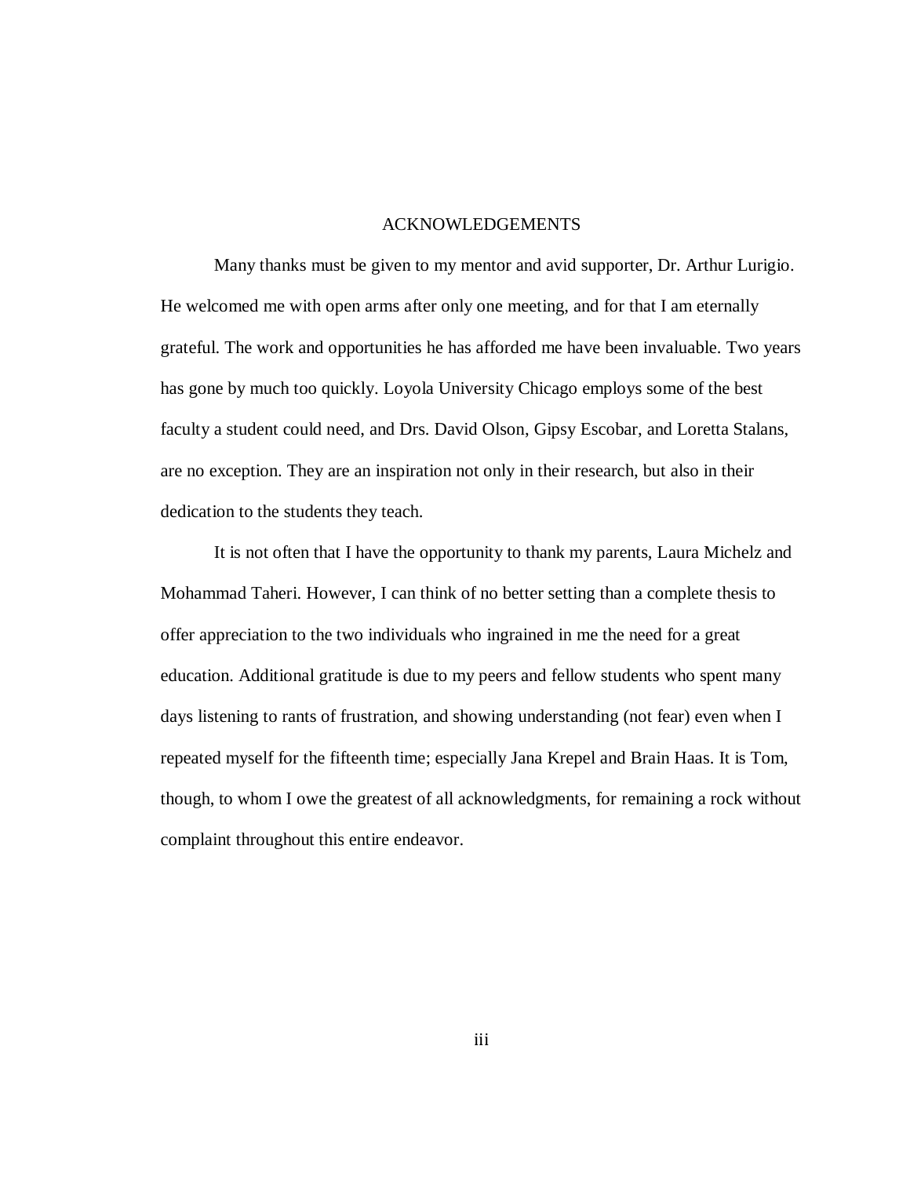# ACKNOWLEDGEMENTS

Many thanks must be given to my mentor and avid supporter, Dr. Arthur Lurigio. He welcomed me with open arms after only one meeting, and for that I am eternally grateful. The work and opportunities he has afforded me have been invaluable. Two years has gone by much too quickly. Loyola University Chicago employs some of the best faculty a student could need, and Drs. David Olson, Gipsy Escobar, and Loretta Stalans, are no exception. They are an inspiration not only in their research, but also in their dedication to the students they teach.

It is not often that I have the opportunity to thank my parents, Laura Michelz and Mohammad Taheri. However, I can think of no better setting than a complete thesis to offer appreciation to the two individuals who ingrained in me the need for a great education. Additional gratitude is due to my peers and fellow students who spent many days listening to rants of frustration, and showing understanding (not fear) even when I repeated myself for the fifteenth time; especially Jana Krepel and Brain Haas. It is Tom, though, to whom I owe the greatest of all acknowledgments, for remaining a rock without complaint throughout this entire endeavor.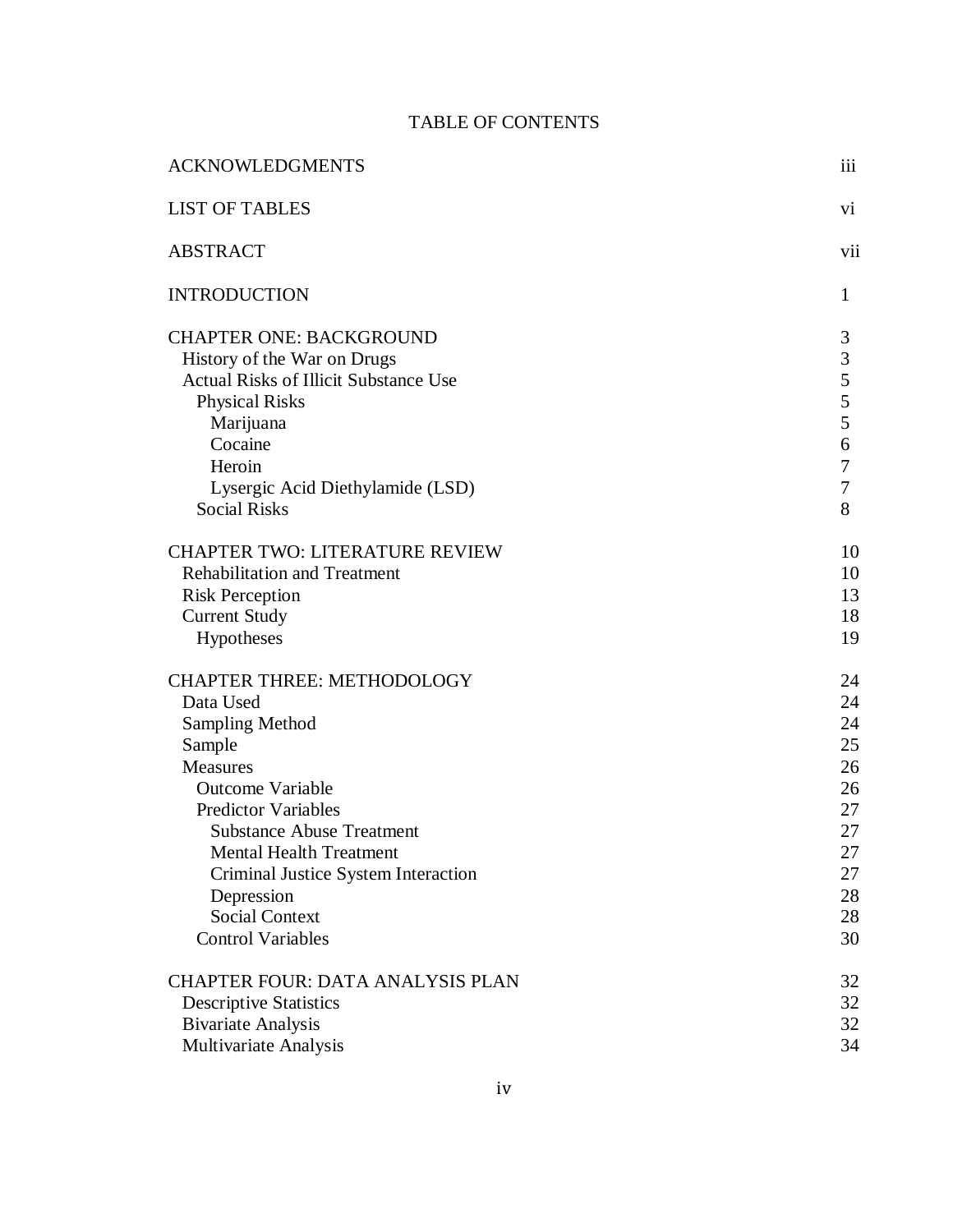# TABLE OF CONTENTS

| | |
|---|---|
| ACKNOWLEDGMENTS | iii |
| LIST OF TABLES | vi |
| ABSTRACT | vii |
| INTRODUCTION | 1 |
| CHAPTER ONE: BACKGROUND | 3 |
| History of the War on Drugs | 3 |
| Actual Risks of Illicit Substance Use | 5 |
| Physical Risks | 5 |
| Marijuana | 5 |
| Cocaine | 6 |
| Heroin | 7 |
| Lysergic Acid Diethylamide (LSD) | 7 |
| Social Risks | 8 |
| CHAPTER TWO: LITERATURE REVIEW | 10 |
| Rehabilitation and Treatment | 10 |
| Risk Perception | 13 |
| Current Study | 18 |
| Hypotheses | 19 |
| CHAPTER THREE: METHODOLOGY | 24 |
| Data Used | 24 |
| Sampling Method | 24 |
| Sample | 25 |
| Measures | 26 |
| Outcome Variable | 26 |
| Predictor Variables | 27 |
| Substance Abuse Treatment | 27 |
| Mental Health Treatment | 27 |
| Criminal Justice System Interaction | 27 |
| Depression | 28 |
| Social Context | 28 |
| Control Variables | 30 |
| CHAPTER FOUR: DATA ANALYSIS PLAN | 32 |
| Descriptive Statistics | 32 |
| Bivariate Analysis | 32 |
| Multivariate Analysis | 34 |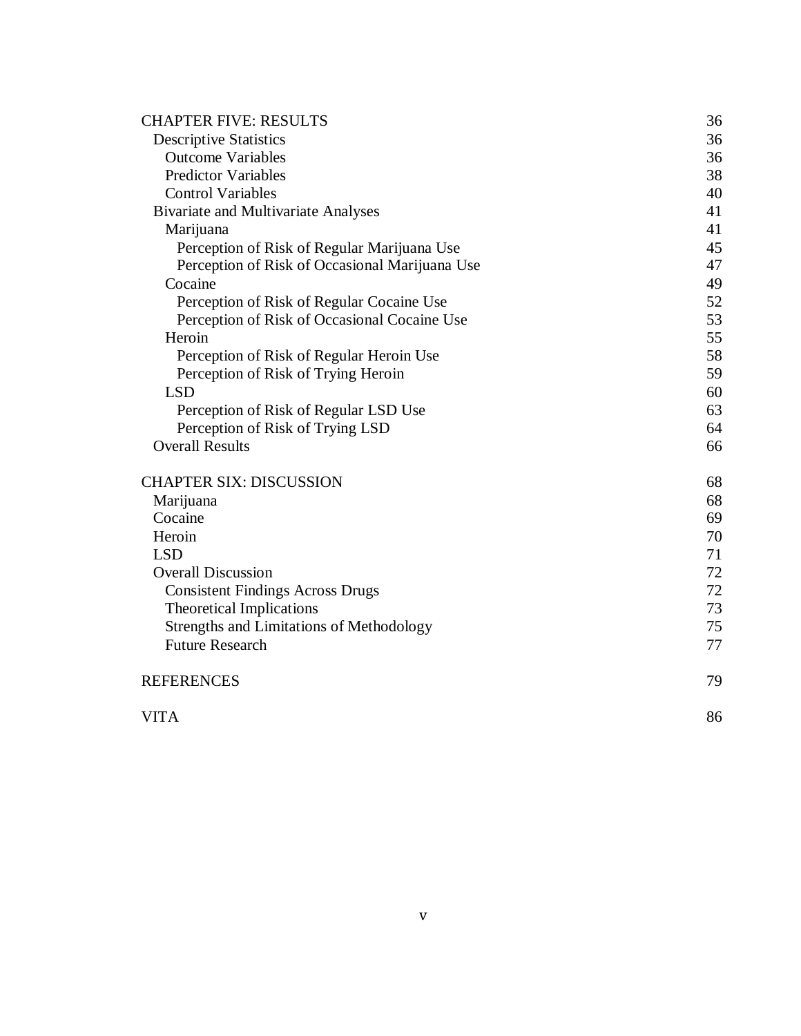| | |
|---|---|
| CHAPTER FIVE: RESULTS | 36 |
| Descriptive Statistics | 36 |
| Outcome Variables | 36 |
| Predictor Variables | 38 |
| Control Variables | 40 |
| Bivariate and Multivariate Analyses | 41 |
| Marijuana | 41 |
| Perception of Risk of Regular Marijuana Use | 45 |
| Perception of Risk of Occasional Marijuana Use | 47 |
| Cocaine | 49 |
| Perception of Risk of Regular Cocaine Use | 52 |
| Perception of Risk of Occasional Cocaine Use | 53 |
| Heroin | 55 |
| Perception of Risk of Regular Heroin Use | 58 |
| Perception of Risk of Trying Heroin | 59 |
| LSD | 60 |
| Perception of Risk of Regular LSD Use | 63 |
| Perception of Risk of Trying LSD | 64 |
| Overall Results | 66 |
| | |
| CHAPTER SIX: DISCUSSION | 68 |
| Marijuana | 68 |
| Cocaine | 69 |
| Heroin | 70 |
| LSD | 71 |
| Overall Discussion | 72 |
| Consistent Findings Across Drugs | 72 |
| Theoretical Implications | 73 |
| Strengths and Limitations of Methodology | 75 |
| Future Research | 77 |
| | |
| REFERENCES | 79 |
| | |
| VITA | 86 |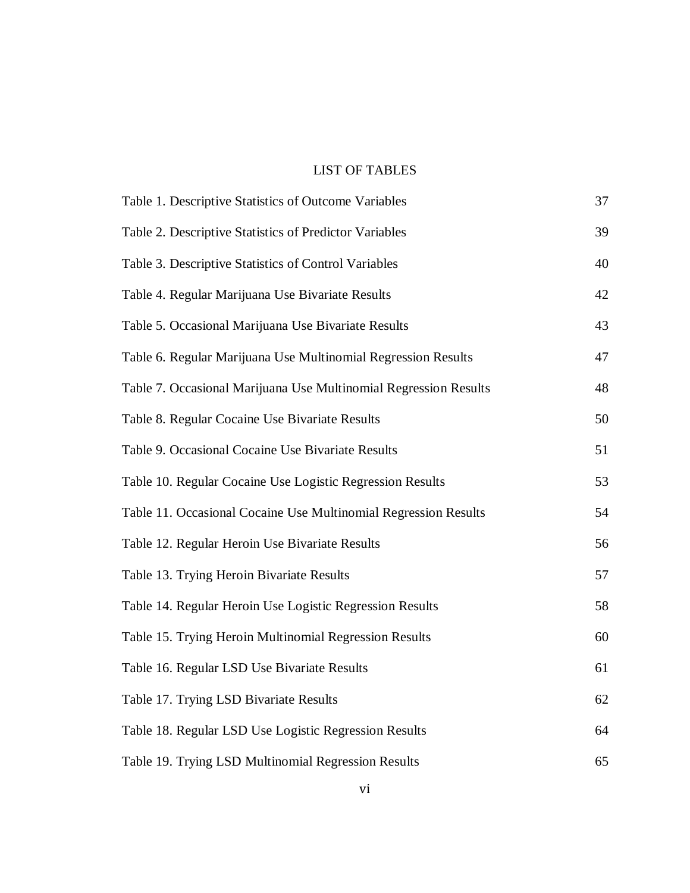# LIST OF TABLES

| | |
|---|---|
| Table 1. Descriptive Statistics of Outcome Variables | 37 |
| Table 2. Descriptive Statistics of Predictor Variables | 39 |
| Table 3. Descriptive Statistics of Control Variables | 40 |
| Table 4. Regular Marijuana Use Bivariate Results | 42 |
| Table 5. Occasional Marijuana Use Bivariate Results | 43 |
| Table 6. Regular Marijuana Use Multinomial Regression Results | 47 |
| Table 7. Occasional Marijuana Use Multinomial Regression Results | 48 |
| Table 8. Regular Cocaine Use Bivariate Results | 50 |
| Table 9. Occasional Cocaine Use Bivariate Results | 51 |
| Table 10. Regular Cocaine Use Logistic Regression Results | 53 |
| Table 11. Occasional Cocaine Use Multinomial Regression Results | 54 |
| Table 12. Regular Heroin Use Bivariate Results | 56 |
| Table 13. Trying Heroin Bivariate Results | 57 |
| Table 14. Regular Heroin Use Logistic Regression Results | 58 |
| Table 15. Trying Heroin Multinomial Regression Results | 60 |
| Table 16. Regular LSD Use Bivariate Results | 61 |
| Table 17. Trying LSD Bivariate Results | 62 |
| Table 18. Regular LSD Use Logistic Regression Results | 64 |
| Table 19. Trying LSD Multinomial Regression Results | 65 |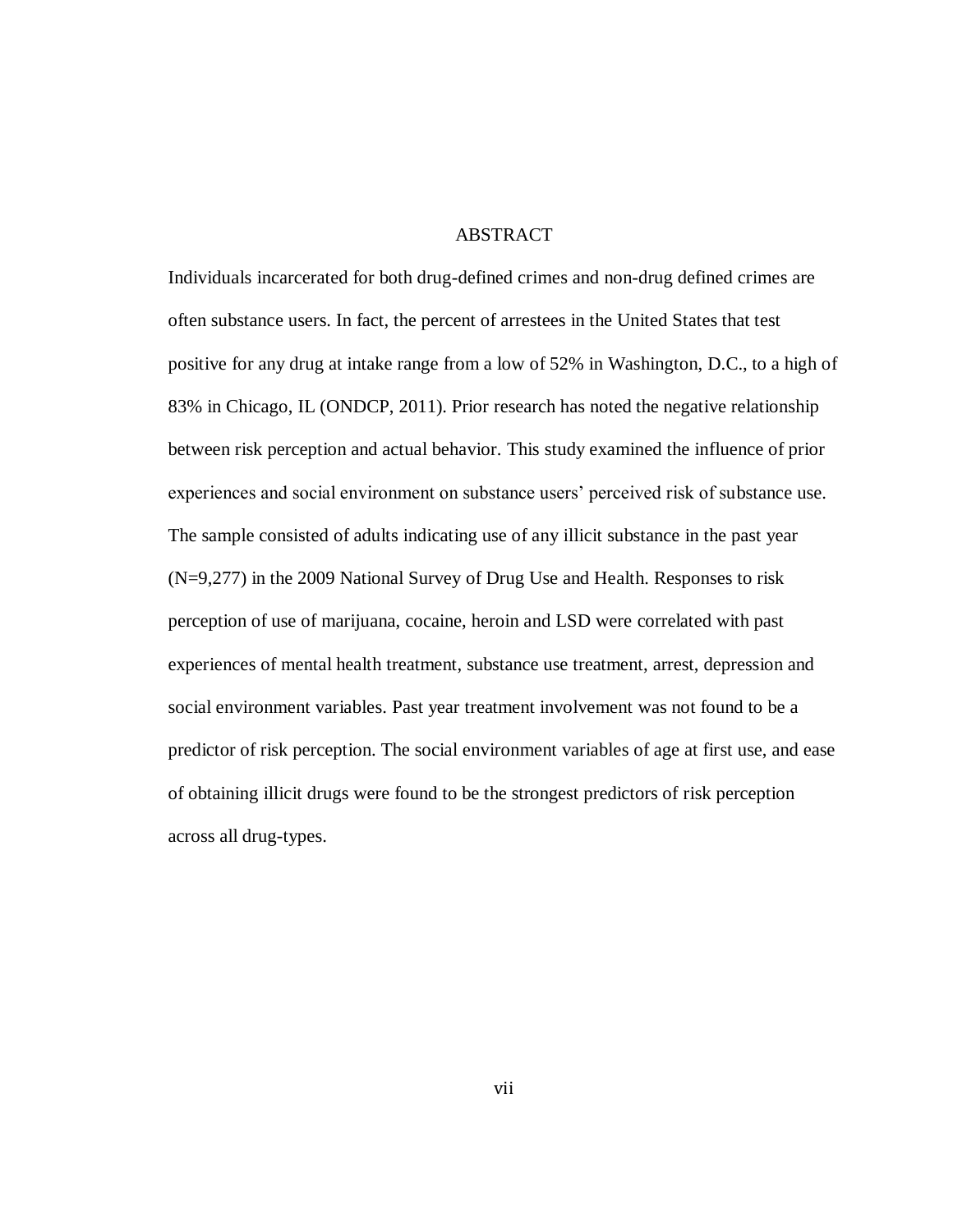# ABSTRACT

Individuals incarcerated for both drug-defined crimes and non-drug defined crimes are often substance users. In fact, the percent of arrestees in the United States that test positive for any drug at intake range from a low of 52% in Washington, D.C., to a high of 83% in Chicago, IL (ONDCP, 2011). Prior research has noted the negative relationship between risk perception and actual behavior. This study examined the influence of prior experiences and social environment on substance users' perceived risk of substance use. The sample consisted of adults indicating use of any illicit substance in the past year (N=9,277) in the 2009 National Survey of Drug Use and Health. Responses to risk perception of use of marijuana, cocaine, heroin and LSD were correlated with past experiences of mental health treatment, substance use treatment, arrest, depression and social environment variables. Past year treatment involvement was not found to be a predictor of risk perception. The social environment variables of age at first use, and ease of obtaining illicit drugs were found to be the strongest predictors of risk perception across all drug-types.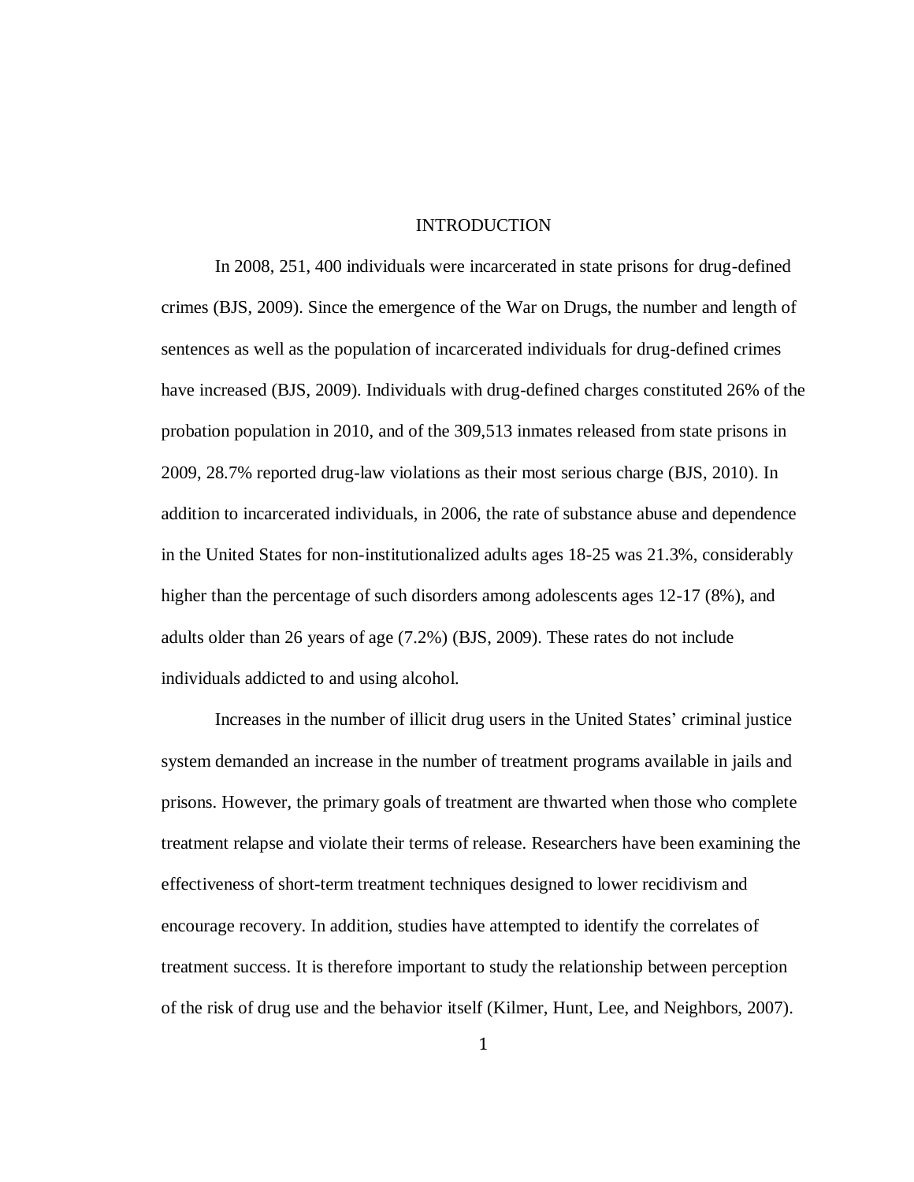# INTRODUCTION

In 2008, 251, 400 individuals were incarcerated in state prisons for drug-defined crimes (BJS, 2009). Since the emergence of the War on Drugs, the number and length of sentences as well as the population of incarcerated individuals for drug-defined crimes have increased (BJS, 2009). Individuals with drug-defined charges constituted 26% of the probation population in 2010, and of the 309,513 inmates released from state prisons in 2009, 28.7% reported drug-law violations as their most serious charge (BJS, 2010). In addition to incarcerated individuals, in 2006, the rate of substance abuse and dependence in the United States for non-institutionalized adults ages 18-25 was 21.3%, considerably higher than the percentage of such disorders among adolescents ages 12-17 (8%), and adults older than 26 years of age (7.2%) (BJS, 2009). These rates do not include individuals addicted to and using alcohol.

Increases in the number of illicit drug users in the United States' criminal justice system demanded an increase in the number of treatment programs available in jails and prisons. However, the primary goals of treatment are thwarted when those who complete treatment relapse and violate their terms of release. Researchers have been examining the effectiveness of short-term treatment techniques designed to lower recidivism and encourage recovery. In addition, studies have attempted to identify the correlates of treatment success. It is therefore important to study the relationship between perception of the risk of drug use and the behavior itself (Kilmer, Hunt, Lee, and Neighbors, 2007).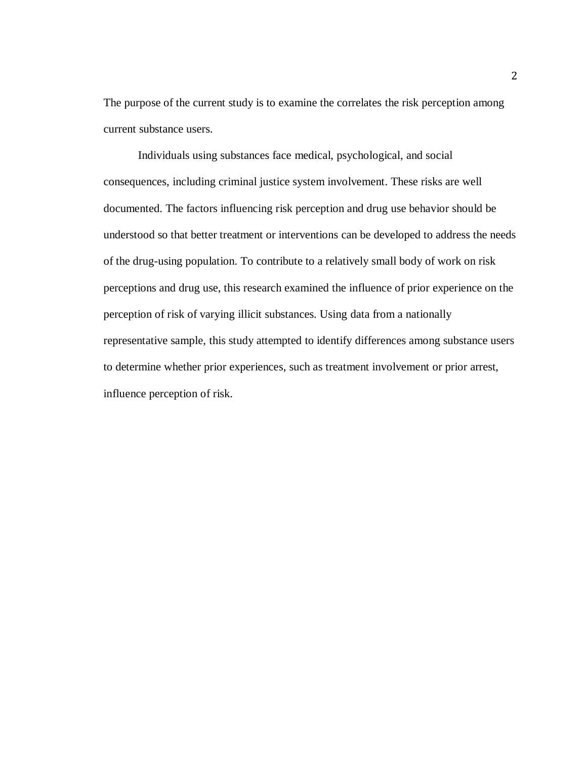The purpose of the current study is to examine the correlates the risk perception among current substance users.

Individuals using substances face medical, psychological, and social consequences, including criminal justice system involvement. These risks are well documented. The factors influencing risk perception and drug use behavior should be understood so that better treatment or interventions can be developed to address the needs of the drug-using population. To contribute to a relatively small body of work on risk perceptions and drug use, this research examined the influence of prior experience on the perception of risk of varying illicit substances. Using data from a nationally representative sample, this study attempted to identify differences among substance users to determine whether prior experiences, such as treatment involvement or prior arrest, influence perception of risk.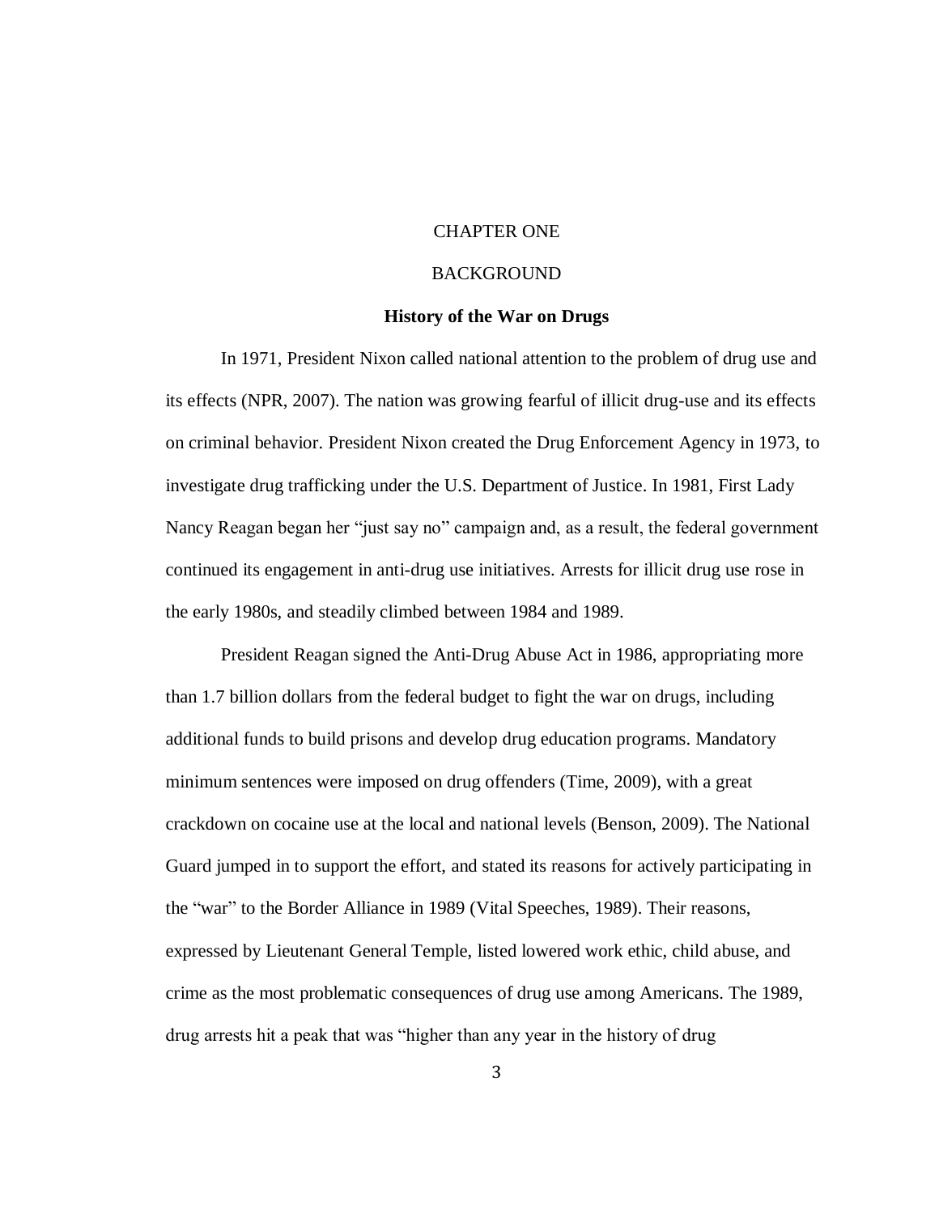# CHAPTER ONE

## BACKGROUND

### History of the War on Drugs

In 1971, President Nixon called national attention to the problem of drug use and its effects (NPR, 2007). The nation was growing fearful of illicit drug-use and its effects on criminal behavior. President Nixon created the Drug Enforcement Agency in 1973, to investigate drug trafficking under the U.S. Department of Justice. In 1981, First Lady Nancy Reagan began her "just say no" campaign and, as a result, the federal government continued its engagement in anti-drug use initiatives. Arrests for illicit drug use rose in the early 1980s, and steadily climbed between 1984 and 1989.

President Reagan signed the Anti-Drug Abuse Act in 1986, appropriating more than 1.7 billion dollars from the federal budget to fight the war on drugs, including additional funds to build prisons and develop drug education programs. Mandatory minimum sentences were imposed on drug offenders (Time, 2009), with a great crackdown on cocaine use at the local and national levels (Benson, 2009). The National Guard jumped in to support the effort, and stated its reasons for actively participating in the "war" to the Border Alliance in 1989 (Vital Speeches, 1989). Their reasons, expressed by Lieutenant General Temple, listed lowered work ethic, child abuse, and crime as the most problematic consequences of drug use among Americans. The 1989, drug arrests hit a peak that was "higher than any year in the history of drug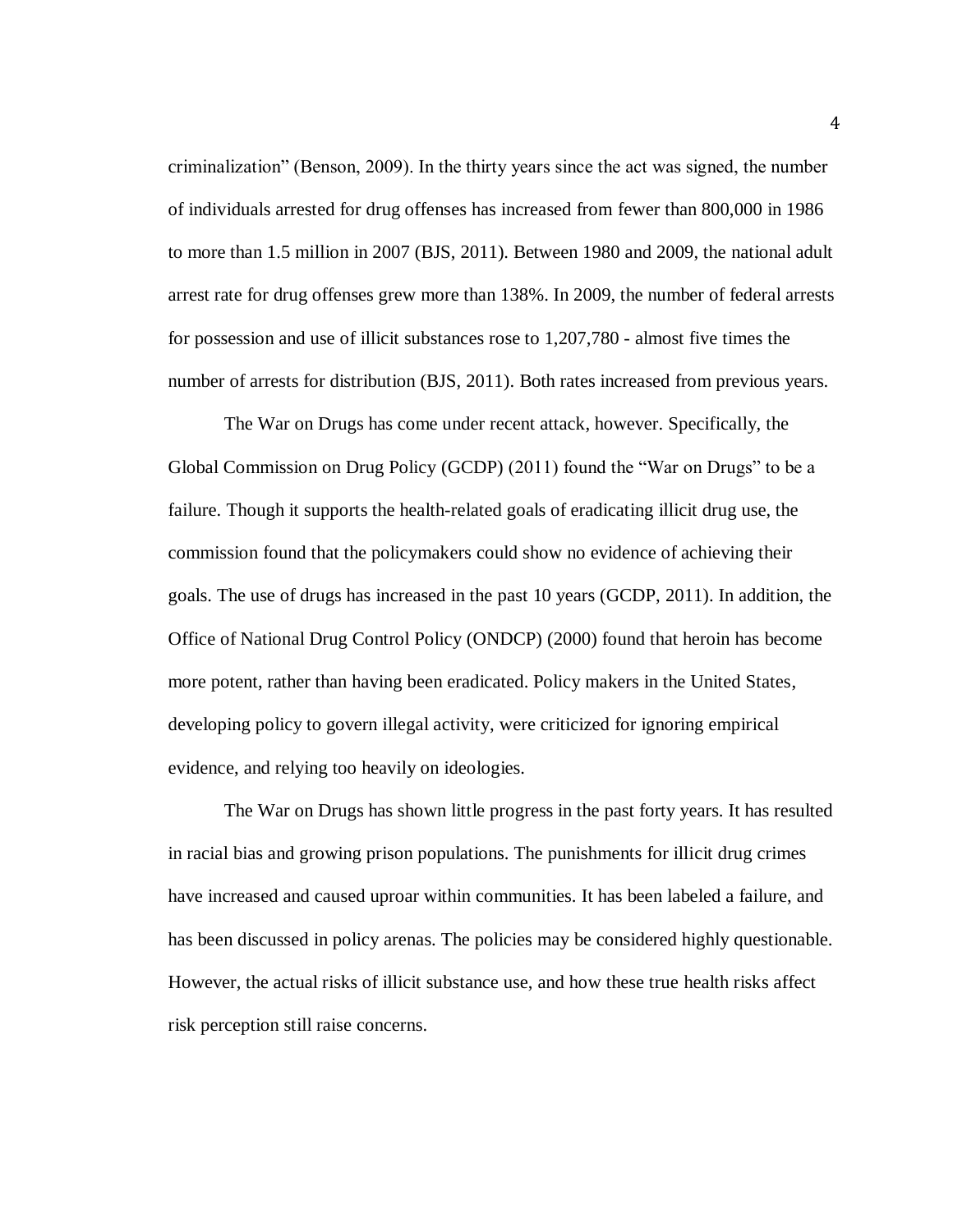criminalization" (Benson, 2009). In the thirty years since the act was signed, the number of individuals arrested for drug offenses has increased from fewer than 800,000 in 1986 to more than 1.5 million in 2007 (BJS, 2011). Between 1980 and 2009, the national adult arrest rate for drug offenses grew more than 138%. In 2009, the number of federal arrests for possession and use of illicit substances rose to 1,207,780 - almost five times the number of arrests for distribution (BJS, 2011). Both rates increased from previous years.

The War on Drugs has come under recent attack, however. Specifically, the Global Commission on Drug Policy (GCDP) (2011) found the "War on Drugs" to be a failure. Though it supports the health-related goals of eradicating illicit drug use, the commission found that the policymakers could show no evidence of achieving their goals. The use of drugs has increased in the past 10 years (GCDP, 2011). In addition, the Office of National Drug Control Policy (ONDCP) (2000) found that heroin has become more potent, rather than having been eradicated. Policy makers in the United States, developing policy to govern illegal activity, were criticized for ignoring empirical evidence, and relying too heavily on ideologies.

The War on Drugs has shown little progress in the past forty years. It has resulted in racial bias and growing prison populations. The punishments for illicit drug crimes have increased and caused uproar within communities. It has been labeled a failure, and has been discussed in policy arenas. The policies may be considered highly questionable. However, the actual risks of illicit substance use, and how these true health risks affect risk perception still raise concerns.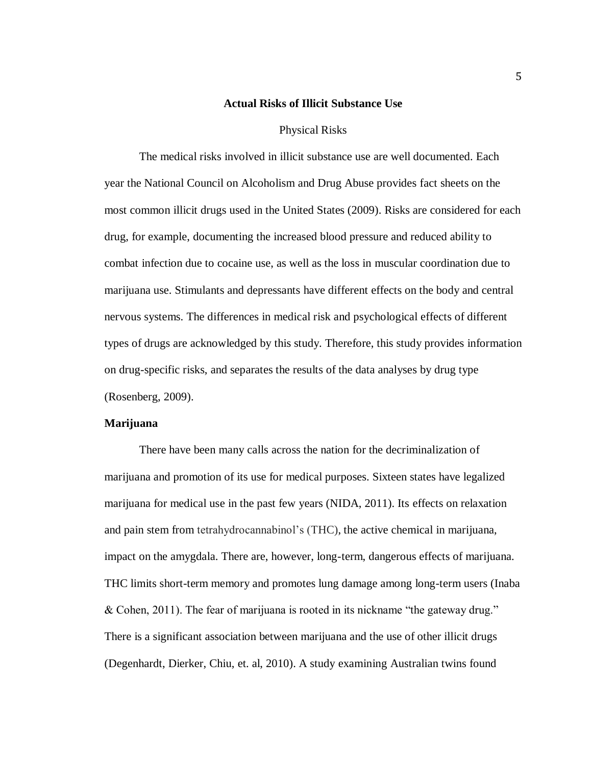## Actual Risks of Illicit Substance Use

### Physical Risks

The medical risks involved in illicit substance use are well documented. Each year the National Council on Alcoholism and Drug Abuse provides fact sheets on the most common illicit drugs used in the United States (2009). Risks are considered for each drug, for example, documenting the increased blood pressure and reduced ability to combat infection due to cocaine use, as well as the loss in muscular coordination due to marijuana use. Stimulants and depressants have different effects on the body and central nervous systems. The differences in medical risk and psychological effects of different types of drugs are acknowledged by this study. Therefore, this study provides information on drug-specific risks, and separates the results of the data analyses by drug type (Rosenberg, 2009).

#### Marijuana

There have been many calls across the nation for the decriminalization of marijuana and promotion of its use for medical purposes. Sixteen states have legalized marijuana for medical use in the past few years (NIDA, 2011). Its effects on relaxation and pain stem from tetrahydrocannabinol's (THC), the active chemical in marijuana, impact on the amygdala. There are, however, long-term, dangerous effects of marijuana. THC limits short-term memory and promotes lung damage among long-term users (Inaba & Cohen, 2011). The fear of marijuana is rooted in its nickname "the gateway drug." There is a significant association between marijuana and the use of other illicit drugs (Degenhardt, Dierker, Chiu, et. al, 2010). A study examining Australian twins found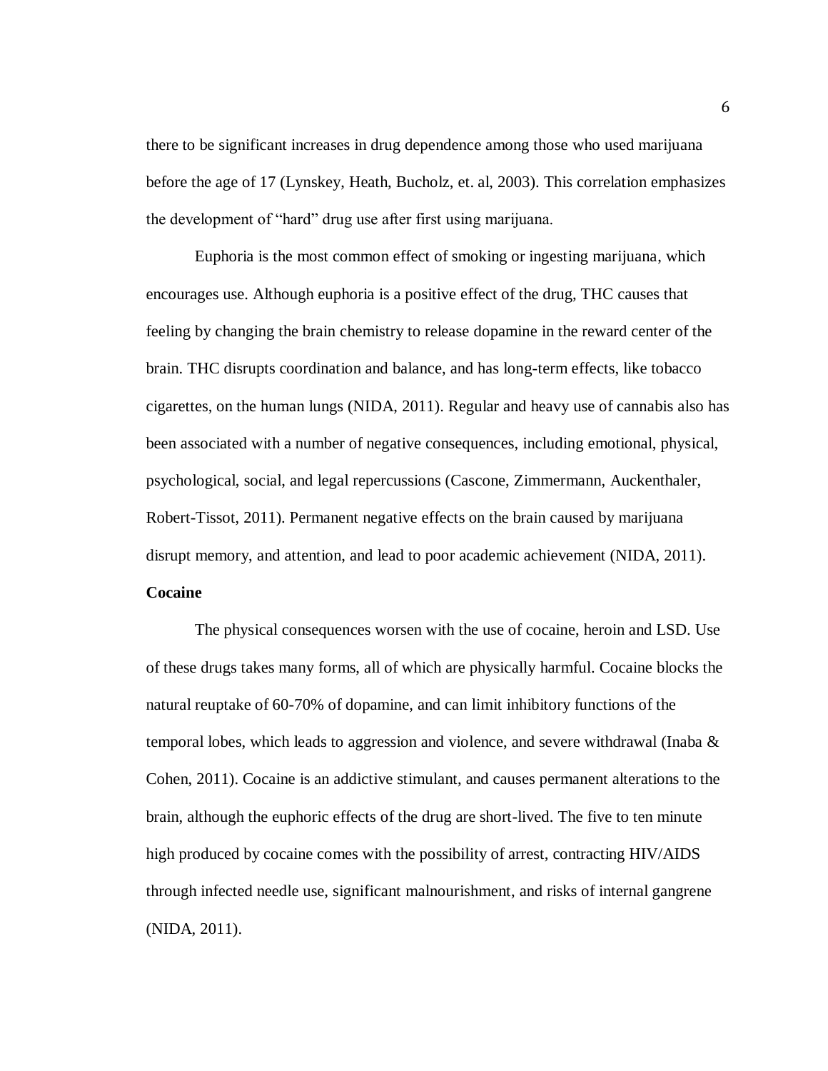there to be significant increases in drug dependence among those who used marijuana before the age of 17 (Lynskey, Heath, Bucholz, et. al, 2003). This correlation emphasizes the development of "hard" drug use after first using marijuana.

Euphoria is the most common effect of smoking or ingesting marijuana, which encourages use. Although euphoria is a positive effect of the drug, THC causes that feeling by changing the brain chemistry to release dopamine in the reward center of the brain. THC disrupts coordination and balance, and has long-term effects, like tobacco cigarettes, on the human lungs (NIDA, 2011). Regular and heavy use of cannabis also has been associated with a number of negative consequences, including emotional, physical, psychological, social, and legal repercussions (Cascone, Zimmermann, Auckenthaler, Robert-Tissot, 2011). Permanent negative effects on the brain caused by marijuana disrupt memory, and attention, and lead to poor academic achievement (NIDA, 2011).

**Cocaine**

The physical consequences worsen with the use of cocaine, heroin and LSD. Use of these drugs takes many forms, all of which are physically harmful. Cocaine blocks the natural reuptake of 60-70% of dopamine, and can limit inhibitory functions of the temporal lobes, which leads to aggression and violence, and severe withdrawal (Inaba & Cohen, 2011). Cocaine is an addictive stimulant, and causes permanent alterations to the brain, although the euphoric effects of the drug are short-lived. The five to ten minute high produced by cocaine comes with the possibility of arrest, contracting HIV/AIDS through infected needle use, significant malnourishment, and risks of internal gangrene (NIDA, 2011).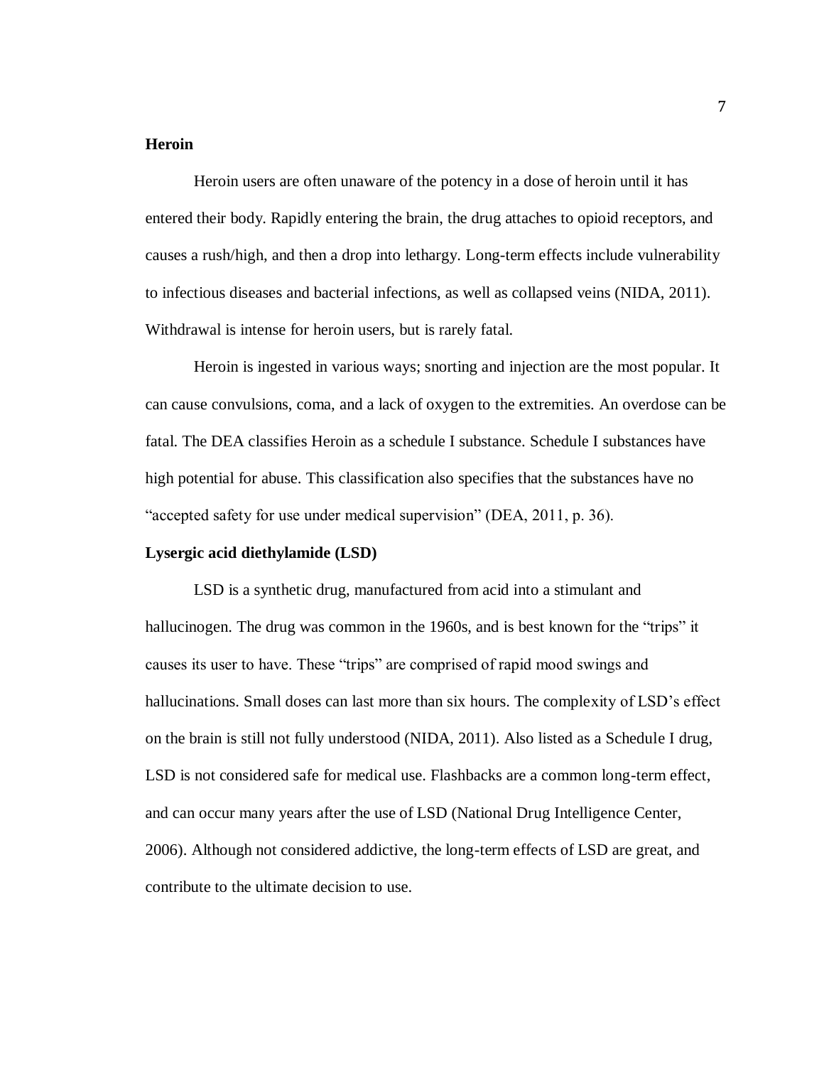**Heroin**

Heroin users are often unaware of the potency in a dose of heroin until it has entered their body. Rapidly entering the brain, the drug attaches to opioid receptors, and causes a rush/high, and then a drop into lethargy. Long-term effects include vulnerability to infectious diseases and bacterial infections, as well as collapsed veins (NIDA, 2011). Withdrawal is intense for heroin users, but is rarely fatal.

Heroin is ingested in various ways; snorting and injection are the most popular. It can cause convulsions, coma, and a lack of oxygen to the extremities. An overdose can be fatal. The DEA classifies Heroin as a schedule I substance. Schedule I substances have high potential for abuse. This classification also specifies that the substances have no "accepted safety for use under medical supervision" (DEA, 2011, p. 36).

**Lysergic acid diethylamide (LSD)**

LSD is a synthetic drug, manufactured from acid into a stimulant and hallucinogen. The drug was common in the 1960s, and is best known for the "trips" it causes its user to have. These "trips" are comprised of rapid mood swings and hallucinations. Small doses can last more than six hours. The complexity of LSD's effect on the brain is still not fully understood (NIDA, 2011). Also listed as a Schedule I drug, LSD is not considered safe for medical use. Flashbacks are a common long-term effect, and can occur many years after the use of LSD (National Drug Intelligence Center, 2006). Although not considered addictive, the long-term effects of LSD are great, and contribute to the ultimate decision to use.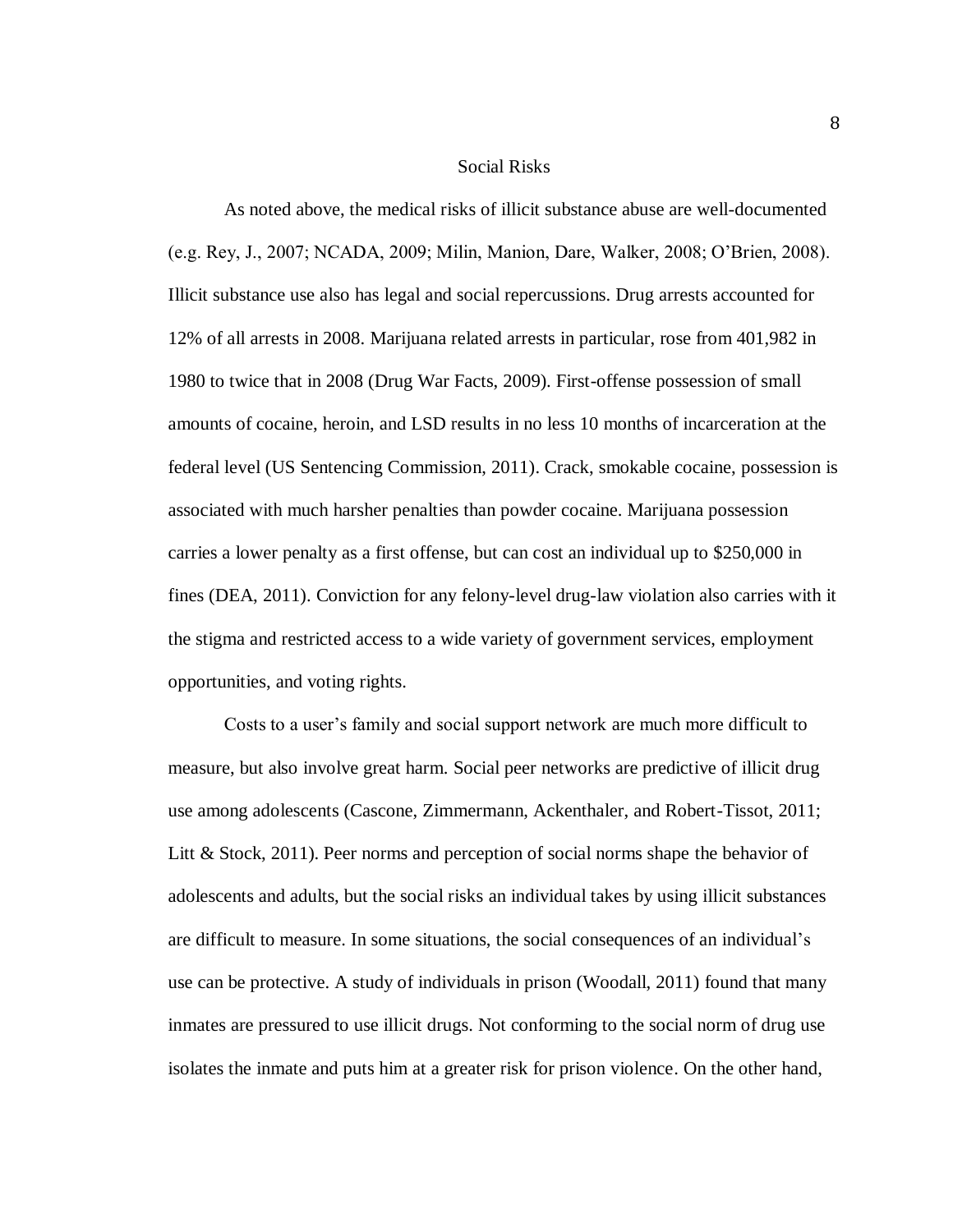## Social Risks

As noted above, the medical risks of illicit substance abuse are well-documented (e.g. Rey, J., 2007; NCADA, 2009; Milin, Manion, Dare, Walker, 2008; O'Brien, 2008). Illicit substance use also has legal and social repercussions. Drug arrests accounted for 12% of all arrests in 2008. Marijuana related arrests in particular, rose from 401,982 in 1980 to twice that in 2008 (Drug War Facts, 2009). First-offense possession of small amounts of cocaine, heroin, and LSD results in no less 10 months of incarceration at the federal level (US Sentencing Commission, 2011). Crack, smokable cocaine, possession is associated with much harsher penalties than powder cocaine. Marijuana possession carries a lower penalty as a first offense, but can cost an individual up to $250,000 in fines (DEA, 2011). Conviction for any felony-level drug-law violation also carries with it the stigma and restricted access to a wide variety of government services, employment opportunities, and voting rights.

Costs to a user's family and social support network are much more difficult to measure, but also involve great harm. Social peer networks are predictive of illicit drug use among adolescents (Cascone, Zimmermann, Ackenthaler, and Robert-Tissot, 2011; Litt & Stock, 2011). Peer norms and perception of social norms shape the behavior of adolescents and adults, but the social risks an individual takes by using illicit substances are difficult to measure. In some situations, the social consequences of an individual's use can be protective. A study of individuals in prison (Woodall, 2011) found that many inmates are pressured to use illicit drugs. Not conforming to the social norm of drug use isolates the inmate and puts him at a greater risk for prison violence. On the other hand,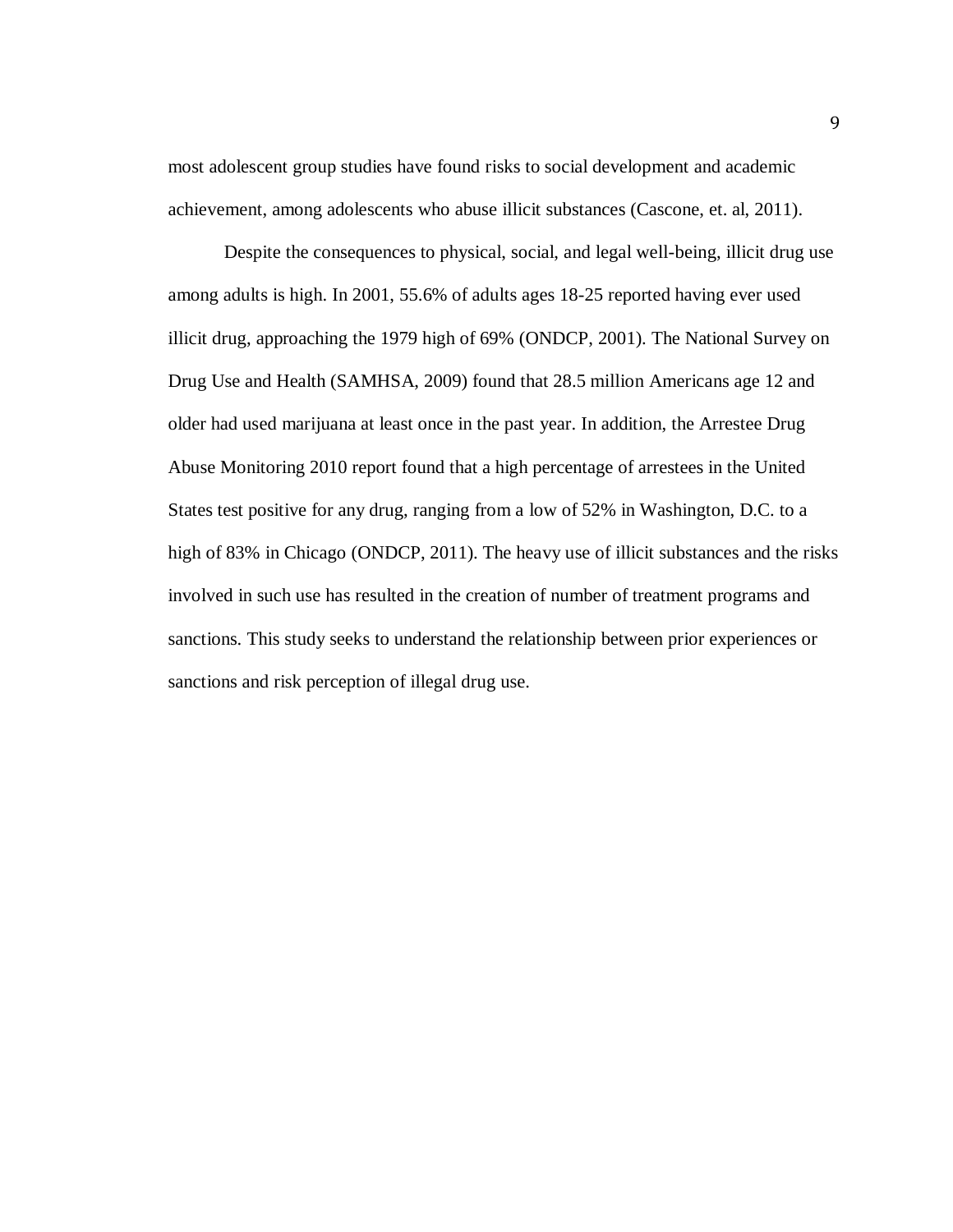most adolescent group studies have found risks to social development and academic achievement, among adolescents who abuse illicit substances (Cascone, et. al, 2011).

Despite the consequences to physical, social, and legal well-being, illicit drug use among adults is high. In 2001, 55.6% of adults ages 18-25 reported having ever used illicit drug, approaching the 1979 high of 69% (ONDCP, 2001). The National Survey on Drug Use and Health (SAMHSA, 2009) found that 28.5 million Americans age 12 and older had used marijuana at least once in the past year. In addition, the Arrestee Drug Abuse Monitoring 2010 report found that a high percentage of arrestees in the United States test positive for any drug, ranging from a low of 52% in Washington, D.C. to a high of 83% in Chicago (ONDCP, 2011). The heavy use of illicit substances and the risks involved in such use has resulted in the creation of number of treatment programs and sanctions. This study seeks to understand the relationship between prior experiences or sanctions and risk perception of illegal drug use.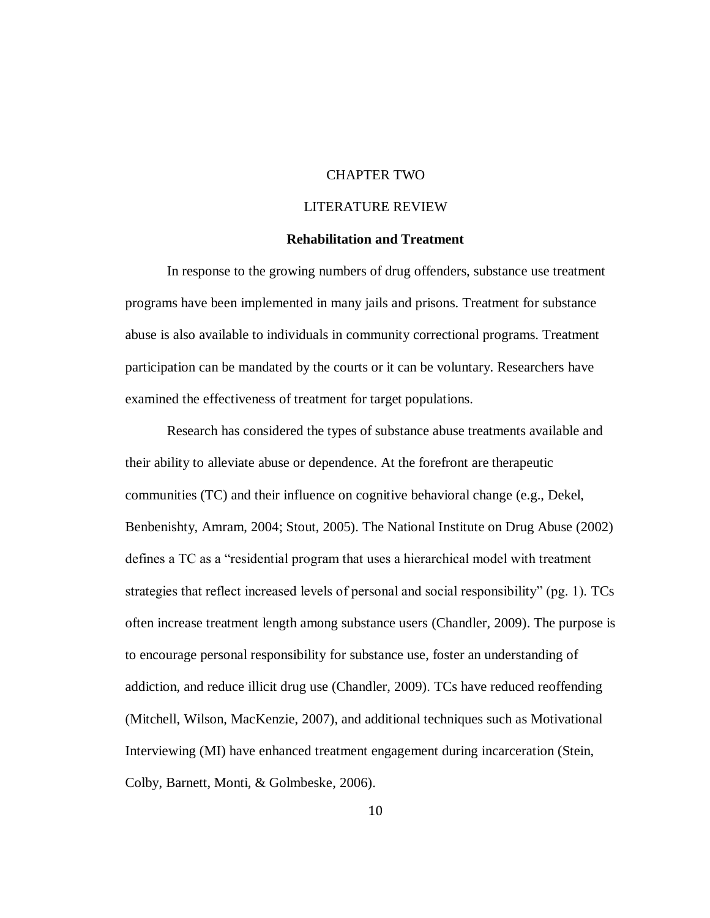# CHAPTER TWO

# LITERATURE REVIEW

## Rehabilitation and Treatment

In response to the growing numbers of drug offenders, substance use treatment programs have been implemented in many jails and prisons. Treatment for substance abuse is also available to individuals in community correctional programs. Treatment participation can be mandated by the courts or it can be voluntary. Researchers have examined the effectiveness of treatment for target populations.

Research has considered the types of substance abuse treatments available and their ability to alleviate abuse or dependence. At the forefront are therapeutic communities (TC) and their influence on cognitive behavioral change (e.g., Dekel, Benbenishty, Amram, 2004; Stout, 2005). The National Institute on Drug Abuse (2002) defines a TC as a "residential program that uses a hierarchical model with treatment strategies that reflect increased levels of personal and social responsibility" (pg. 1). TCs often increase treatment length among substance users (Chandler, 2009). The purpose is to encourage personal responsibility for substance use, foster an understanding of addiction, and reduce illicit drug use (Chandler, 2009). TCs have reduced reoffending (Mitchell, Wilson, MacKenzie, 2007), and additional techniques such as Motivational Interviewing (MI) have enhanced treatment engagement during incarceration (Stein, Colby, Barnett, Monti, & Golmbeske, 2006).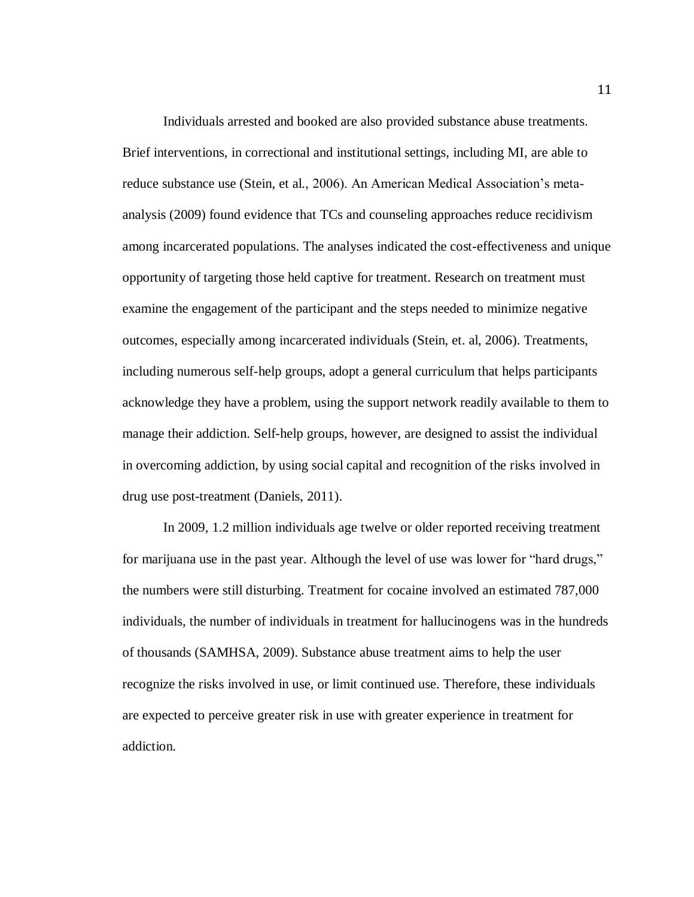Individuals arrested and booked are also provided substance abuse treatments. Brief interventions, in correctional and institutional settings, including MI, are able to reduce substance use (Stein, et al., 2006). An American Medical Association's meta-analysis (2009) found evidence that TCs and counseling approaches reduce recidivism among incarcerated populations. The analyses indicated the cost-effectiveness and unique opportunity of targeting those held captive for treatment. Research on treatment must examine the engagement of the participant and the steps needed to minimize negative outcomes, especially among incarcerated individuals (Stein, et. al, 2006). Treatments, including numerous self-help groups, adopt a general curriculum that helps participants acknowledge they have a problem, using the support network readily available to them to manage their addiction. Self-help groups, however, are designed to assist the individual in overcoming addiction, by using social capital and recognition of the risks involved in drug use post-treatment (Daniels, 2011).

In 2009, 1.2 million individuals age twelve or older reported receiving treatment for marijuana use in the past year. Although the level of use was lower for "hard drugs," the numbers were still disturbing. Treatment for cocaine involved an estimated 787,000 individuals, the number of individuals in treatment for hallucinogens was in the hundreds of thousands (SAMHSA, 2009). Substance abuse treatment aims to help the user recognize the risks involved in use, or limit continued use. Therefore, these individuals are expected to perceive greater risk in use with greater experience in treatment for addiction.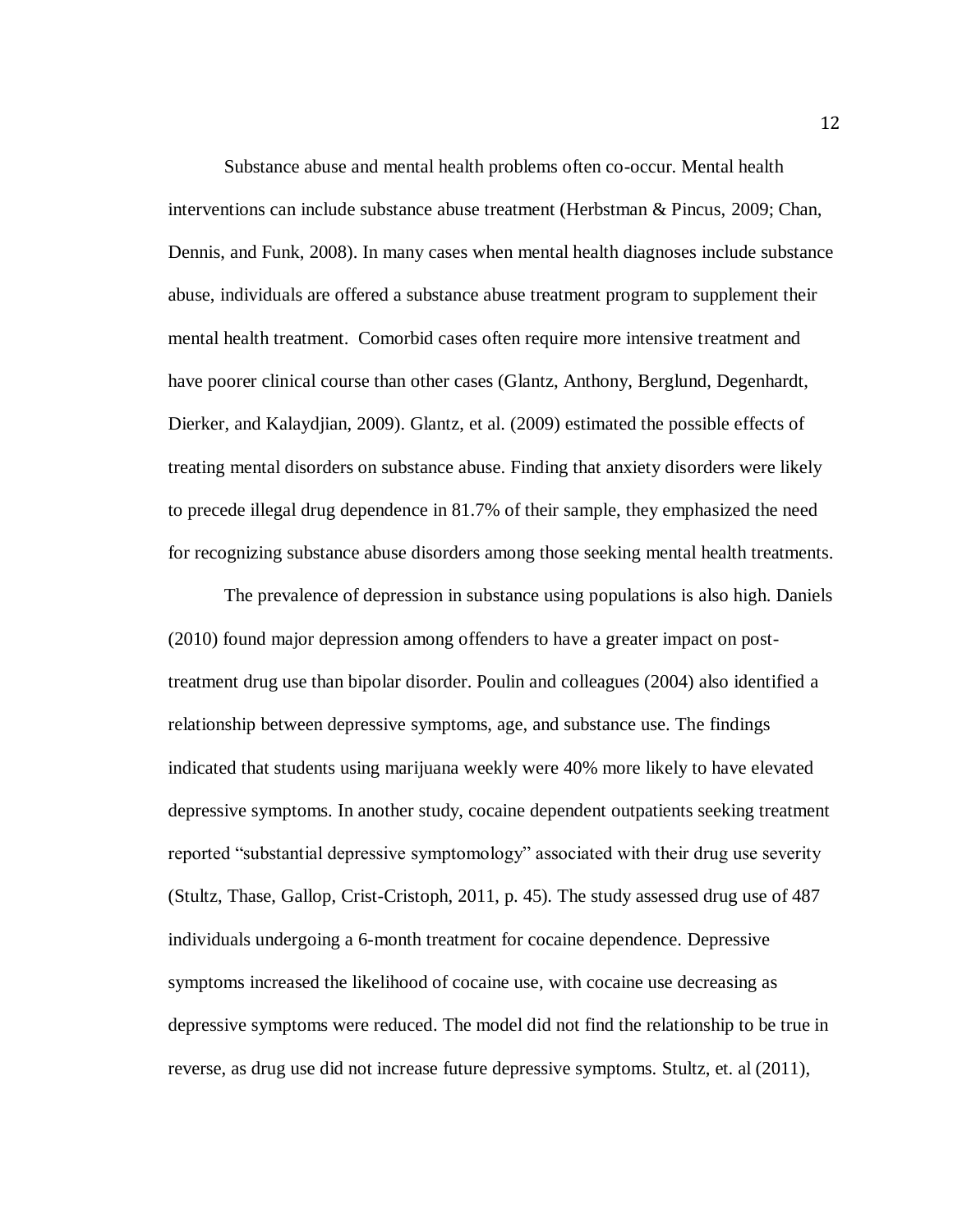Substance abuse and mental health problems often co-occur. Mental health interventions can include substance abuse treatment (Herbstman & Pincus, 2009; Chan, Dennis, and Funk, 2008). In many cases when mental health diagnoses include substance abuse, individuals are offered a substance abuse treatment program to supplement their mental health treatment. Comorbid cases often require more intensive treatment and have poorer clinical course than other cases (Glantz, Anthony, Berglund, Degenhardt, Dierker, and Kalaydjian, 2009). Glantz, et al. (2009) estimated the possible effects of treating mental disorders on substance abuse. Finding that anxiety disorders were likely to precede illegal drug dependence in 81.7% of their sample, they emphasized the need for recognizing substance abuse disorders among those seeking mental health treatments.

The prevalence of depression in substance using populations is also high. Daniels (2010) found major depression among offenders to have a greater impact on post-treatment drug use than bipolar disorder. Poulin and colleagues (2004) also identified a relationship between depressive symptoms, age, and substance use. The findings indicated that students using marijuana weekly were 40% more likely to have elevated depressive symptoms. In another study, cocaine dependent outpatients seeking treatment reported "substantial depressive symptomology" associated with their drug use severity (Stultz, Thase, Gallop, Crist-Cristoph, 2011, p. 45). The study assessed drug use of 487 individuals undergoing a 6-month treatment for cocaine dependence. Depressive symptoms increased the likelihood of cocaine use, with cocaine use decreasing as depressive symptoms were reduced. The model did not find the relationship to be true in reverse, as drug use did not increase future depressive symptoms. Stultz, et. al (2011),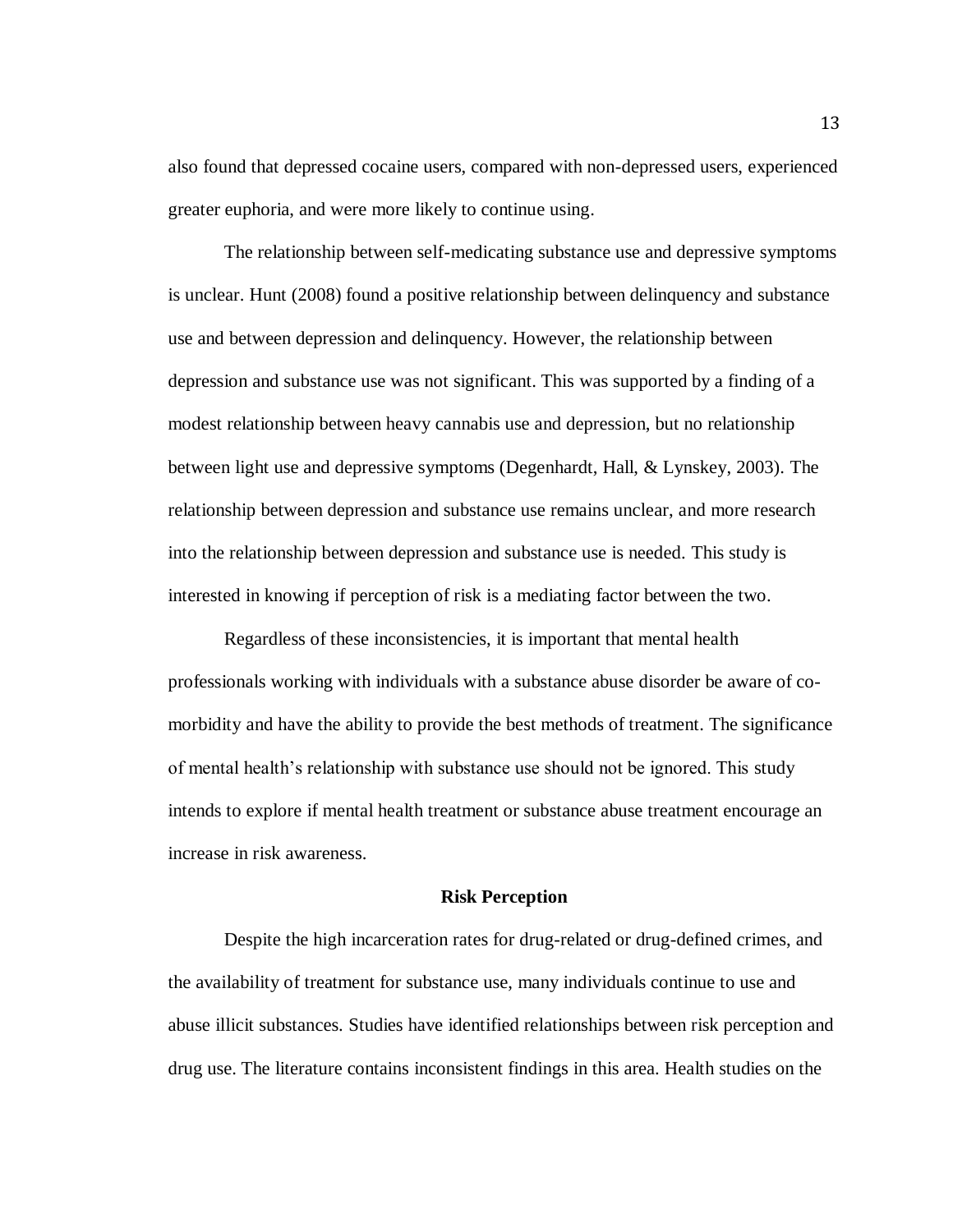also found that depressed cocaine users, compared with non-depressed users, experienced greater euphoria, and were more likely to continue using.

The relationship between self-medicating substance use and depressive symptoms is unclear. Hunt (2008) found a positive relationship between delinquency and substance use and between depression and delinquency. However, the relationship between depression and substance use was not significant. This was supported by a finding of a modest relationship between heavy cannabis use and depression, but no relationship between light use and depressive symptoms (Degenhardt, Hall, & Lynskey, 2003). The relationship between depression and substance use remains unclear, and more research into the relationship between depression and substance use is needed. This study is interested in knowing if perception of risk is a mediating factor between the two.

Regardless of these inconsistencies, it is important that mental health professionals working with individuals with a substance abuse disorder be aware of co-morbidity and have the ability to provide the best methods of treatment. The significance of mental health's relationship with substance use should not be ignored. This study intends to explore if mental health treatment or substance abuse treatment encourage an increase in risk awareness.

## Risk Perception

Despite the high incarceration rates for drug-related or drug-defined crimes, and the availability of treatment for substance use, many individuals continue to use and abuse illicit substances. Studies have identified relationships between risk perception and drug use. The literature contains inconsistent findings in this area. Health studies on the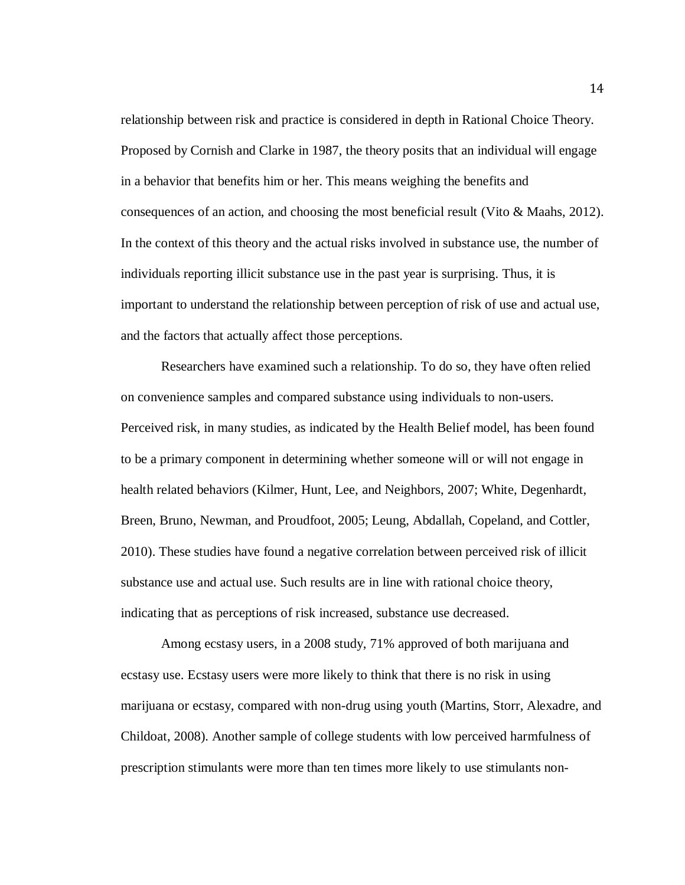relationship between risk and practice is considered in depth in Rational Choice Theory. Proposed by Cornish and Clarke in 1987, the theory posits that an individual will engage in a behavior that benefits him or her. This means weighing the benefits and consequences of an action, and choosing the most beneficial result (Vito & Maahs, 2012). In the context of this theory and the actual risks involved in substance use, the number of individuals reporting illicit substance use in the past year is surprising. Thus, it is important to understand the relationship between perception of risk of use and actual use, and the factors that actually affect those perceptions.

Researchers have examined such a relationship. To do so, they have often relied on convenience samples and compared substance using individuals to non-users. Perceived risk, in many studies, as indicated by the Health Belief model, has been found to be a primary component in determining whether someone will or will not engage in health related behaviors (Kilmer, Hunt, Lee, and Neighbors, 2007; White, Degenhardt, Breen, Bruno, Newman, and Proudfoot, 2005; Leung, Abdallah, Copeland, and Cottler, 2010). These studies have found a negative correlation between perceived risk of illicit substance use and actual use. Such results are in line with rational choice theory, indicating that as perceptions of risk increased, substance use decreased.

Among ecstasy users, in a 2008 study, 71% approved of both marijuana and ecstasy use. Ecstasy users were more likely to think that there is no risk in using marijuana or ecstasy, compared with non-drug using youth (Martins, Storr, Alexadre, and Childoat, 2008). Another sample of college students with low perceived harmfulness of prescription stimulants were more than ten times more likely to use stimulants non-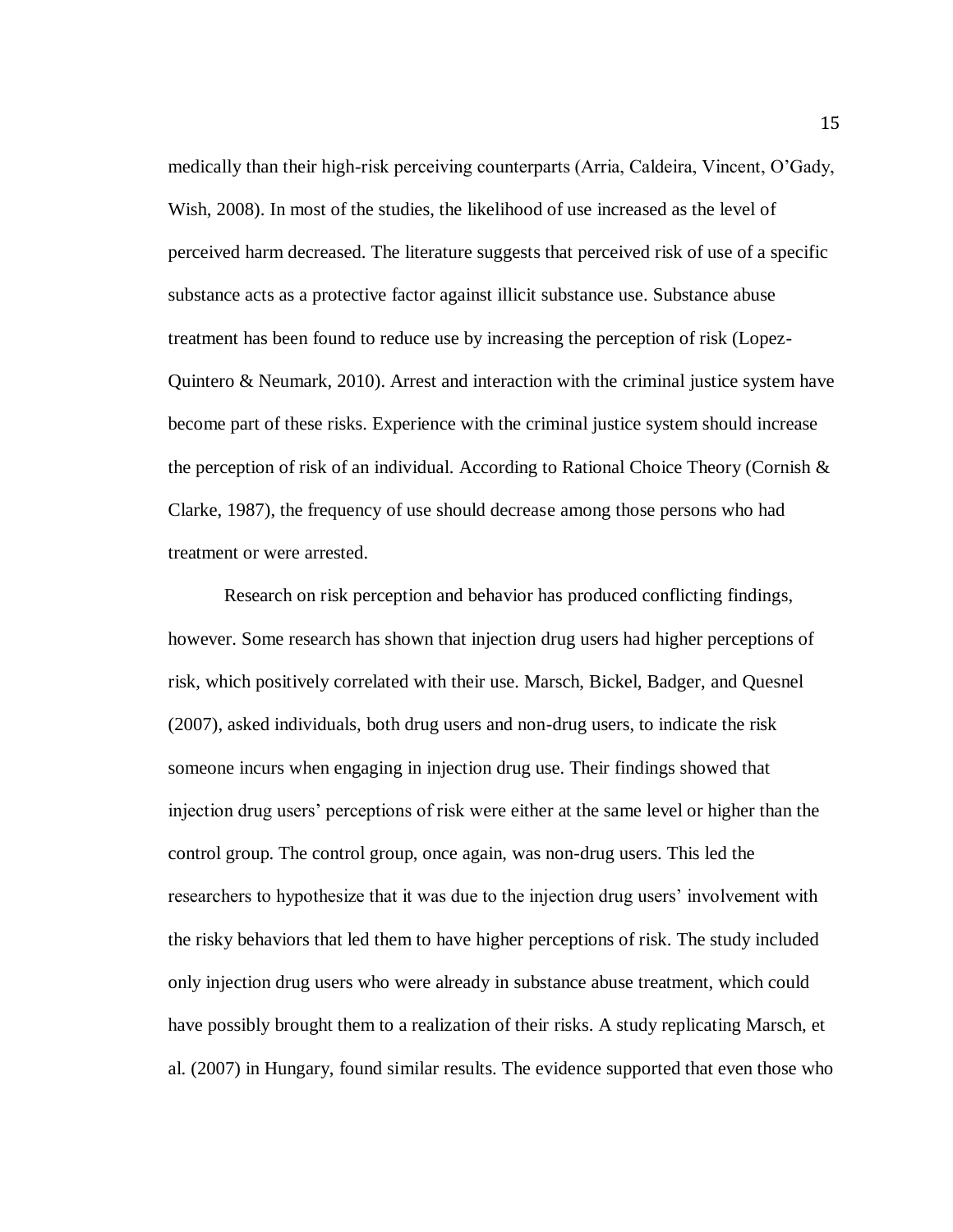medically than their high-risk perceiving counterparts (Arria, Caldeira, Vincent, O'Gady, Wish, 2008). In most of the studies, the likelihood of use increased as the level of perceived harm decreased. The literature suggests that perceived risk of use of a specific substance acts as a protective factor against illicit substance use. Substance abuse treatment has been found to reduce use by increasing the perception of risk (Lopez-Quintero & Neumark, 2010). Arrest and interaction with the criminal justice system have become part of these risks. Experience with the criminal justice system should increase the perception of risk of an individual. According to Rational Choice Theory (Cornish & Clarke, 1987), the frequency of use should decrease among those persons who had treatment or were arrested.

Research on risk perception and behavior has produced conflicting findings, however. Some research has shown that injection drug users had higher perceptions of risk, which positively correlated with their use. Marsch, Bickel, Badger, and Quesnel (2007), asked individuals, both drug users and non-drug users, to indicate the risk someone incurs when engaging in injection drug use. Their findings showed that injection drug users' perceptions of risk were either at the same level or higher than the control group. The control group, once again, was non-drug users. This led the researchers to hypothesize that it was due to the injection drug users' involvement with the risky behaviors that led them to have higher perceptions of risk. The study included only injection drug users who were already in substance abuse treatment, which could have possibly brought them to a realization of their risks. A study replicating Marsch, et al. (2007) in Hungary, found similar results. The evidence supported that even those who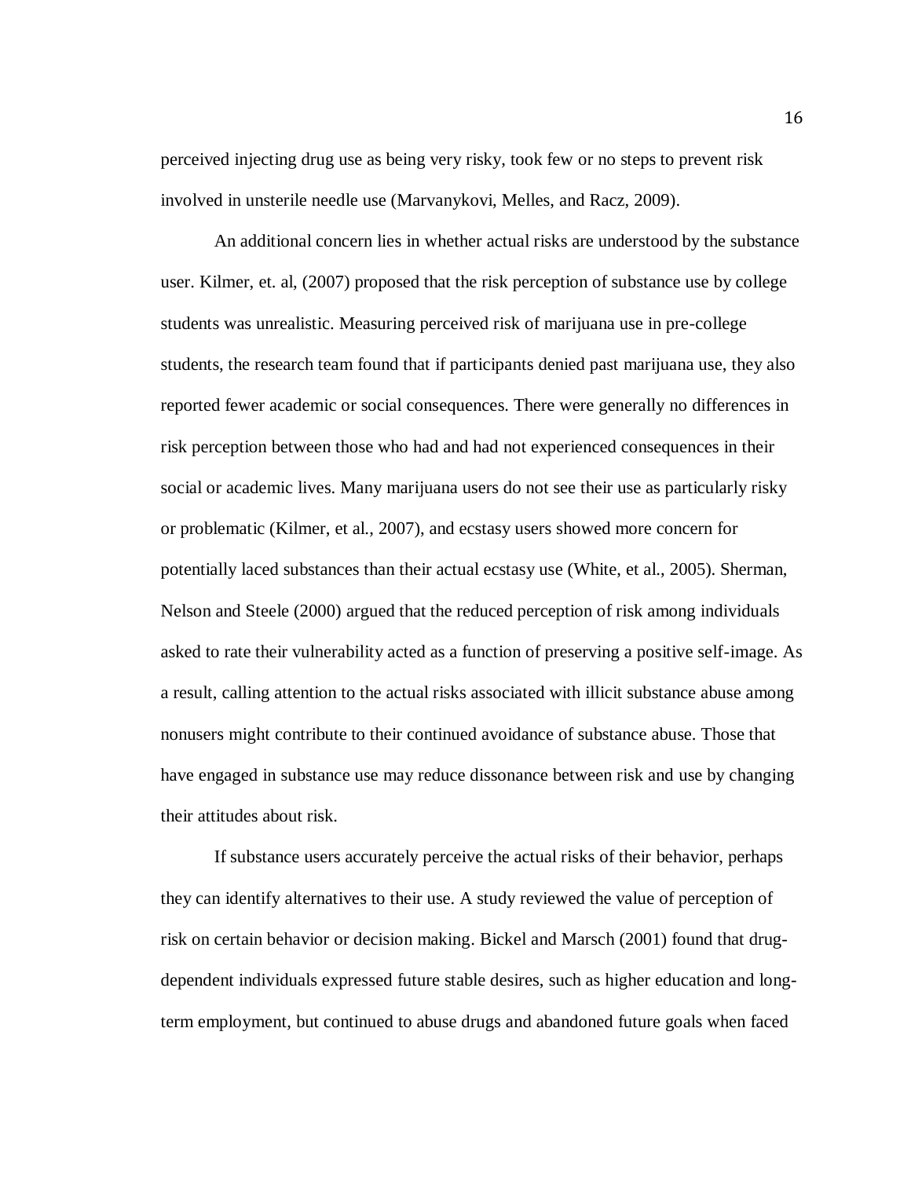perceived injecting drug use as being very risky, took few or no steps to prevent risk involved in unsterile needle use (Marvanykovi, Melles, and Racz, 2009).

An additional concern lies in whether actual risks are understood by the substance user. Kilmer, et. al, (2007) proposed that the risk perception of substance use by college students was unrealistic. Measuring perceived risk of marijuana use in pre-college students, the research team found that if participants denied past marijuana use, they also reported fewer academic or social consequences. There were generally no differences in risk perception between those who had and had not experienced consequences in their social or academic lives. Many marijuana users do not see their use as particularly risky or problematic (Kilmer, et al., 2007), and ecstasy users showed more concern for potentially laced substances than their actual ecstasy use (White, et al., 2005). Sherman, Nelson and Steele (2000) argued that the reduced perception of risk among individuals asked to rate their vulnerability acted as a function of preserving a positive self-image. As a result, calling attention to the actual risks associated with illicit substance abuse among nonusers might contribute to their continued avoidance of substance abuse. Those that have engaged in substance use may reduce dissonance between risk and use by changing their attitudes about risk.

If substance users accurately perceive the actual risks of their behavior, perhaps they can identify alternatives to their use. A study reviewed the value of perception of risk on certain behavior or decision making. Bickel and Marsch (2001) found that drug-dependent individuals expressed future stable desires, such as higher education and long-term employment, but continued to abuse drugs and abandoned future goals when faced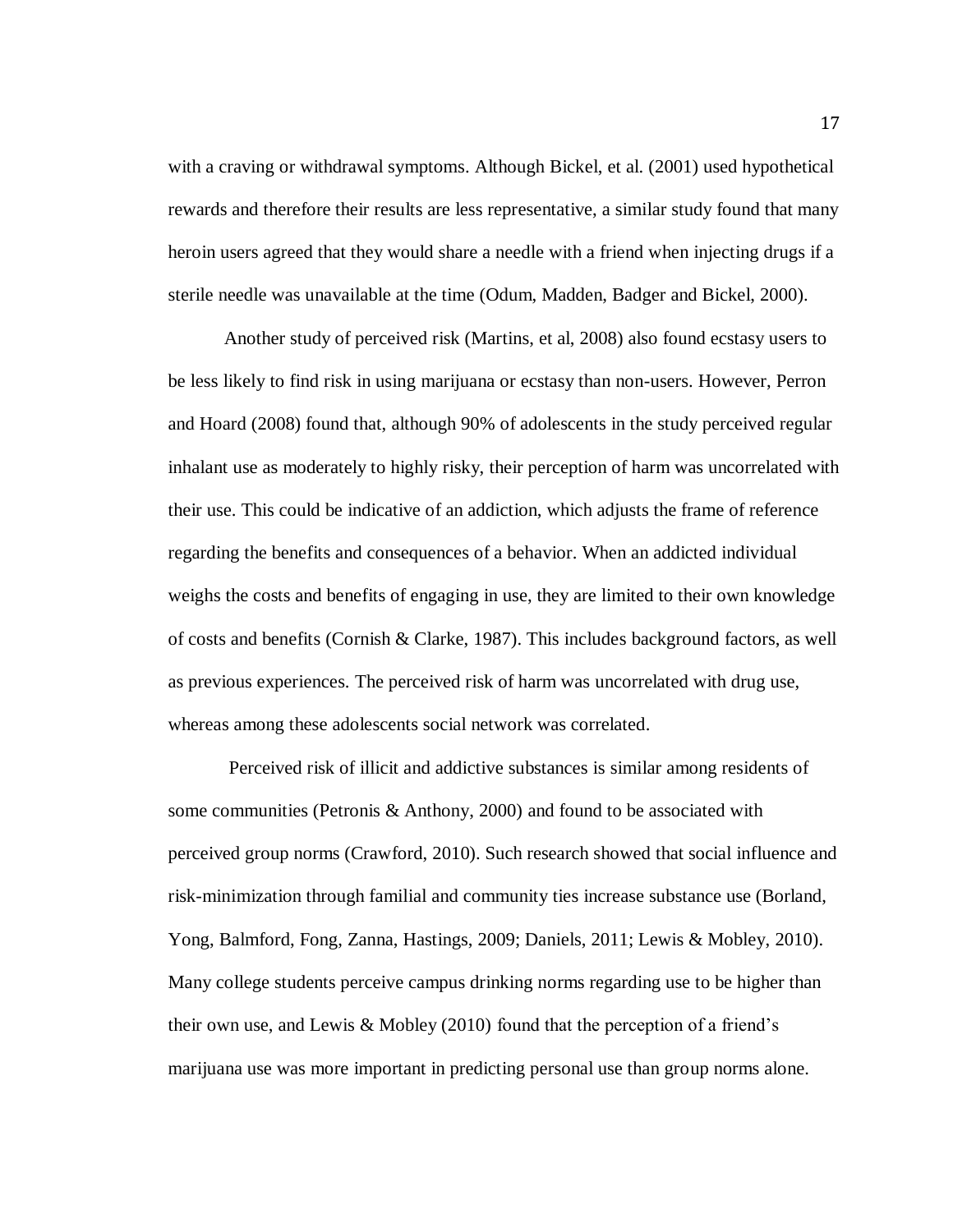with a craving or withdrawal symptoms. Although Bickel, et al. (2001) used hypothetical rewards and therefore their results are less representative, a similar study found that many heroin users agreed that they would share a needle with a friend when injecting drugs if a sterile needle was unavailable at the time (Odum, Madden, Badger and Bickel, 2000).

Another study of perceived risk (Martins, et al, 2008) also found ecstasy users to be less likely to find risk in using marijuana or ecstasy than non-users. However, Perron and Hoard (2008) found that, although 90% of adolescents in the study perceived regular inhalant use as moderately to highly risky, their perception of harm was uncorrelated with their use. This could be indicative of an addiction, which adjusts the frame of reference regarding the benefits and consequences of a behavior. When an addicted individual weighs the costs and benefits of engaging in use, they are limited to their own knowledge of costs and benefits (Cornish & Clarke, 1987). This includes background factors, as well as previous experiences. The perceived risk of harm was uncorrelated with drug use, whereas among these adolescents social network was correlated.

Perceived risk of illicit and addictive substances is similar among residents of some communities (Petronis & Anthony, 2000) and found to be associated with perceived group norms (Crawford, 2010). Such research showed that social influence and risk-minimization through familial and community ties increase substance use (Borland, Yong, Balmford, Fong, Zanna, Hastings, 2009; Daniels, 2011; Lewis & Mobley, 2010). Many college students perceive campus drinking norms regarding use to be higher than their own use, and Lewis & Mobley (2010) found that the perception of a friend's marijuana use was more important in predicting personal use than group norms alone.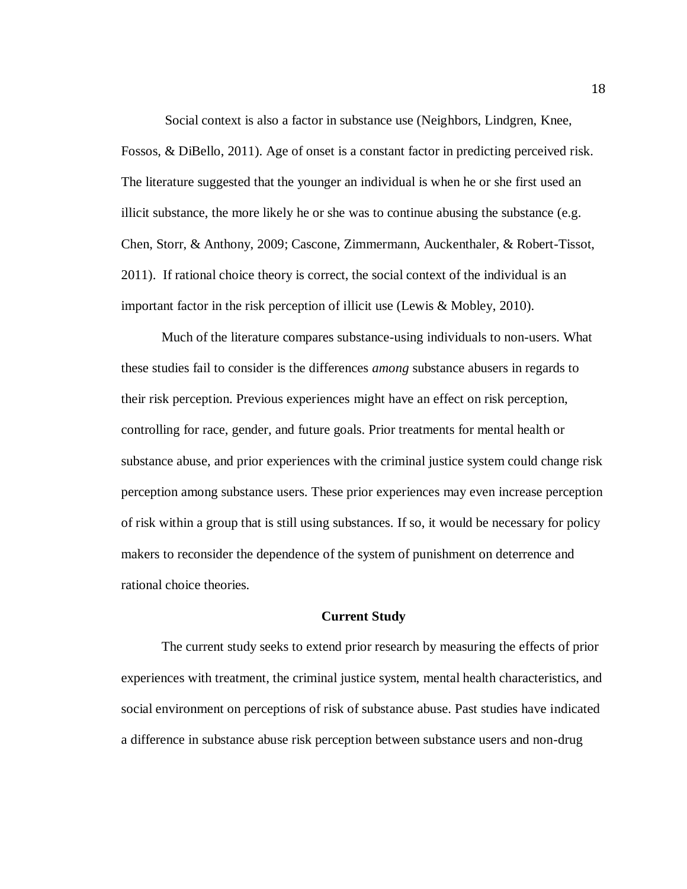Social context is also a factor in substance use (Neighbors, Lindgren, Knee, Fossos, & DiBello, 2011). Age of onset is a constant factor in predicting perceived risk. The literature suggested that the younger an individual is when he or she first used an illicit substance, the more likely he or she was to continue abusing the substance (e.g. Chen, Storr, & Anthony, 2009; Cascone, Zimmermann, Auckenthaler, & Robert-Tissot, 2011). If rational choice theory is correct, the social context of the individual is an important factor in the risk perception of illicit use (Lewis & Mobley, 2010).

Much of the literature compares substance-using individuals to non-users. What these studies fail to consider is the differences *among* substance abusers in regards to their risk perception. Previous experiences might have an effect on risk perception, controlling for race, gender, and future goals. Prior treatments for mental health or substance abuse, and prior experiences with the criminal justice system could change risk perception among substance users. These prior experiences may even increase perception of risk within a group that is still using substances. If so, it would be necessary for policy makers to reconsider the dependence of the system of punishment on deterrence and rational choice theories.

## Current Study

The current study seeks to extend prior research by measuring the effects of prior experiences with treatment, the criminal justice system, mental health characteristics, and social environment on perceptions of risk of substance abuse. Past studies have indicated a difference in substance abuse risk perception between substance users and non-drug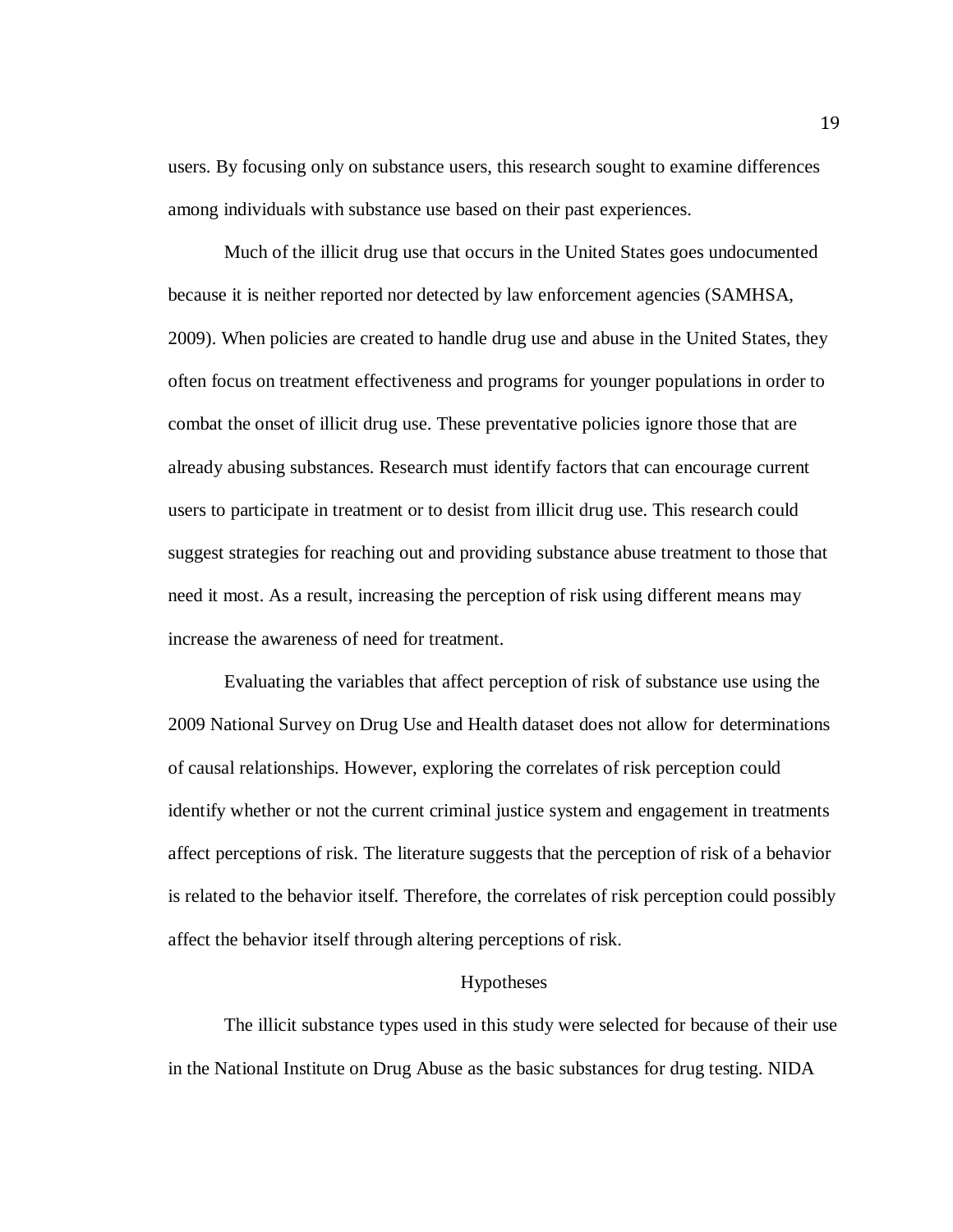users. By focusing only on substance users, this research sought to examine differences among individuals with substance use based on their past experiences.

Much of the illicit drug use that occurs in the United States goes undocumented because it is neither reported nor detected by law enforcement agencies (SAMHSA, 2009). When policies are created to handle drug use and abuse in the United States, they often focus on treatment effectiveness and programs for younger populations in order to combat the onset of illicit drug use. These preventative policies ignore those that are already abusing substances. Research must identify factors that can encourage current users to participate in treatment or to desist from illicit drug use. This research could suggest strategies for reaching out and providing substance abuse treatment to those that need it most. As a result, increasing the perception of risk using different means may increase the awareness of need for treatment.

Evaluating the variables that affect perception of risk of substance use using the 2009 National Survey on Drug Use and Health dataset does not allow for determinations of causal relationships. However, exploring the correlates of risk perception could identify whether or not the current criminal justice system and engagement in treatments affect perceptions of risk. The literature suggests that the perception of risk of a behavior is related to the behavior itself. Therefore, the correlates of risk perception could possibly affect the behavior itself through altering perceptions of risk.

## Hypotheses

The illicit substance types used in this study were selected for because of their use in the National Institute on Drug Abuse as the basic substances for drug testing. NIDA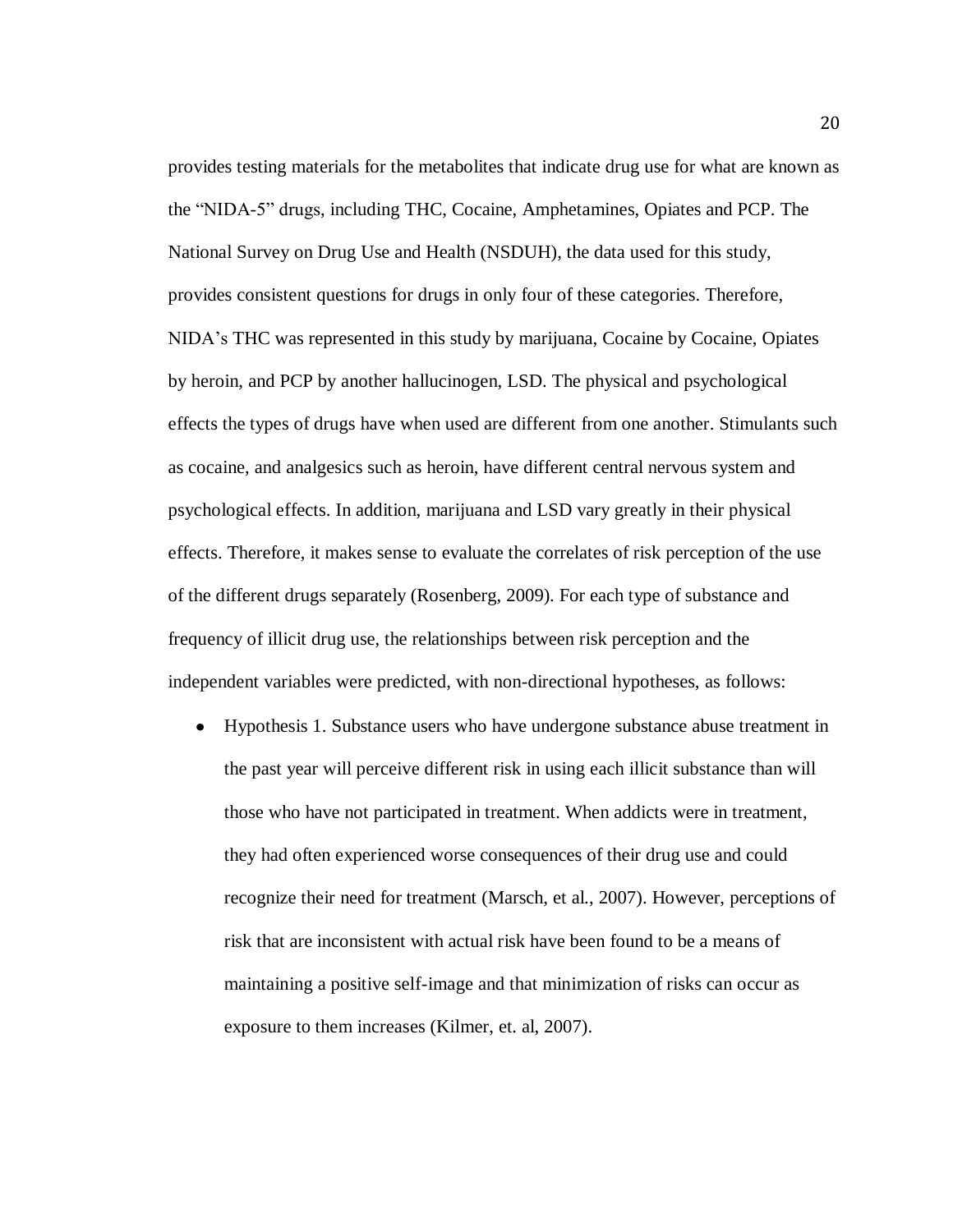provides testing materials for the metabolites that indicate drug use for what are known as the "NIDA-5" drugs, including THC, Cocaine, Amphetamines, Opiates and PCP. The National Survey on Drug Use and Health (NSDUH), the data used for this study, provides consistent questions for drugs in only four of these categories. Therefore, NIDA's THC was represented in this study by marijuana, Cocaine by Cocaine, Opiates by heroin, and PCP by another hallucinogen, LSD. The physical and psychological effects the types of drugs have when used are different from one another. Stimulants such as cocaine, and analgesics such as heroin, have different central nervous system and psychological effects. In addition, marijuana and LSD vary greatly in their physical effects. Therefore, it makes sense to evaluate the correlates of risk perception of the use of the different drugs separately (Rosenberg, 2009). For each type of substance and frequency of illicit drug use, the relationships between risk perception and the independent variables were predicted, with non-directional hypotheses, as follows:

- Hypothesis 1. Substance users who have undergone substance abuse treatment in the past year will perceive different risk in using each illicit substance than will those who have not participated in treatment. When addicts were in treatment, they had often experienced worse consequences of their drug use and could recognize their need for treatment (Marsch, et al., 2007). However, perceptions of risk that are inconsistent with actual risk have been found to be a means of maintaining a positive self-image and that minimization of risks can occur as exposure to them increases (Kilmer, et. al, 2007).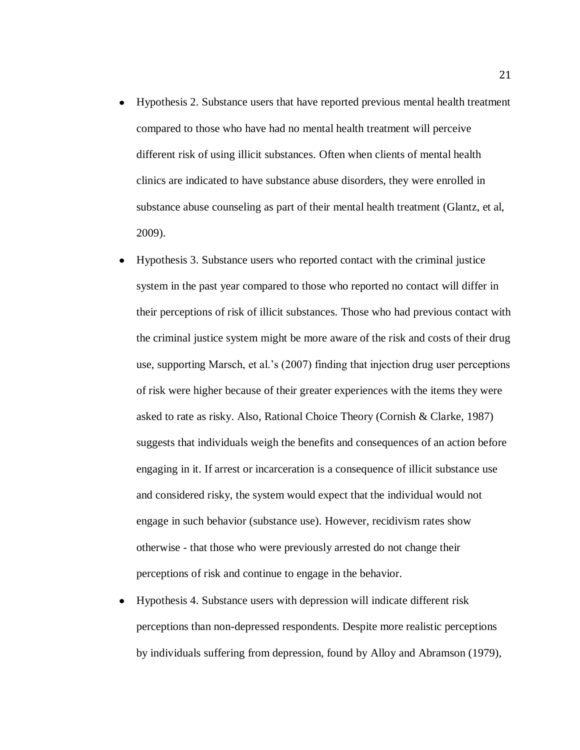- Hypothesis 2. Substance users that have reported previous mental health treatment compared to those who have had no mental health treatment will perceive different risk of using illicit substances. Often when clients of mental health clinics are indicated to have substance abuse disorders, they were enrolled in substance abuse counseling as part of their mental health treatment (Glantz, et al, 2009).
- Hypothesis 3. Substance users who reported contact with the criminal justice system in the past year compared to those who reported no contact will differ in their perceptions of risk of illicit substances. Those who had previous contact with the criminal justice system might be more aware of the risk and costs of their drug use, supporting Marsch, et al.'s (2007) finding that injection drug user perceptions of risk were higher because of their greater experiences with the items they were asked to rate as risky. Also, Rational Choice Theory (Cornish & Clarke, 1987) suggests that individuals weigh the benefits and consequences of an action before engaging in it. If arrest or incarceration is a consequence of illicit substance use and considered risky, the system would expect that the individual would not engage in such behavior (substance use). However, recidivism rates show otherwise - that those who were previously arrested do not change their perceptions of risk and continue to engage in the behavior.
- Hypothesis 4. Substance users with depression will indicate different risk perceptions than non-depressed respondents. Despite more realistic perceptions by individuals suffering from depression, found by Alloy and Abramson (1979),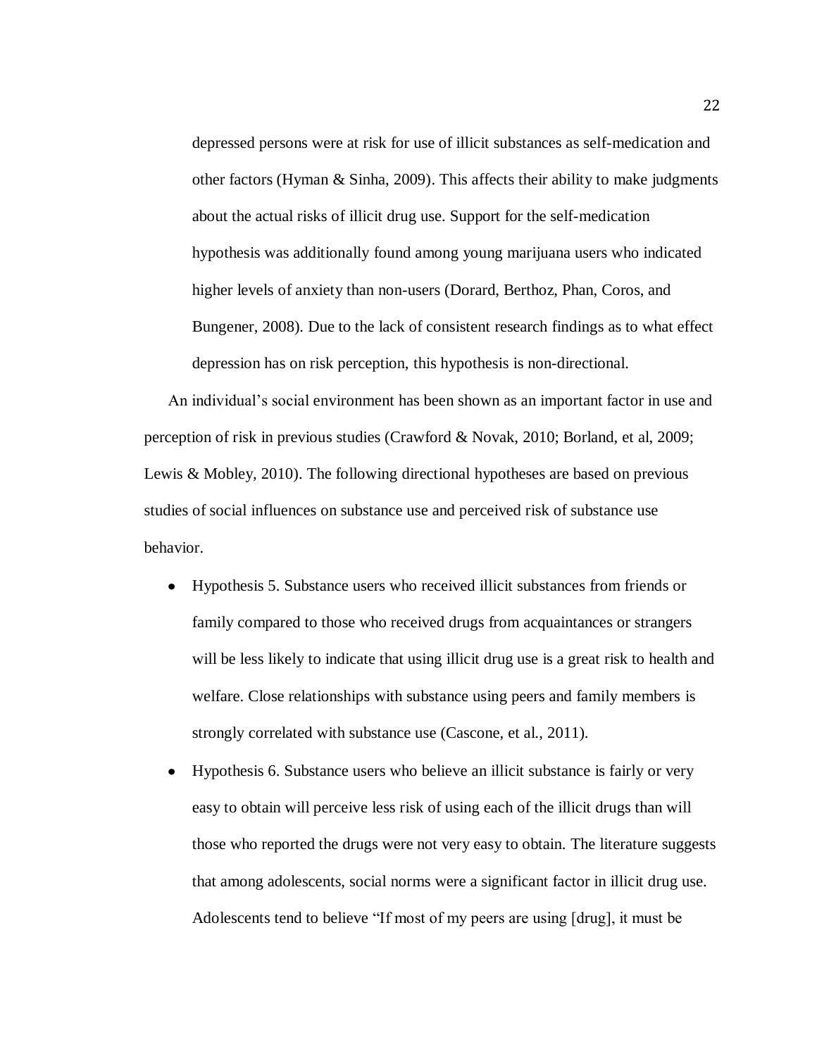depressed persons were at risk for use of illicit substances as self-medication and other factors (Hyman & Sinha, 2009). This affects their ability to make judgments about the actual risks of illicit drug use. Support for the self-medication hypothesis was additionally found among young marijuana users who indicated higher levels of anxiety than non-users (Dorard, Berthoz, Phan, Coros, and Bungener, 2008). Due to the lack of consistent research findings as to what effect depression has on risk perception, this hypothesis is non-directional.

An individual's social environment has been shown as an important factor in use and perception of risk in previous studies (Crawford & Novak, 2010; Borland, et al, 2009; Lewis & Mobley, 2010). The following directional hypotheses are based on previous studies of social influences on substance use and perceived risk of substance use behavior.

- Hypothesis 5. Substance users who received illicit substances from friends or family compared to those who received drugs from acquaintances or strangers will be less likely to indicate that using illicit drug use is a great risk to health and welfare. Close relationships with substance using peers and family members is strongly correlated with substance use (Cascone, et al., 2011).
- Hypothesis 6. Substance users who believe an illicit substance is fairly or very easy to obtain will perceive less risk of using each of the illicit drugs than will those who reported the drugs were not very easy to obtain. The literature suggests that among adolescents, social norms were a significant factor in illicit drug use. Adolescents tend to believe "If most of my peers are using [drug], it must be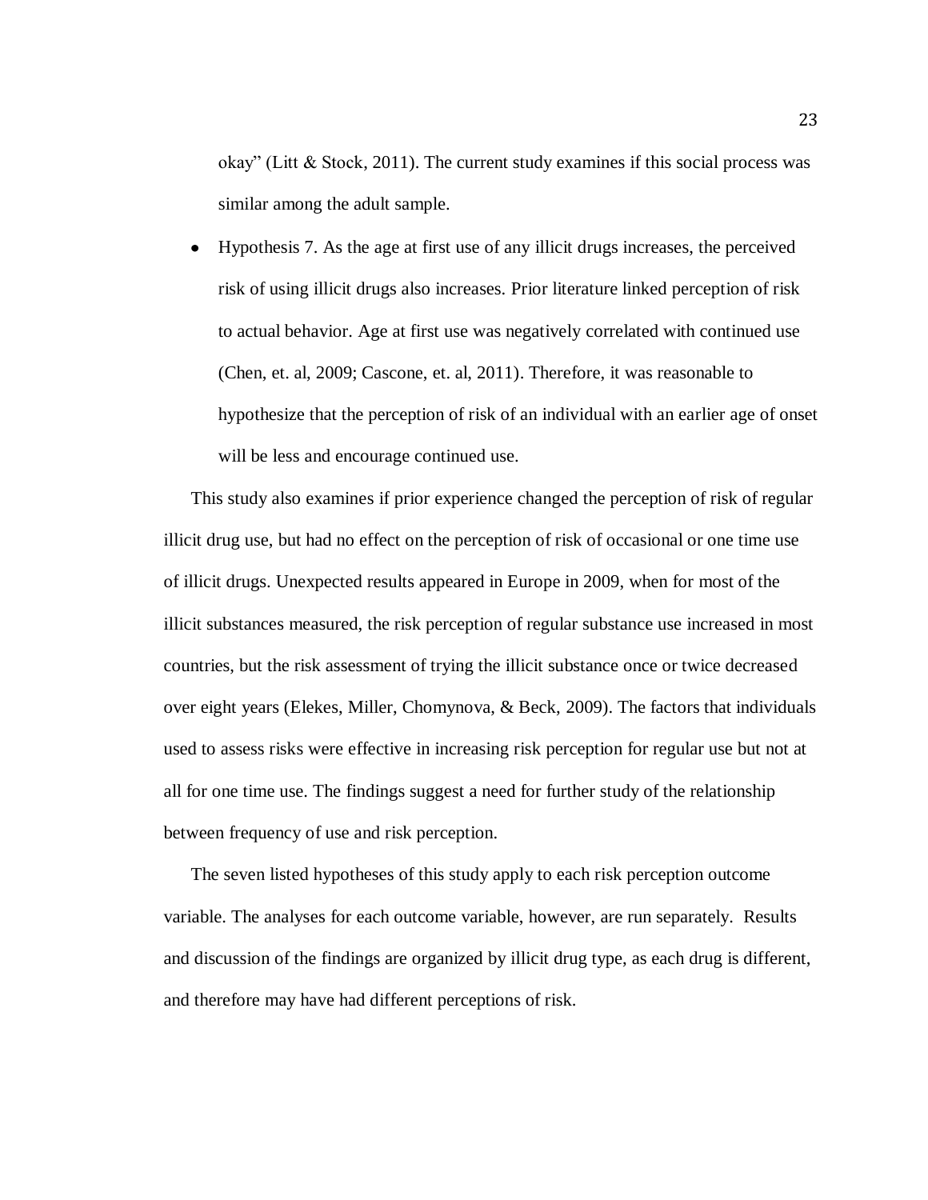okay" (Litt & Stock, 2011). The current study examines if this social process was similar among the adult sample.

- Hypothesis 7. As the age at first use of any illicit drugs increases, the perceived risk of using illicit drugs also increases. Prior literature linked perception of risk to actual behavior. Age at first use was negatively correlated with continued use (Chen, et. al, 2009; Cascone, et. al, 2011). Therefore, it was reasonable to hypothesize that the perception of risk of an individual with an earlier age of onset will be less and encourage continued use.

This study also examines if prior experience changed the perception of risk of regular illicit drug use, but had no effect on the perception of risk of occasional or one time use of illicit drugs. Unexpected results appeared in Europe in 2009, when for most of the illicit substances measured, the risk perception of regular substance use increased in most countries, but the risk assessment of trying the illicit substance once or twice decreased over eight years (Elekes, Miller, Chomynova, & Beck, 2009). The factors that individuals used to assess risks were effective in increasing risk perception for regular use but not at all for one time use. The findings suggest a need for further study of the relationship between frequency of use and risk perception.

The seven listed hypotheses of this study apply to each risk perception outcome variable. The analyses for each outcome variable, however, are run separately. Results and discussion of the findings are organized by illicit drug type, as each drug is different, and therefore may have had different perceptions of risk.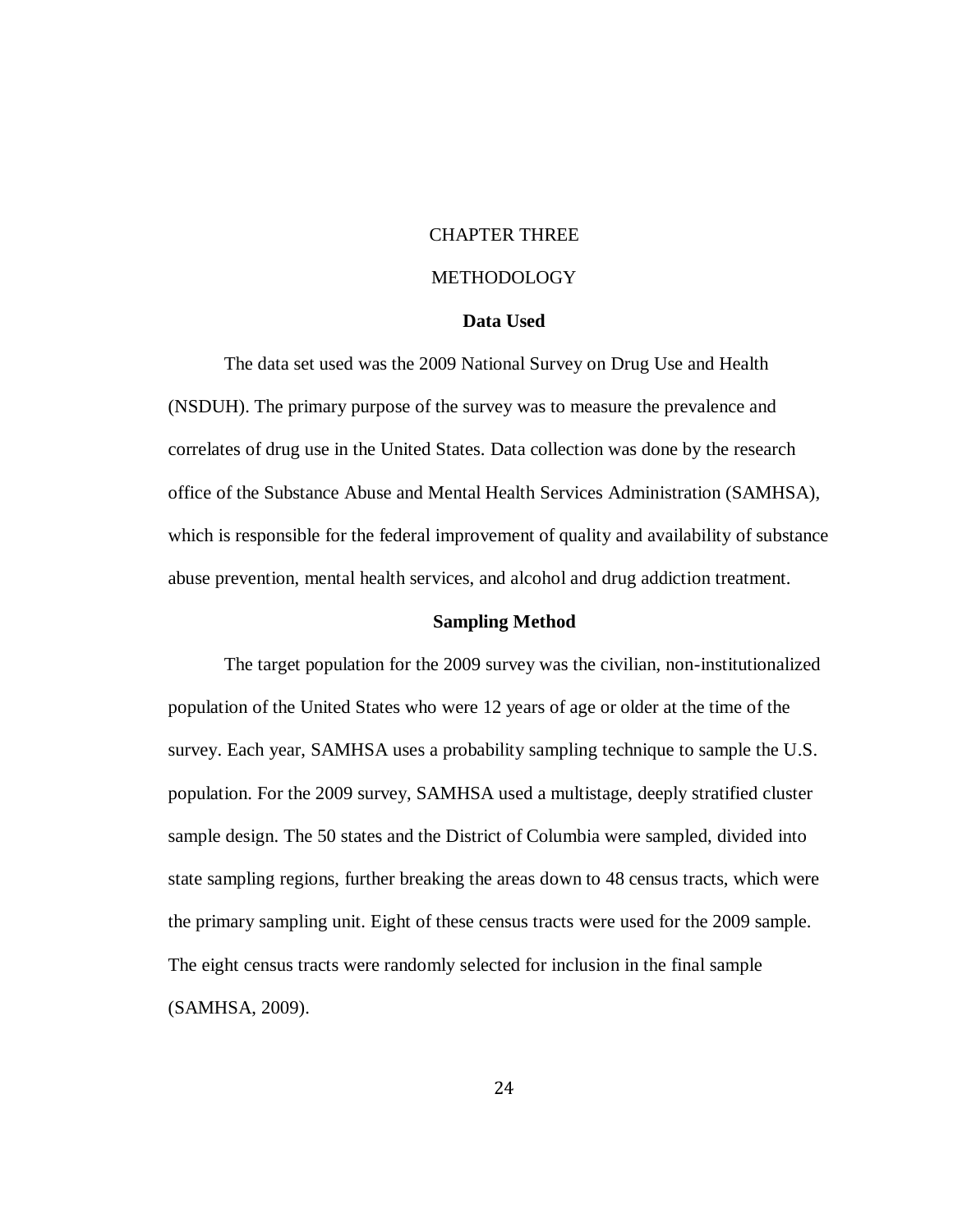# CHAPTER THREE

# METHODOLOGY

## Data Used

The data set used was the 2009 National Survey on Drug Use and Health (NSDUH). The primary purpose of the survey was to measure the prevalence and correlates of drug use in the United States. Data collection was done by the research office of the Substance Abuse and Mental Health Services Administration (SAMHSA), which is responsible for the federal improvement of quality and availability of substance abuse prevention, mental health services, and alcohol and drug addiction treatment.

## Sampling Method

The target population for the 2009 survey was the civilian, non-institutionalized population of the United States who were 12 years of age or older at the time of the survey. Each year, SAMHSA uses a probability sampling technique to sample the U.S. population. For the 2009 survey, SAMHSA used a multistage, deeply stratified cluster sample design. The 50 states and the District of Columbia were sampled, divided into state sampling regions, further breaking the areas down to 48 census tracts, which were the primary sampling unit. Eight of these census tracts were used for the 2009 sample. The eight census tracts were randomly selected for inclusion in the final sample (SAMHSA, 2009).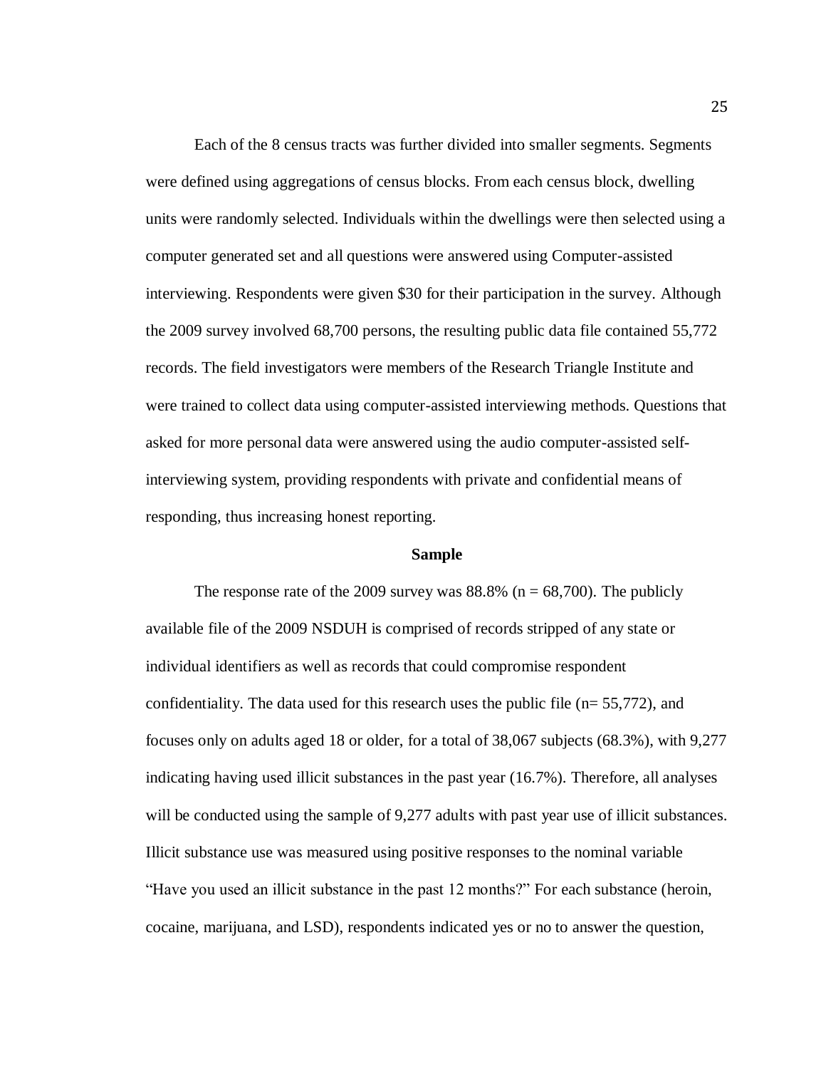Each of the 8 census tracts was further divided into smaller segments. Segments were defined using aggregations of census blocks. From each census block, dwelling units were randomly selected. Individuals within the dwellings were then selected using a computer generated set and all questions were answered using Computer-assisted interviewing. Respondents were given $30 for their participation in the survey. Although the 2009 survey involved 68,700 persons, the resulting public data file contained 55,772 records. The field investigators were members of the Research Triangle Institute and were trained to collect data using computer-assisted interviewing methods. Questions that asked for more personal data were answered using the audio computer-assisted self-interviewing system, providing respondents with private and confidential means of responding, thus increasing honest reporting.

## Sample

The response rate of the 2009 survey was 88.8% (n = 68,700). The publicly available file of the 2009 NSDUH is comprised of records stripped of any state or individual identifiers as well as records that could compromise respondent confidentiality. The data used for this research uses the public file (n= 55,772), and focuses only on adults aged 18 or older, for a total of 38,067 subjects (68.3%), with 9,277 indicating having used illicit substances in the past year (16.7%). Therefore, all analyses will be conducted using the sample of 9,277 adults with past year use of illicit substances. Illicit substance use was measured using positive responses to the nominal variable "Have you used an illicit substance in the past 12 months?" For each substance (heroin, cocaine, marijuana, and LSD), respondents indicated yes or no to answer the question,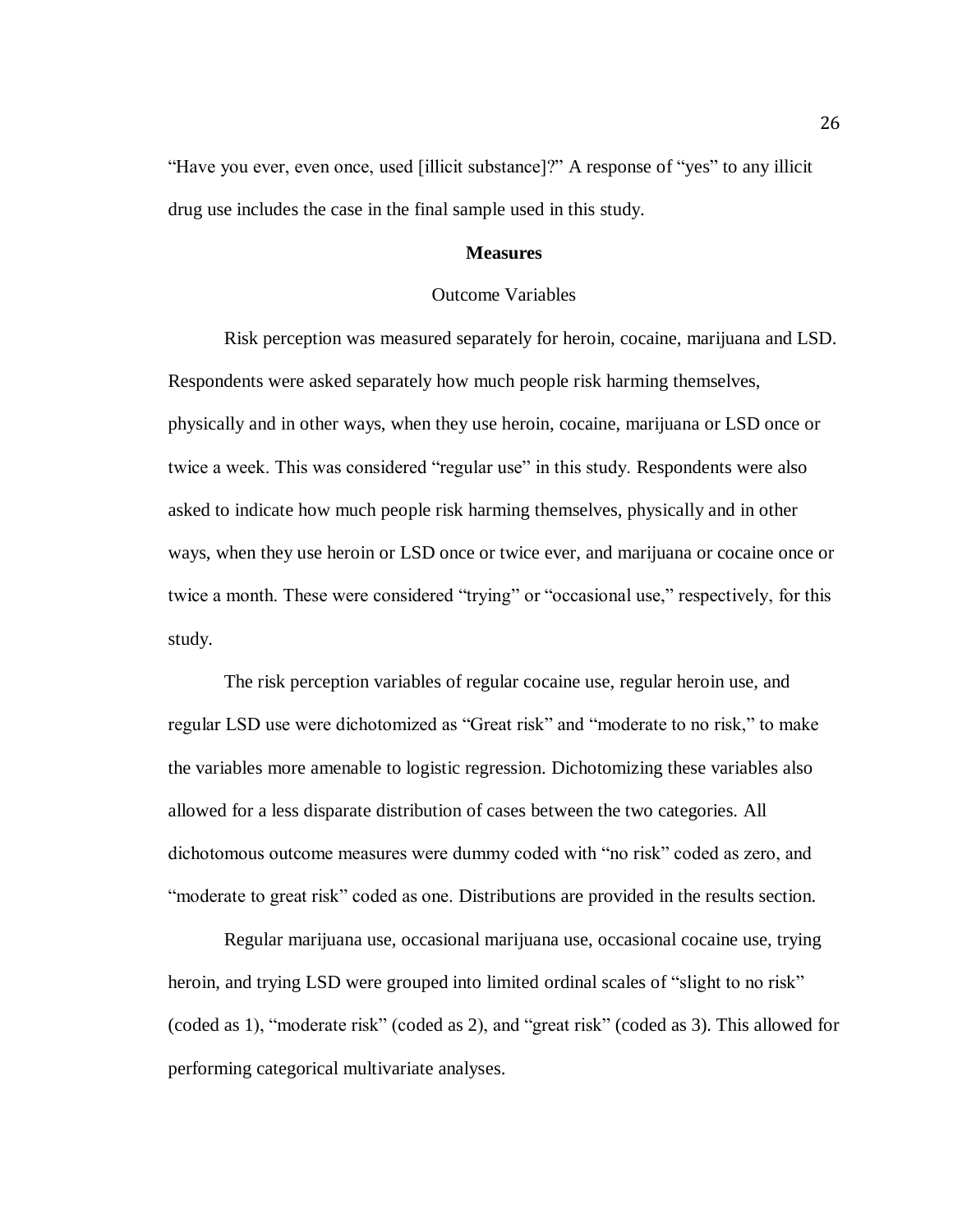"Have you ever, even once, used [illicit substance]?" A response of "yes" to any illicit drug use includes the case in the final sample used in this study.

## Measures

### Outcome Variables

Risk perception was measured separately for heroin, cocaine, marijuana and LSD. Respondents were asked separately how much people risk harming themselves, physically and in other ways, when they use heroin, cocaine, marijuana or LSD once or twice a week. This was considered "regular use" in this study. Respondents were also asked to indicate how much people risk harming themselves, physically and in other ways, when they use heroin or LSD once or twice ever, and marijuana or cocaine once or twice a month. These were considered "trying" or "occasional use," respectively, for this study.

The risk perception variables of regular cocaine use, regular heroin use, and regular LSD use were dichotomized as "Great risk" and "moderate to no risk," to make the variables more amenable to logistic regression. Dichotomizing these variables also allowed for a less disparate distribution of cases between the two categories. All dichotomous outcome measures were dummy coded with "no risk" coded as zero, and "moderate to great risk" coded as one. Distributions are provided in the results section.

Regular marijuana use, occasional marijuana use, occasional cocaine use, trying heroin, and trying LSD were grouped into limited ordinal scales of "slight to no risk" (coded as 1), "moderate risk" (coded as 2), and "great risk" (coded as 3). This allowed for performing categorical multivariate analyses.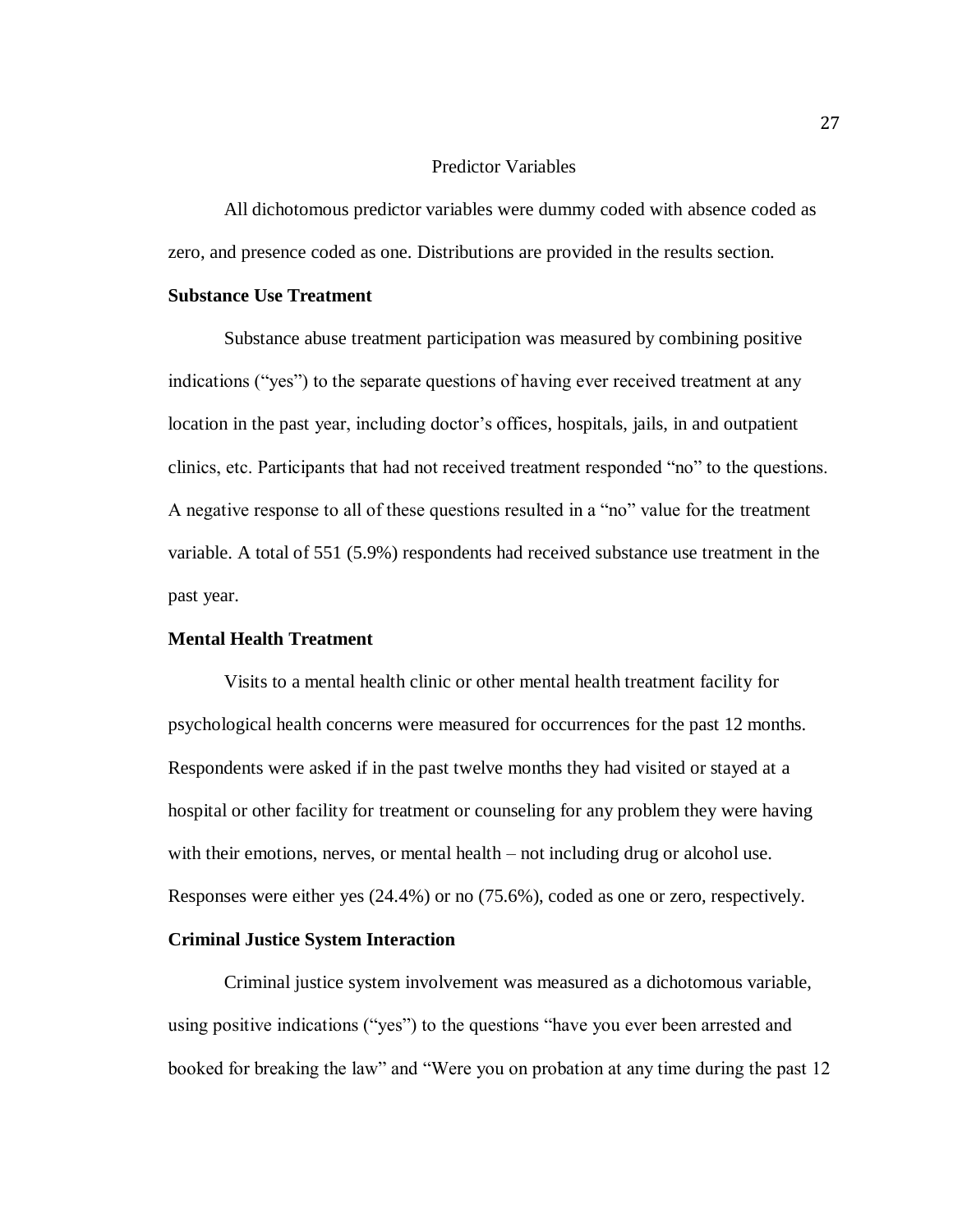## Predictor Variables

All dichotomous predictor variables were dummy coded with absence coded as zero, and presence coded as one. Distributions are provided in the results section.

### Substance Use Treatment

Substance abuse treatment participation was measured by combining positive indications ("yes") to the separate questions of having ever received treatment at any location in the past year, including doctor's offices, hospitals, jails, in and outpatient clinics, etc. Participants that had not received treatment responded "no" to the questions. A negative response to all of these questions resulted in a "no" value for the treatment variable. A total of 551 (5.9%) respondents had received substance use treatment in the past year.

### Mental Health Treatment

Visits to a mental health clinic or other mental health treatment facility for psychological health concerns were measured for occurrences for the past 12 months. Respondents were asked if in the past twelve months they had visited or stayed at a hospital or other facility for treatment or counseling for any problem they were having with their emotions, nerves, or mental health – not including drug or alcohol use. Responses were either yes (24.4%) or no (75.6%), coded as one or zero, respectively.

### Criminal Justice System Interaction

Criminal justice system involvement was measured as a dichotomous variable, using positive indications ("yes") to the questions "have you ever been arrested and booked for breaking the law" and "Were you on probation at any time during the past 12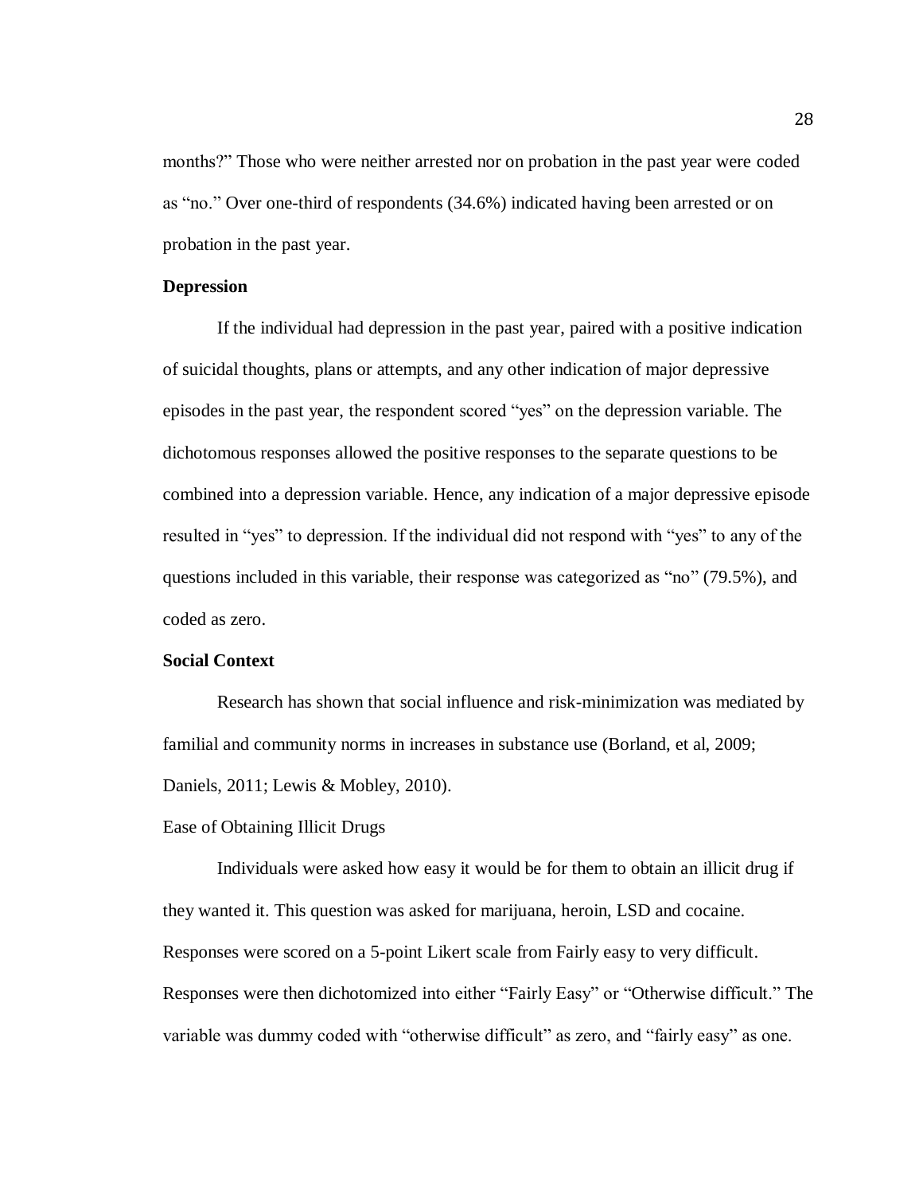months?" Those who were neither arrested nor on probation in the past year were coded as "no." Over one-third of respondents (34.6%) indicated having been arrested or on probation in the past year.

### Depression

If the individual had depression in the past year, paired with a positive indication of suicidal thoughts, plans or attempts, and any other indication of major depressive episodes in the past year, the respondent scored "yes" on the depression variable. The dichotomous responses allowed the positive responses to the separate questions to be combined into a depression variable. Hence, any indication of a major depressive episode resulted in "yes" to depression. If the individual did not respond with "yes" to any of the questions included in this variable, their response was categorized as "no" (79.5%), and coded as zero.

### Social Context

Research has shown that social influence and risk-minimization was mediated by familial and community norms in increases in substance use (Borland, et al, 2009; Daniels, 2011; Lewis & Mobley, 2010).

#### Ease of Obtaining Illicit Drugs

Individuals were asked how easy it would be for them to obtain an illicit drug if they wanted it. This question was asked for marijuana, heroin, LSD and cocaine. Responses were scored on a 5-point Likert scale from Fairly easy to very difficult. Responses were then dichotomized into either "Fairly Easy" or "Otherwise difficult." The variable was dummy coded with "otherwise difficult" as zero, and "fairly easy" as one.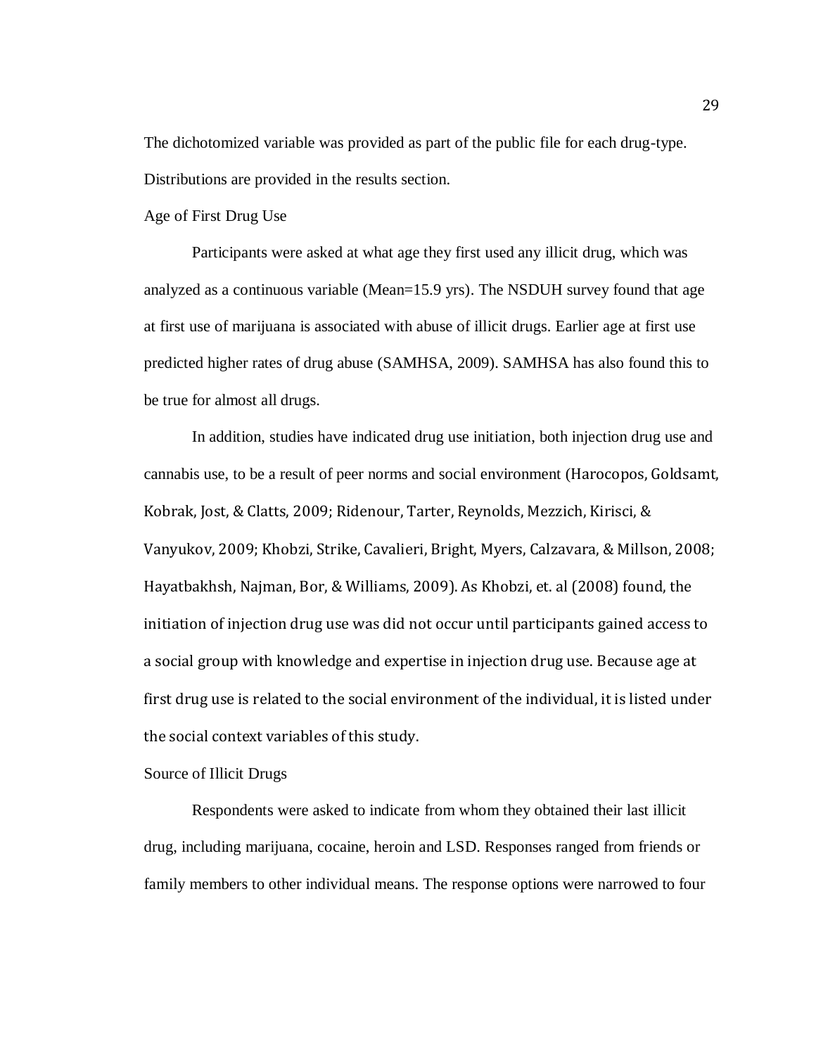The dichotomized variable was provided as part of the public file for each drug-type. Distributions are provided in the results section.

### Age of First Drug Use

Participants were asked at what age they first used any illicit drug, which was analyzed as a continuous variable (Mean=15.9 yrs). The NSDUH survey found that age at first use of marijuana is associated with abuse of illicit drugs. Earlier age at first use predicted higher rates of drug abuse (SAMHSA, 2009). SAMHSA has also found this to be true for almost all drugs.

In addition, studies have indicated drug use initiation, both injection drug use and cannabis use, to be a result of peer norms and social environment (Harocopos, Goldsamt, Kobrak, Jost, & Clatts, 2009; Ridenour, Tarter, Reynolds, Mezzich, Kirisci, & Vanyukov, 2009; Khobzi, Strike, Cavalieri, Bright, Myers, Calzavara, & Millson, 2008; Hayatbakhsh, Najman, Bor, & Williams, 2009). As Khobzi, et. al (2008) found, the initiation of injection drug use was did not occur until participants gained access to a social group with knowledge and expertise in injection drug use. Because age at first drug use is related to the social environment of the individual, it is listed under the social context variables of this study.

### Source of Illicit Drugs

Respondents were asked to indicate from whom they obtained their last illicit drug, including marijuana, cocaine, heroin and LSD. Responses ranged from friends or family members to other individual means. The response options were narrowed to four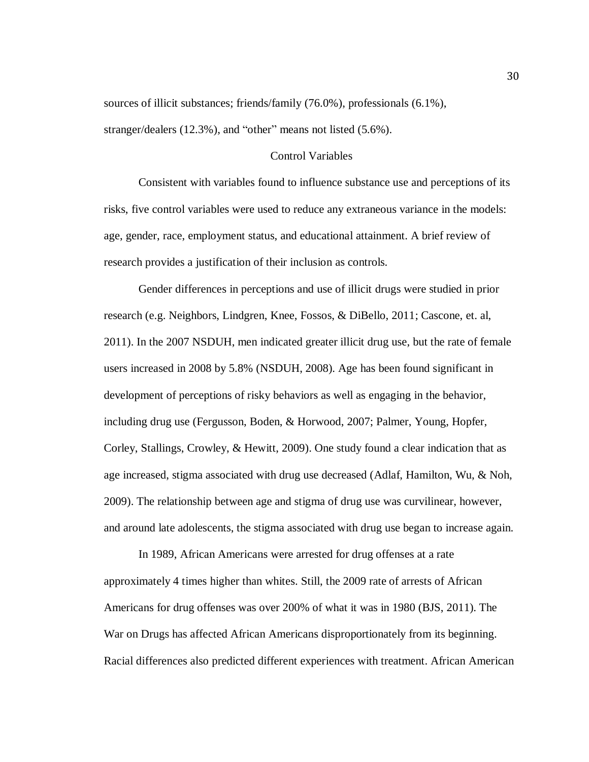sources of illicit substances; friends/family (76.0%), professionals (6.1%), stranger/dealers (12.3%), and "other" means not listed (5.6%).

## Control Variables

Consistent with variables found to influence substance use and perceptions of its risks, five control variables were used to reduce any extraneous variance in the models: age, gender, race, employment status, and educational attainment. A brief review of research provides a justification of their inclusion as controls.

Gender differences in perceptions and use of illicit drugs were studied in prior research (e.g. Neighbors, Lindgren, Knee, Fossos, & DiBello, 2011; Cascone, et. al, 2011). In the 2007 NSDUH, men indicated greater illicit drug use, but the rate of female users increased in 2008 by 5.8% (NSDUH, 2008). Age has been found significant in development of perceptions of risky behaviors as well as engaging in the behavior, including drug use (Fergusson, Boden, & Horwood, 2007; Palmer, Young, Hopfer, Corley, Stallings, Crowley, & Hewitt, 2009). One study found a clear indication that as age increased, stigma associated with drug use decreased (Adlaf, Hamilton, Wu, & Noh, 2009). The relationship between age and stigma of drug use was curvilinear, however, and around late adolescents, the stigma associated with drug use began to increase again.

In 1989, African Americans were arrested for drug offenses at a rate approximately 4 times higher than whites. Still, the 2009 rate of arrests of African Americans for drug offenses was over 200% of what it was in 1980 (BJS, 2011). The War on Drugs has affected African Americans disproportionately from its beginning. Racial differences also predicted different experiences with treatment. African American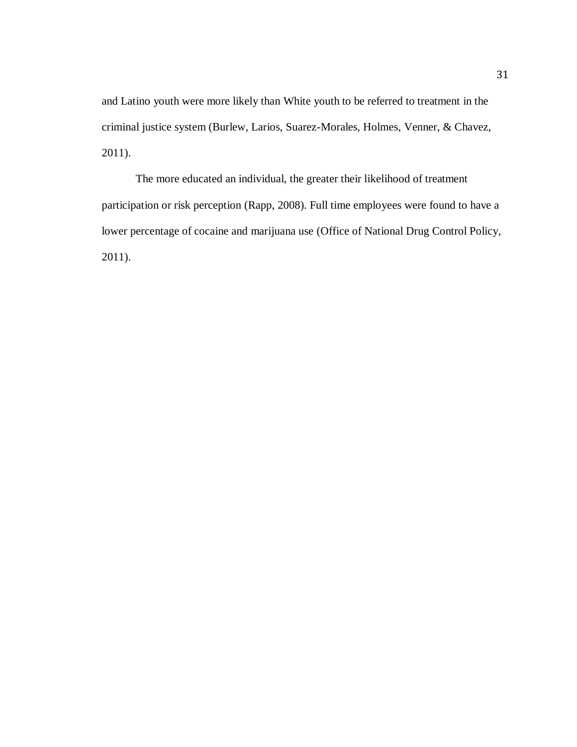and Latino youth were more likely than White youth to be referred to treatment in the criminal justice system (Burlew, Larios, Suarez-Morales, Holmes, Venner, & Chavez, 2011).

The more educated an individual, the greater their likelihood of treatment participation or risk perception (Rapp, 2008). Full time employees were found to have a lower percentage of cocaine and marijuana use (Office of National Drug Control Policy, 2011).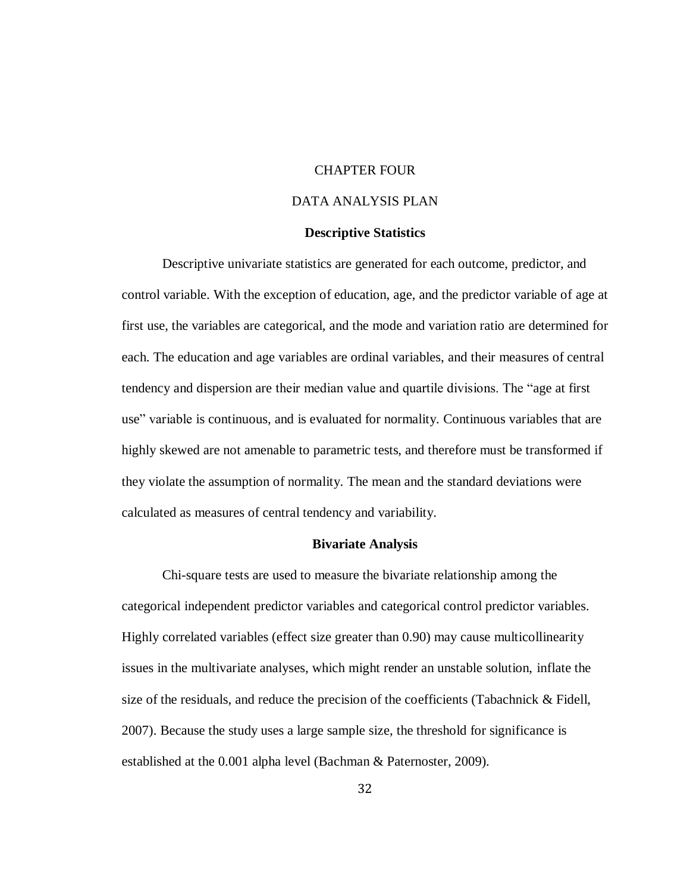# CHAPTER FOUR

# DATA ANALYSIS PLAN

## Descriptive Statistics

Descriptive univariate statistics are generated for each outcome, predictor, and control variable. With the exception of education, age, and the predictor variable of age at first use, the variables are categorical, and the mode and variation ratio are determined for each. The education and age variables are ordinal variables, and their measures of central tendency and dispersion are their median value and quartile divisions. The "age at first use" variable is continuous, and is evaluated for normality. Continuous variables that are highly skewed are not amenable to parametric tests, and therefore must be transformed if they violate the assumption of normality. The mean and the standard deviations were calculated as measures of central tendency and variability.

## Bivariate Analysis

Chi-square tests are used to measure the bivariate relationship among the categorical independent predictor variables and categorical control predictor variables. Highly correlated variables (effect size greater than 0.90) may cause multicollinearity issues in the multivariate analyses, which might render an unstable solution, inflate the size of the residuals, and reduce the precision of the coefficients (Tabachnick & Fidell, 2007). Because the study uses a large sample size, the threshold for significance is established at the 0.001 alpha level (Bachman & Paternoster, 2009).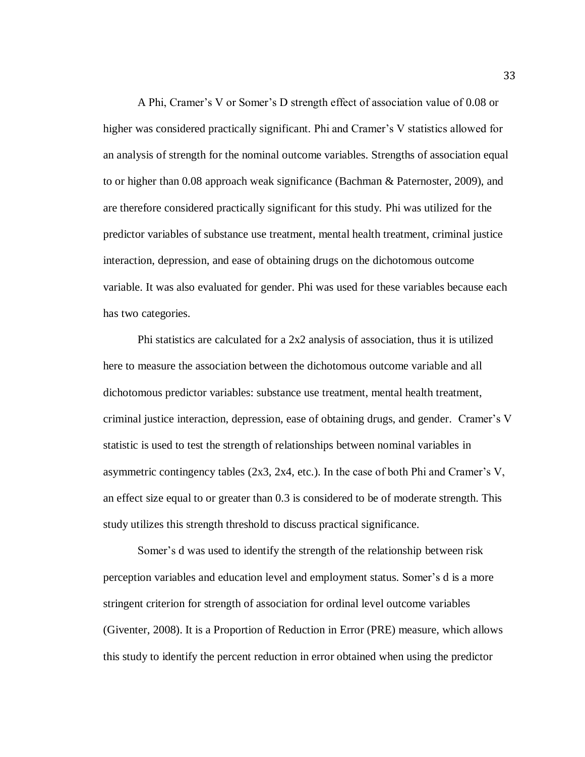A Phi, Cramer's V or Somer's D strength effect of association value of 0.08 or higher was considered practically significant. Phi and Cramer's V statistics allowed for an analysis of strength for the nominal outcome variables. Strengths of association equal to or higher than 0.08 approach weak significance (Bachman & Paternoster, 2009), and are therefore considered practically significant for this study. Phi was utilized for the predictor variables of substance use treatment, mental health treatment, criminal justice interaction, depression, and ease of obtaining drugs on the dichotomous outcome variable. It was also evaluated for gender. Phi was used for these variables because each has two categories.

Phi statistics are calculated for a 2x2 analysis of association, thus it is utilized here to measure the association between the dichotomous outcome variable and all dichotomous predictor variables: substance use treatment, mental health treatment, criminal justice interaction, depression, ease of obtaining drugs, and gender. Cramer's V statistic is used to test the strength of relationships between nominal variables in asymmetric contingency tables (2x3, 2x4, etc.). In the case of both Phi and Cramer's V, an effect size equal to or greater than 0.3 is considered to be of moderate strength. This study utilizes this strength threshold to discuss practical significance.

Somer's d was used to identify the strength of the relationship between risk perception variables and education level and employment status. Somer's d is a more stringent criterion for strength of association for ordinal level outcome variables (Givent­er, 2008). It is a Proportion of Reduction in Error (PRE) measure, which allows this study to identify the percent reduction in error obtained when using the predictor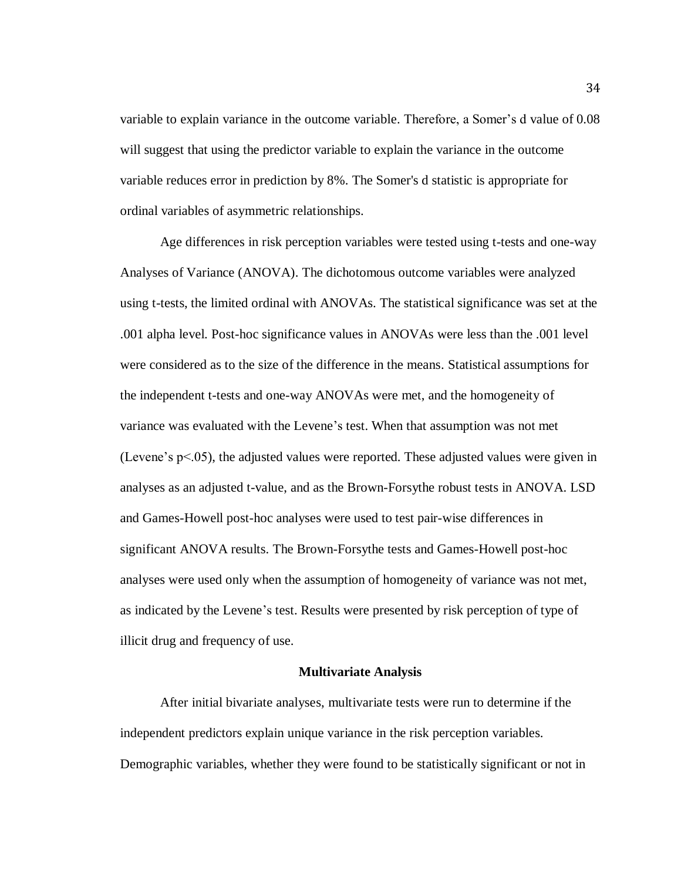variable to explain variance in the outcome variable. Therefore, a Somer's d value of 0.08 will suggest that using the predictor variable to explain the variance in the outcome variable reduces error in prediction by 8%. The Somer's d statistic is appropriate for ordinal variables of asymmetric relationships.

Age differences in risk perception variables were tested using t-tests and one-way Analyses of Variance (ANOVA). The dichotomous outcome variables were analyzed using t-tests, the limited ordinal with ANOVAs. The statistical significance was set at the .001 alpha level. Post-hoc significance values in ANOVAs were less than the .001 level were considered as to the size of the difference in the means. Statistical assumptions for the independent t-tests and one-way ANOVAs were met, and the homogeneity of variance was evaluated with the Levene's test. When that assumption was not met (Levene's $p<.05$), the adjusted values were reported. These adjusted values were given in analyses as an adjusted t-value, and as the Brown-Forsythe robust tests in ANOVA. LSD and Games-Howell post-hoc analyses were used to test pair-wise differences in significant ANOVA results. The Brown-Forsythe tests and Games-Howell post-hoc analyses were used only when the assumption of homogeneity of variance was not met, as indicated by the Levene's test. Results were presented by risk perception of type of illicit drug and frequency of use.

## Multivariate Analysis

After initial bivariate analyses, multivariate tests were run to determine if the independent predictors explain unique variance in the risk perception variables. Demographic variables, whether they were found to be statistically significant or not in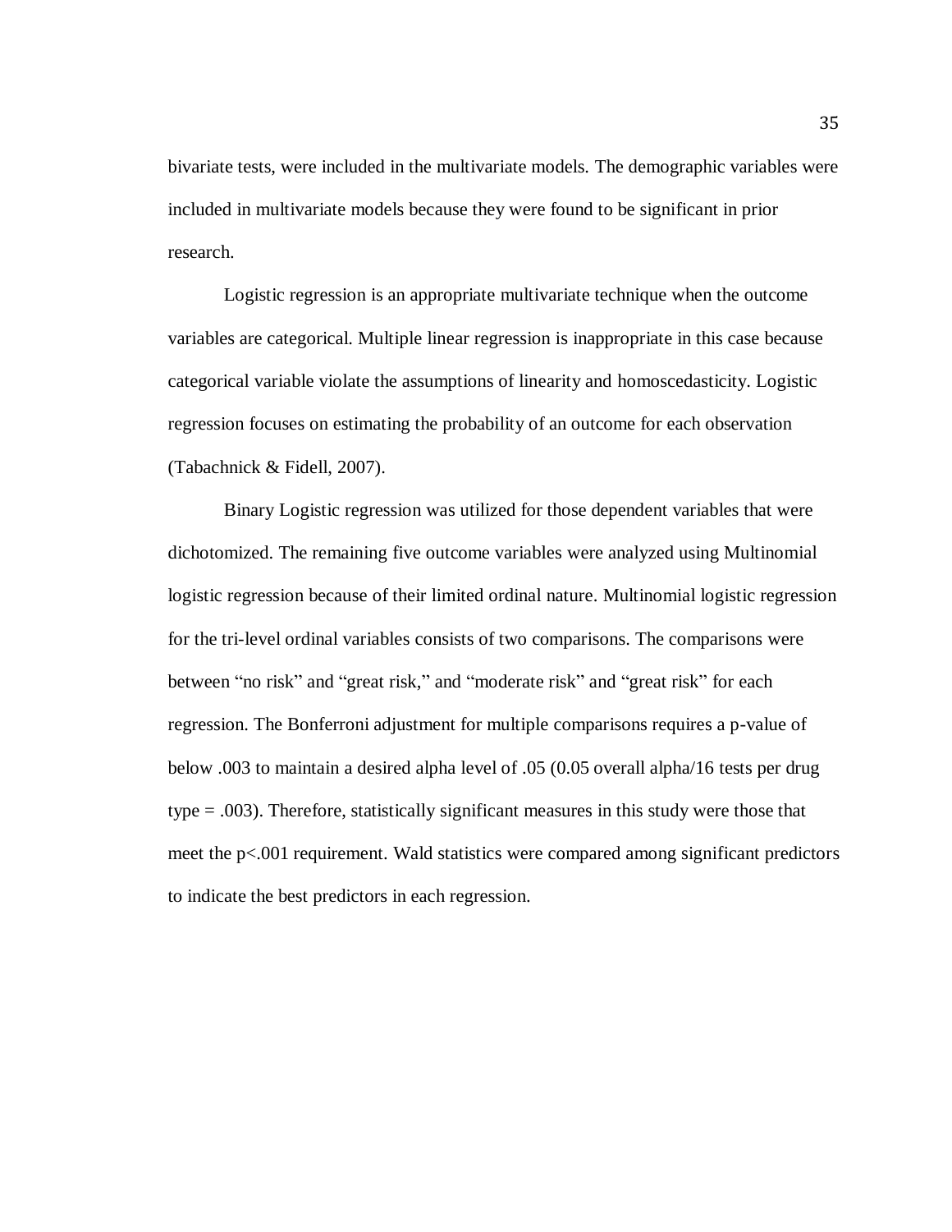bivariate tests, were included in the multivariate models. The demographic variables were included in multivariate models because they were found to be significant in prior research.

Logistic regression is an appropriate multivariate technique when the outcome variables are categorical. Multiple linear regression is inappropriate in this case because categorical variable violate the assumptions of linearity and homoscedasticity. Logistic regression focuses on estimating the probability of an outcome for each observation (Tabachnick & Fidell, 2007).

Binary Logistic regression was utilized for those dependent variables that were dichotomized. The remaining five outcome variables were analyzed using Multinomial logistic regression because of their limited ordinal nature. Multinomial logistic regression for the tri-level ordinal variables consists of two comparisons. The comparisons were between “no risk” and “great risk,” and “moderate risk” and “great risk” for each regression. The Bonferroni adjustment for multiple comparisons requires a p-value of below .003 to maintain a desired alpha level of .05 (0.05 overall alpha/16 tests per drug type = .003). Therefore, statistically significant measures in this study were those that meet the $p<.001$ requirement. Wald statistics were compared among significant predictors to indicate the best predictors in each regression.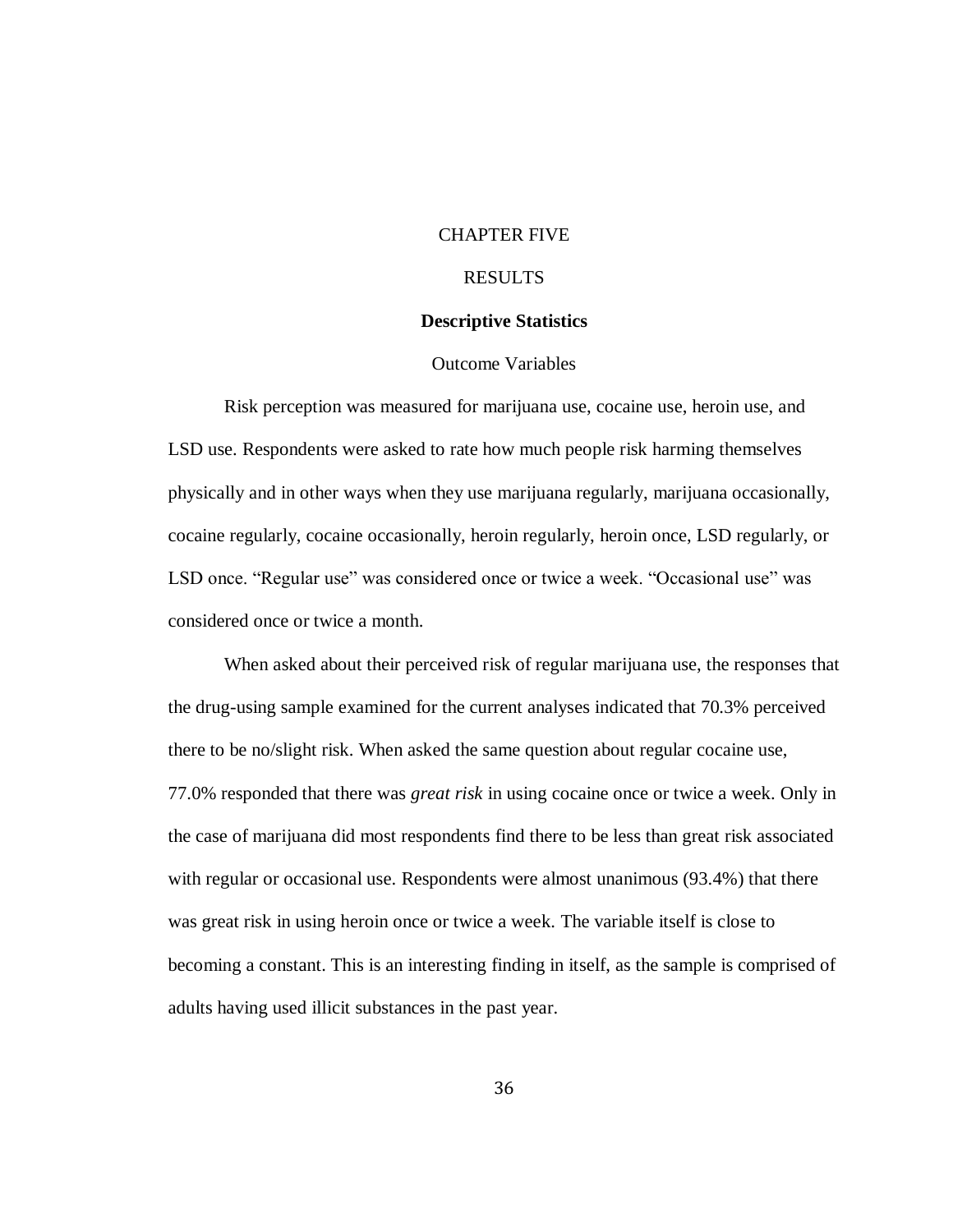# CHAPTER FIVE

# RESULTS

## Descriptive Statistics

### Outcome Variables

Risk perception was measured for marijuana use, cocaine use, heroin use, and LSD use. Respondents were asked to rate how much people risk harming themselves physically and in other ways when they use marijuana regularly, marijuana occasionally, cocaine regularly, cocaine occasionally, heroin regularly, heroin once, LSD regularly, or LSD once. "Regular use" was considered once or twice a week. "Occasional use" was considered once or twice a month.

When asked about their perceived risk of regular marijuana use, the responses that the drug-using sample examined for the current analyses indicated that 70.3% perceived there to be no/slight risk. When asked the same question about regular cocaine use, 77.0% responded that there was *great risk* in using cocaine once or twice a week. Only in the case of marijuana did most respondents find there to be less than great risk associated with regular or occasional use. Respondents were almost unanimous (93.4%) that there was great risk in using heroin once or twice a week. The variable itself is close to becoming a constant. This is an interesting finding in itself, as the sample is comprised of adults having used illicit substances in the past year.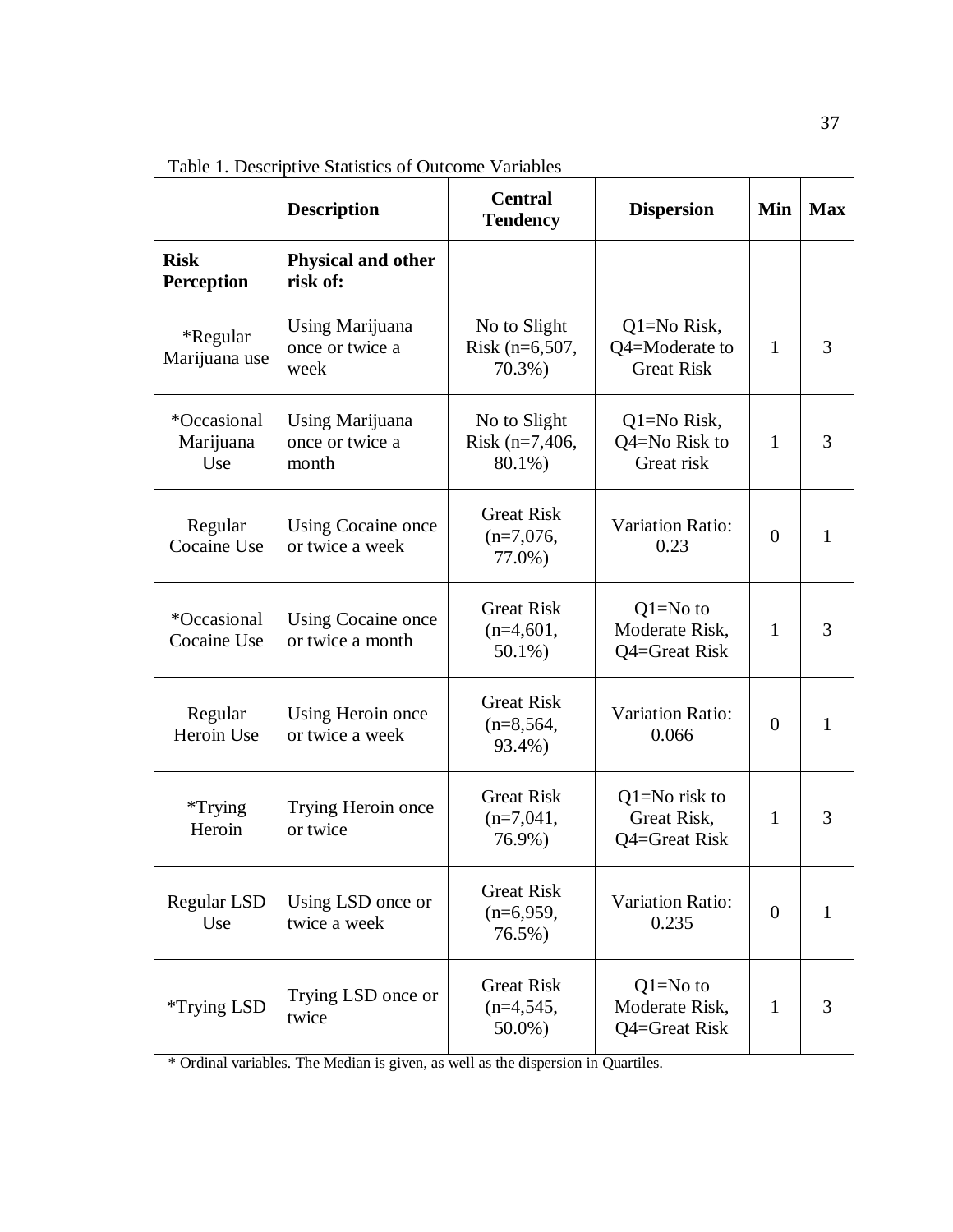Table 1. Descriptive Statistics of Outcome Variables

| | Description | Central Tendency | Dispersion | Min | Max |
|---|---|---|---|---|---|
| **Risk Perception** | **Physical and other risk of:** | | | | |
| *Regular Marijuana use | Using Marijuana once or twice a week | No to Slight Risk (n=6,507, 70.3%) | Q1=No Risk, Q4=Moderate to Great Risk | 1 | 3 |
| *Occasional Marijuana Use | Using Marijuana once or twice a month | No to Slight Risk (n=7,406, 80.1%) | Q1=No Risk, Q4=No Risk to Great risk | 1 | 3 |
| Regular Cocaine Use | Using Cocaine once or twice a week | Great Risk (n=7,076, 77.0%) | Variation Ratio: 0.23 | 0 | 1 |
| *Occasional Cocaine Use | Using Cocaine once or twice a month | Great Risk (n=4,601, 50.1%) | Q1=No to Moderate Risk, Q4=Great Risk | 1 | 3 |
| Regular Heroin Use | Using Heroin once or twice a week | Great Risk (n=8,564, 93.4%) | Variation Ratio: 0.066 | 0 | 1 |
| *Trying Heroin | Trying Heroin once or twice | Great Risk (n=7,041, 76.9%) | Q1=No risk to Great Risk, Q4=Great Risk | 1 | 3 |
| Regular LSD Use | Using LSD once or twice a week | Great Risk (n=6,959, 76.5%) | Variation Ratio: 0.235 | 0 | 1 |
| *Trying LSD | Trying LSD once or twice | Great Risk (n=4,545, 50.0%) | Q1=No to Moderate Risk, Q4=Great Risk | 1 | 3 |

* Ordinal variables. The Median is given, as well as the dispersion in Quartiles.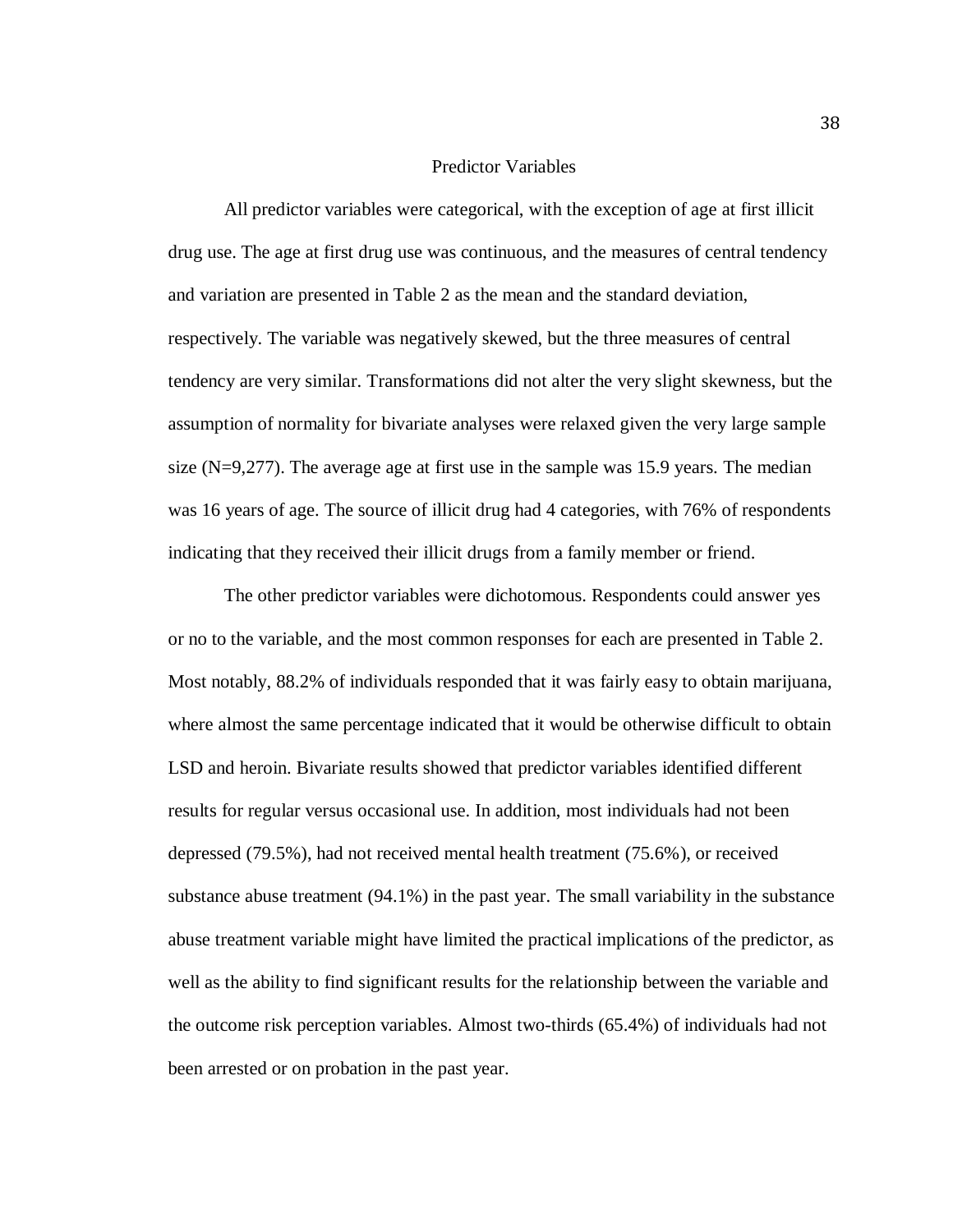## Predictor Variables

All predictor variables were categorical, with the exception of age at first illicit drug use. The age at first drug use was continuous, and the measures of central tendency and variation are presented in Table 2 as the mean and the standard deviation, respectively. The variable was negatively skewed, but the three measures of central tendency are very similar. Transformations did not alter the very slight skewness, but the assumption of normality for bivariate analyses were relaxed given the very large sample size (N=9,277). The average age at first use in the sample was 15.9 years. The median was 16 years of age. The source of illicit drug had 4 categories, with 76% of respondents indicating that they received their illicit drugs from a family member or friend.

The other predictor variables were dichotomous. Respondents could answer yes or no to the variable, and the most common responses for each are presented in Table 2. Most notably, 88.2% of individuals responded that it was fairly easy to obtain marijuana, where almost the same percentage indicated that it would be otherwise difficult to obtain LSD and heroin. Bivariate results showed that predictor variables identified different results for regular versus occasional use. In addition, most individuals had not been depressed (79.5%), had not received mental health treatment (75.6%), or received substance abuse treatment (94.1%) in the past year. The small variability in the substance abuse treatment variable might have limited the practical implications of the predictor, as well as the ability to find significant results for the relationship between the variable and the outcome risk perception variables. Almost two-thirds (65.4%) of individuals had not been arrested or on probation in the past year.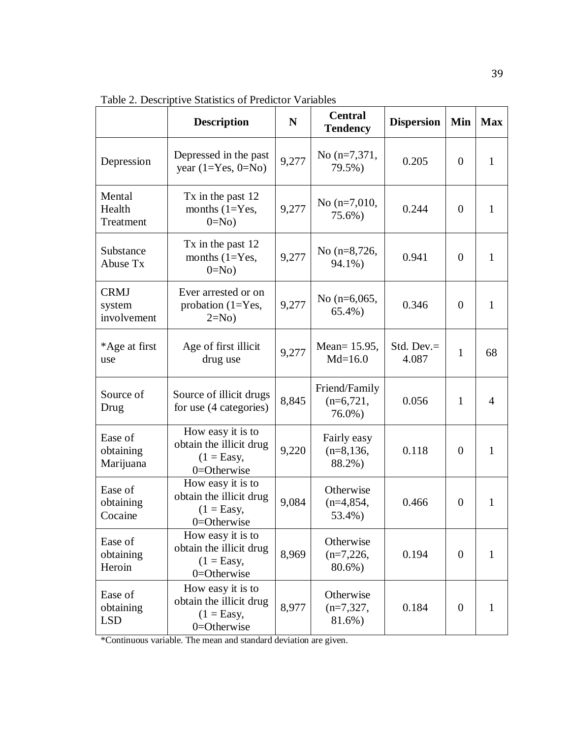Table 2. Descriptive Statistics of Predictor Variables

| | Description | N | Central Tendency | Dispersion | Min | Max |
|---|---|---|---|---|---|---|
| Depression | Depressed in the past year (1=Yes, 0=No) | 9,277 | No (n=7,371, 79.5%) | 0.205 | 0 | 1 |
| Mental Health Treatment | Tx in the past 12 months (1=Yes, 0=No) | 9,277 | No (n=7,010, 75.6%) | 0.244 | 0 | 1 |
| Substance Abuse Tx | Tx in the past 12 months (1=Yes, 0=No) | 9,277 | No (n=8,726, 94.1%) | 0.941 | 0 | 1 |
| CRMJ system involvement | Ever arrested or on probation (1=Yes, 2=No) | 9,277 | No (n=6,065, 65.4%) | 0.346 | 0 | 1 |
| *Age at first use | Age of first illicit drug use | 9,277 | Mean= 15.95, Md=16.0 | Std. Dev.= 4.087 | 1 | 68 |
| Source of Drug | Source of illicit drugs for use (4 categories) | 8,845 | Friend/Family (n=6,721, 76.0%) | 0.056 | 1 | 4 |
| Ease of obtaining Marijuana | How easy it is to obtain the illicit drug (1 = Easy, 0=Otherwise | 9,220 | Fairly easy (n=8,136, 88.2%) | 0.118 | 0 | 1 |
| Ease of obtaining Cocaine | How easy it is to obtain the illicit drug (1 = Easy, 0=Otherwise | 9,084 | Otherwise (n=4,854, 53.4%) | 0.466 | 0 | 1 |
| Ease of obtaining Heroin | How easy it is to obtain the illicit drug (1 = Easy, 0=Otherwise | 8,969 | Otherwise (n=7,226, 80.6%) | 0.194 | 0 | 1 |
| Ease of obtaining LSD | How easy it is to obtain the illicit drug (1 = Easy, 0=Otherwise | 8,977 | Otherwise (n=7,327, 81.6%) | 0.184 | 0 | 1 |

*Continuous variable. The mean and standard deviation are given.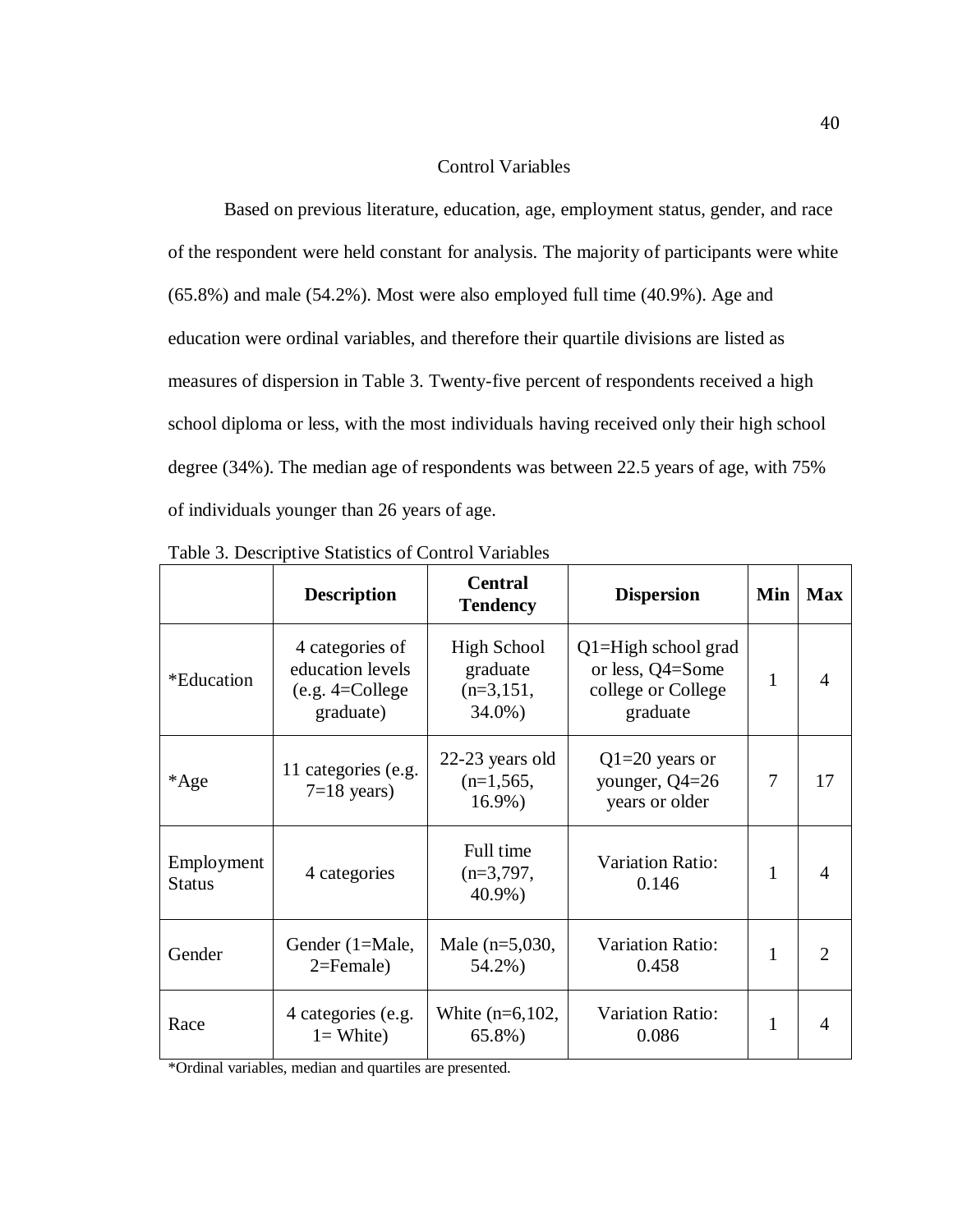## Control Variables

Based on previous literature, education, age, employment status, gender, and race of the respondent were held constant for analysis. The majority of participants were white (65.8%) and male (54.2%). Most were also employed full time (40.9%). Age and education were ordinal variables, and therefore their quartile divisions are listed as measures of dispersion in Table 3. Twenty-five percent of respondents received a high school diploma or less, with the most individuals having received only their high school degree (34%). The median age of respondents was between 22.5 years of age, with 75% of individuals younger than 26 years of age.

Table 3. Descriptive Statistics of Control Variables

| | **Description** | **Central Tendency** | **Dispersion** | **Min** | **Max** |
|---|---|---|---|---|---|
| *Education | 4 categories of education levels (e.g. 4=College graduate) | High School graduate (n=3,151, 34.0%) | Q1=High school grad or less, Q4=Some college or College graduate | 1 | 4 |
| *Age | 11 categories (e.g. 7=18 years) | 22-23 years old (n=1,565, 16.9%) | Q1=20 years or younger, Q4=26 years or older | 7 | 17 |
| Employment Status | 4 categories | Full time (n=3,797, 40.9%) | Variation Ratio: 0.146 | 1 | 4 |
| Gender | Gender (1=Male, 2=Female) | Male (n=5,030, 54.2%) | Variation Ratio: 0.458 | 1 | 2 |
| Race | 4 categories (e.g. 1= White) | White (n=6,102, 65.8%) | Variation Ratio: 0.086 | 1 | 4 |

*Ordinal variables, median and quartiles are presented.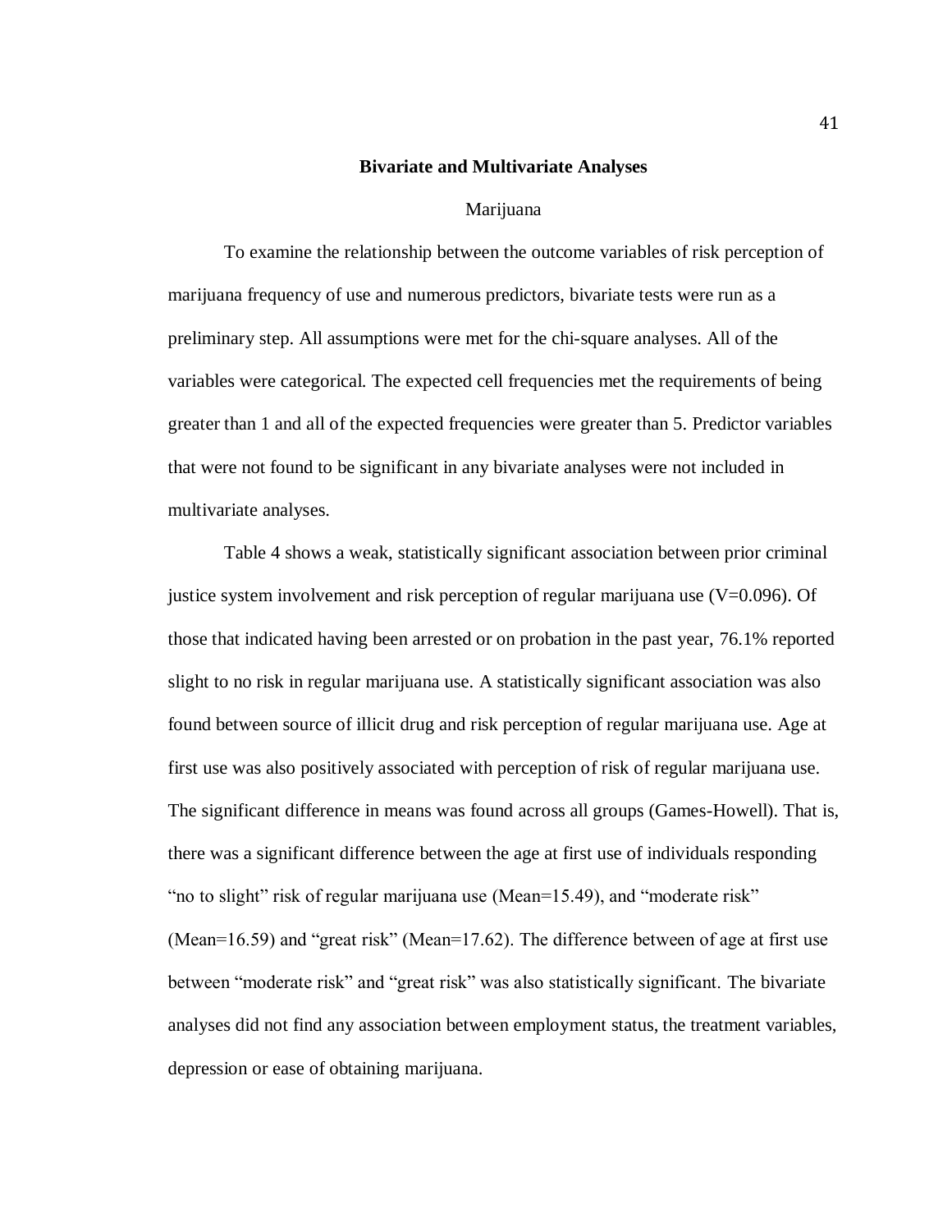## Bivariate and Multivariate Analyses

### Marijuana

To examine the relationship between the outcome variables of risk perception of marijuana frequency of use and numerous predictors, bivariate tests were run as a preliminary step. All assumptions were met for the chi-square analyses. All of the variables were categorical. The expected cell frequencies met the requirements of being greater than 1 and all of the expected frequencies were greater than 5. Predictor variables that were not found to be significant in any bivariate analyses were not included in multivariate analyses.

Table 4 shows a weak, statistically significant association between prior criminal justice system involvement and risk perception of regular marijuana use ($V=0.096$). Of those that indicated having been arrested or on probation in the past year, 76.1% reported slight to no risk in regular marijuana use. A statistically significant association was also found between source of illicit drug and risk perception of regular marijuana use. Age at first use was also positively associated with perception of risk of regular marijuana use. The significant difference in means was found across all groups (Games-Howell). That is, there was a significant difference between the age at first use of individuals responding "no to slight" risk of regular marijuana use (Mean=15.49), and "moderate risk" (Mean=16.59) and "great risk" (Mean=17.62). The difference between of age at first use between "moderate risk" and "great risk" was also statistically significant. The bivariate analyses did not find any association between employment status, the treatment variables, depression or ease of obtaining marijuana.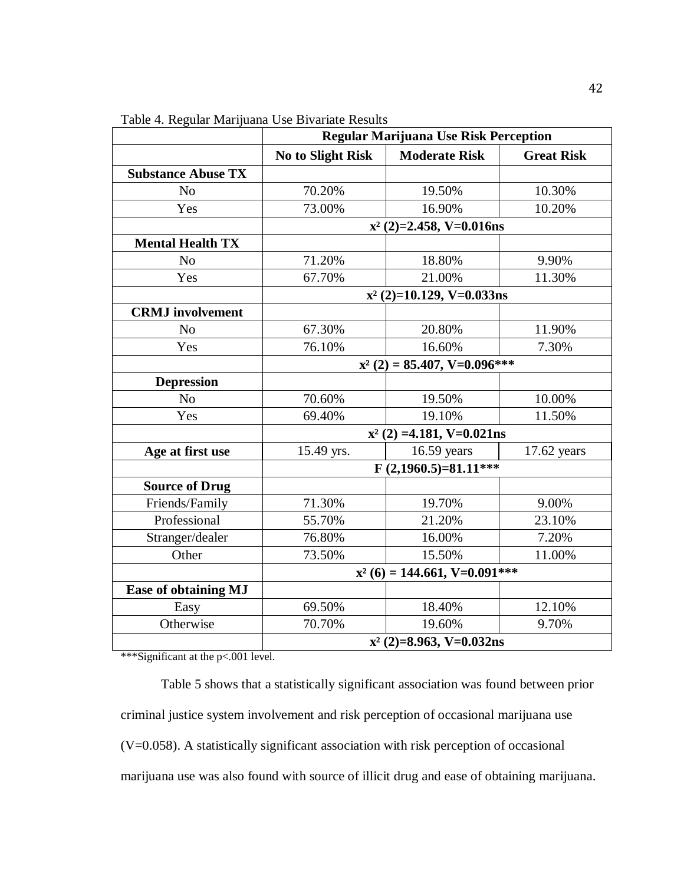Table 4. Regular Marijuana Use Bivariate Results

| | **Regular Marijuana Use Risk Perception** | | |
|---|---|---|---|
| | **No to Slight Risk** | **Moderate Risk** | **Great Risk** |
| **Substance Abuse TX** | | | |
| No | 70.20% | 19.50% | 10.30% |
| Yes | 73.00% | 16.90% | 10.20% |
| | **$x^2$ (2)=2.458, V=0.016ns** | | |
| **Mental Health TX** | | | |
| No | 71.20% | 18.80% | 9.90% |
| Yes | 67.70% | 21.00% | 11.30% |
| | **$x^2$ (2)=10.129, V=0.033ns** | | |
| **CRMJ involvement** | | | |
| No | 67.30% | 20.80% | 11.90% |
| Yes | 76.10% | 16.60% | 7.30% |
| | **$x^2$ (2) = 85.407, V=0.096*** ** | | |
| **Depression** | | | |
| No | 70.60% | 19.50% | 10.00% |
| Yes | 69.40% | 19.10% | 11.50% |
| | **$x^2$ (2) =4.181, V=0.021ns** | | |
| **Age at first use** | 15.49 yrs. | 16.59 years | 17.62 years |
| | **F (2,1960.5)=81.11*** ** | | |
| **Source of Drug** | | | |
| Friends/Family | 71.30% | 19.70% | 9.00% |
| Professional | 55.70% | 21.20% | 23.10% |
| Stranger/dealer | 76.80% | 16.00% | 7.20% |
| Other | 73.50% | 15.50% | 11.00% |
| | **$x^2$ (6) = 144.661, V=0.091*** ** | | |
| **Ease of obtaining MJ** | | | |
| Easy | 69.50% | 18.40% | 12.10% |
| Otherwise | 70.70% | 19.60% | 9.70% |
| | **$x^2$ (2)=8.963, V=0.032ns** | | |

***Significant at the p<.001 level.

Table 5 shows that a statistically significant association was found between prior criminal justice system involvement and risk perception of occasional marijuana use (V=0.058). A statistically significant association with risk perception of occasional marijuana use was also found with source of illicit drug and ease of obtaining marijuana.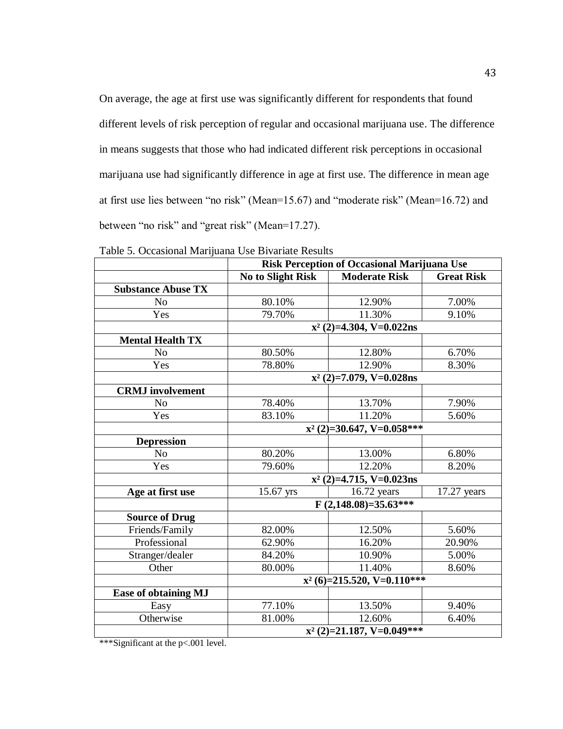On average, the age at first use was significantly different for respondents that found different levels of risk perception of regular and occasional marijuana use. The difference in means suggests that those who had indicated different risk perceptions in occasional marijuana use had significantly difference in age at first use. The difference in mean age at first use lies between "no risk" (Mean=15.67) and "moderate risk" (Mean=16.72) and between "no risk" and "great risk" (Mean=17.27).

Table 5. Occasional Marijuana Use Bivariate Results

| | **Risk Perception of Occasional Marijuana Use** | | |
|---|---|---|---|
| | **No to Slight Risk** | **Moderate Risk** | **Great Risk** |
| **Substance Abuse TX** | | | |
| No | 80.10% | 12.90% | 7.00% |
| Yes | 79.70% | 11.30% | 9.10% |
| | **$x^2$ (2)=4.304, V=0.022ns** | | |
| **Mental Health TX** | | | |
| No | 80.50% | 12.80% | 6.70% |
| Yes | 78.80% | 12.90% | 8.30% |
| | **$x^2$ (2)=7.079, V=0.028ns** | | |
| **CRMJ involvement** | | | |
| No | 78.40% | 13.70% | 7.90% |
| Yes | 83.10% | 11.20% | 5.60% |
| | **$x^2$ (2)=30.647, V=0.058*** ** | | |
| **Depression** | | | |
| No | 80.20% | 13.00% | 6.80% |
| Yes | 79.60% | 12.20% | 8.20% |
| | **$x^2$ (2)=4.715, V=0.023ns** | | |
| **Age at first use** | 15.67 yrs | 16.72 years | 17.27 years |
| | **F (2,148.08)=35.63*** ** | | |
| **Source of Drug** | | | |
| Friends/Family | 82.00% | 12.50% | 5.60% |
| Professional | 62.90% | 16.20% | 20.90% |
| Stranger/dealer | 84.20% | 10.90% | 5.00% |
| Other | 80.00% | 11.40% | 8.60% |
| | **$x^2$ (6)=215.520, V=0.110*** ** | | |
| **Ease of obtaining MJ** | | | |
| Easy | 77.10% | 13.50% | 9.40% |
| Otherwise | 81.00% | 12.60% | 6.40% |
| | **$x^2$ (2)=21.187, V=0.049*** ** | | |

***Significant at the p<.001 level.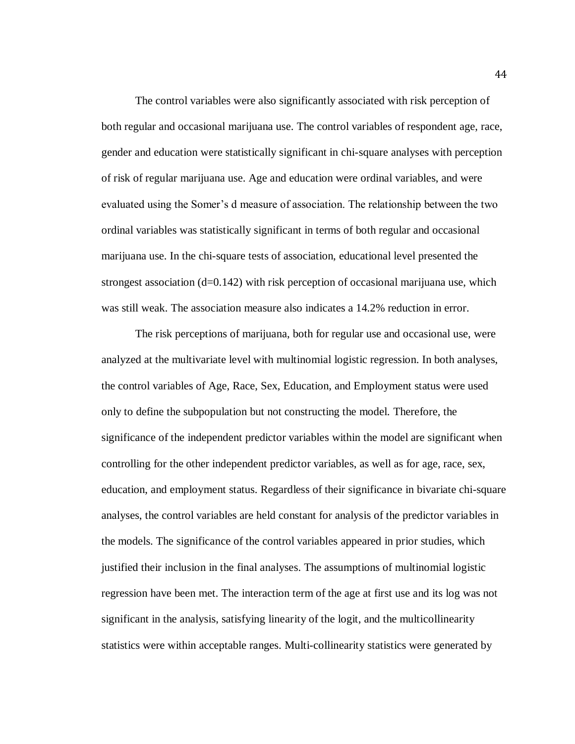The control variables were also significantly associated with risk perception of both regular and occasional marijuana use. The control variables of respondent age, race, gender and education were statistically significant in chi-square analyses with perception of risk of regular marijuana use. Age and education were ordinal variables, and were evaluated using the Somer's d measure of association. The relationship between the two ordinal variables was statistically significant in terms of both regular and occasional marijuana use. In the chi-square tests of association, educational level presented the strongest association ($d=0.142$) with risk perception of occasional marijuana use, which was still weak. The association measure also indicates a 14.2% reduction in error.

The risk perceptions of marijuana, both for regular use and occasional use, were analyzed at the multivariate level with multinomial logistic regression. In both analyses, the control variables of Age, Race, Sex, Education, and Employment status were used only to define the subpopulation but not constructing the model. Therefore, the significance of the independent predictor variables within the model are significant when controlling for the other independent predictor variables, as well as for age, race, sex, education, and employment status. Regardless of their significance in bivariate chi-square analyses, the control variables are held constant for analysis of the predictor variables in the models. The significance of the control variables appeared in prior studies, which justified their inclusion in the final analyses. The assumptions of multinomial logistic regression have been met. The interaction term of the age at first use and its log was not significant in the analysis, satisfying linearity of the logit, and the multicollinearity statistics were within acceptable ranges. Multi-collinearity statistics were generated by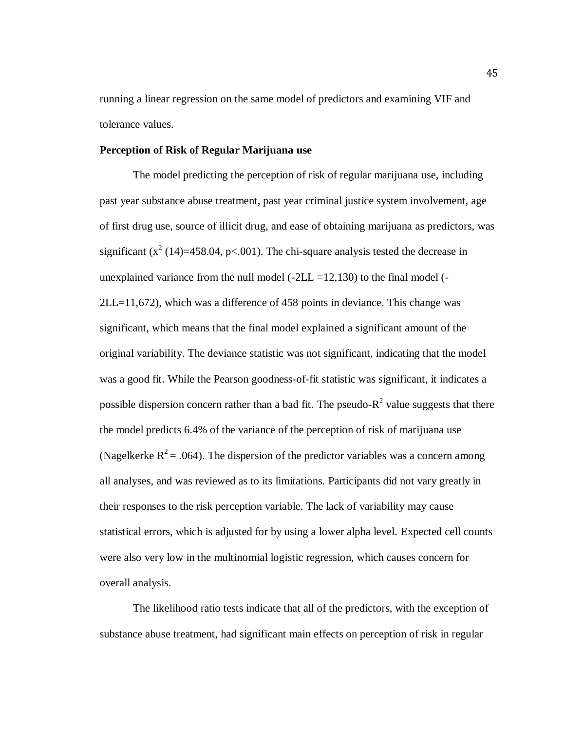running a linear regression on the same model of predictors and examining VIF and tolerance values.

**Perception of Risk of Regular Marijuana use**

The model predicting the perception of risk of regular marijuana use, including past year substance abuse treatment, past year criminal justice system involvement, age of first drug use, source of illicit drug, and ease of obtaining marijuana as predictors, was significant ($x^2$ (14)=458.04, p<.001). The chi-square analysis tested the decrease in unexplained variance from the null model (-2LL =12,130) to the final model (-2LL=11,672), which was a difference of 458 points in deviance. This change was significant, which means that the final model explained a significant amount of the original variability. The deviance statistic was not significant, indicating that the model was a good fit. While the Pearson goodness-of-fit statistic was significant, it indicates a possible dispersion concern rather than a bad fit. The pseudo-$R^2$ value suggests that there the model predicts 6.4% of the variance of the perception of risk of marijuana use (Nagelkerke $R^2$ = .064). The dispersion of the predictor variables was a concern among all analyses, and was reviewed as to its limitations. Participants did not vary greatly in their responses to the risk perception variable. The lack of variability may cause statistical errors, which is adjusted for by using a lower alpha level. Expected cell counts were also very low in the multinomial logistic regression, which causes concern for overall analysis.

The likelihood ratio tests indicate that all of the predictors, with the exception of substance abuse treatment, had significant main effects on perception of risk in regular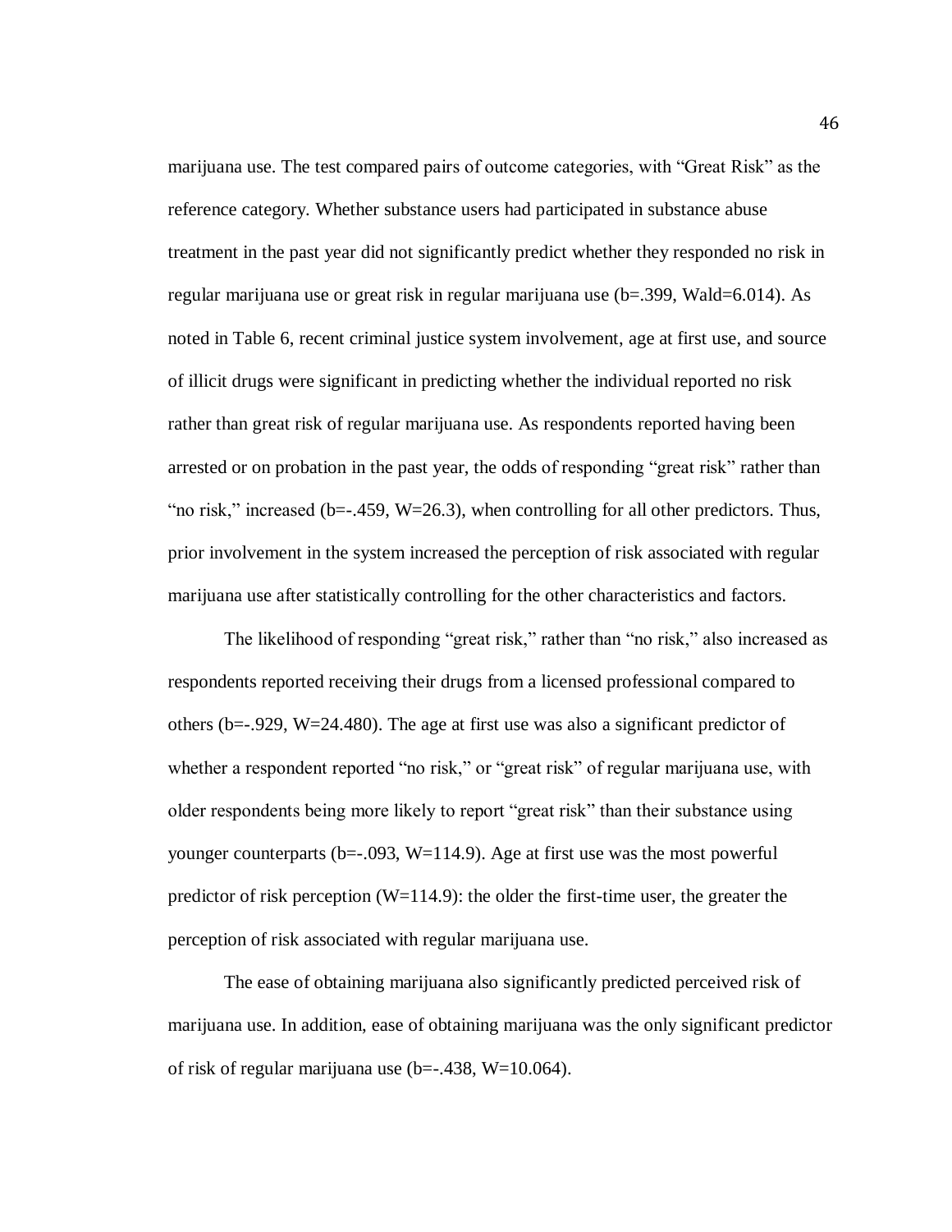marijuana use. The test compared pairs of outcome categories, with “Great Risk” as the reference category. Whether substance users had participated in substance abuse treatment in the past year did not significantly predict whether they responded no risk in regular marijuana use or great risk in regular marijuana use ($b=.399$, $Wald=6.014$). As noted in Table 6, recent criminal justice system involvement, age at first use, and source of illicit drugs were significant in predicting whether the individual reported no risk rather than great risk of regular marijuana use. As respondents reported having been arrested or on probation in the past year, the odds of responding “great risk” rather than “no risk,” increased ($b=-.459$, $W=26.3$), when controlling for all other predictors. Thus, prior involvement in the system increased the perception of risk associated with regular marijuana use after statistically controlling for the other characteristics and factors.

The likelihood of responding “great risk,” rather than “no risk,” also increased as respondents reported receiving their drugs from a licensed professional compared to others ($b=-.929$, $W=24.480$). The age at first use was also a significant predictor of whether a respondent reported “no risk,” or “great risk” of regular marijuana use, with older respondents being more likely to report “great risk” than their substance using younger counterparts ($b=-.093$, $W=114.9$). Age at first use was the most powerful predictor of risk perception ($W=114.9$): the older the first-time user, the greater the perception of risk associated with regular marijuana use.

The ease of obtaining marijuana also significantly predicted perceived risk of marijuana use. In addition, ease of obtaining marijuana was the only significant predictor of risk of regular marijuana use ($b=-.438$, $W=10.064$).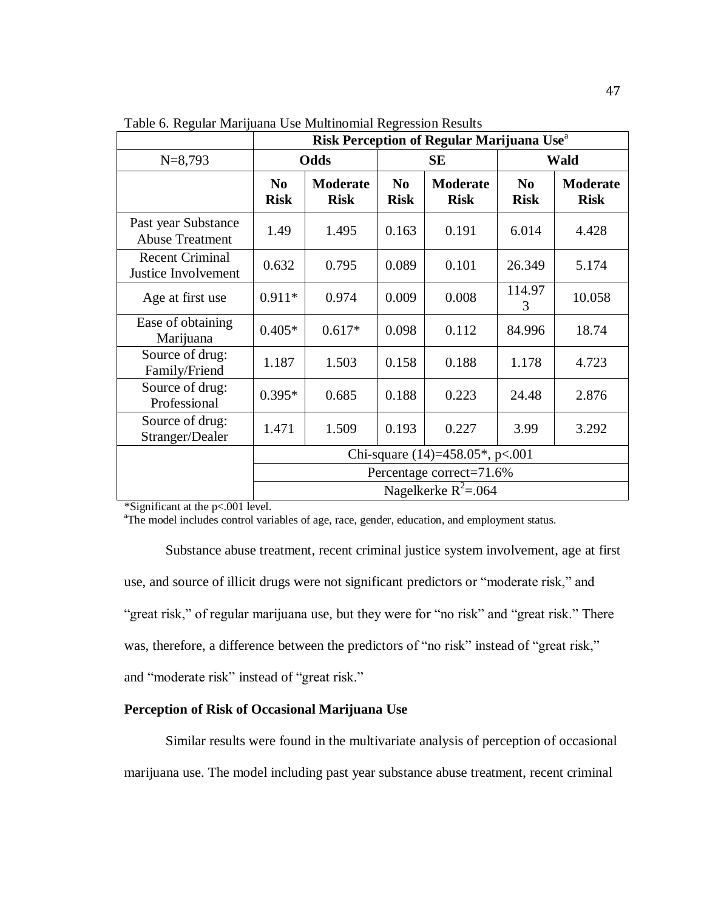Table 6. Regular Marijuana Use Multinomial Regression Results

| | Risk Perception of Regular Marijuana Use[a] | | | | | |
|---|---|---|---|---|---|---|
| N=8,793 | **Odds** | | **SE** | | **Wald** | |
| | **No Risk** | **Moderate Risk** | **No Risk** | **Moderate Risk** | **No Risk** | **Moderate Risk** |
| Past year Substance Abuse Treatment | 1.49 | 1.495 | 0.163 | 0.191 | 6.014 | 4.428 |
| Recent Criminal Justice Involvement | 0.632 | 0.795 | 0.089 | 0.101 | 26.349 | 5.174 |
| Age at first use | 0.911* | 0.974 | 0.009 | 0.008 | 114.973 | 10.058 |
| Ease of obtaining Marijuana | 0.405* | 0.617* | 0.098 | 0.112 | 84.996 | 18.74 |
| Source of drug: Family/Friend | 1.187 | 1.503 | 0.158 | 0.188 | 1.178 | 4.723 |
| Source of drug: Professional | 0.395* | 0.685 | 0.188 | 0.223 | 24.48 | 2.876 |
| Source of drug: Stranger/Dealer | 1.471 | 1.509 | 0.193 | 0.227 | 3.99 | 3.292 |
| | Chi-square (14)=458.05*, p<.001 | | | | | |
| | Percentage correct=71.6% | | | | | |
| | Nagelkerke $R^2$=.064 | | | | | |

*Significant at the p<.001 level.

[a]The model includes control variables of age, race, gender, education, and employment status.

Substance abuse treatment, recent criminal justice system involvement, age at first use, and source of illicit drugs were not significant predictors or "moderate risk," and "great risk," of regular marijuana use, but they were for "no risk" and "great risk." There was, therefore, a difference between the predictors of "no risk" instead of "great risk," and "moderate risk" instead of "great risk."

**Perception of Risk of Occasional Marijuana Use**

Similar results were found in the multivariate analysis of perception of occasional marijuana use. The model including past year substance abuse treatment, recent criminal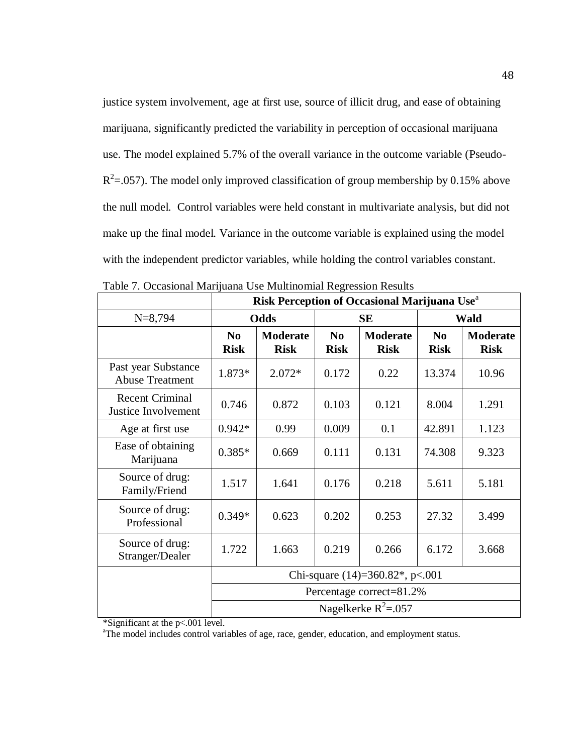justice system involvement, age at first use, source of illicit drug, and ease of obtaining marijuana, significantly predicted the variability in perception of occasional marijuana use. The model explained 5.7% of the overall variance in the outcome variable (Pseudo-$R^2$=.057). The model only improved classification of group membership by 0.15% above the null model. Control variables were held constant in multivariate analysis, but did not make up the final model. Variance in the outcome variable is explained using the model with the independent predictor variables, while holding the control variables constant.

Table 7. Occasional Marijuana Use Multinomial Regression Results

| | **Risk Perception of Occasional Marijuana Use**[a] | | | | | |
|---|---|---|---|---|---|---|
| N=8,794 | **Odds** | | **SE** | | **Wald** | |
| | **No Risk** | **Moderate Risk** | **No Risk** | **Moderate Risk** | **No Risk** | **Moderate Risk** |
| Past year Substance Abuse Treatment | 1.873* | 2.072* | 0.172 | 0.22 | 13.374 | 10.96 |
| Recent Criminal Justice Involvement | 0.746 | 0.872 | 0.103 | 0.121 | 8.004 | 1.291 |
| Age at first use | 0.942* | 0.99 | 0.009 | 0.1 | 42.891 | 1.123 |
| Ease of obtaining Marijuana | 0.385* | 0.669 | 0.111 | 0.131 | 74.308 | 9.323 |
| Source of drug: Family/Friend | 1.517 | 1.641 | 0.176 | 0.218 | 5.611 | 5.181 |
| Source of drug: Professional | 0.349* | 0.623 | 0.202 | 0.253 | 27.32 | 3.499 |
| Source of drug: Stranger/Dealer | 1.722 | 1.663 | 0.219 | 0.266 | 6.172 | 3.668 |
| | Chi-square (14)=360.82*, p<.001 | | | | | |
| | Percentage correct=81.2% | | | | | |
| | Nagelkerke $R^2$=.057 | | | | | |

*Significant at the p<.001 level.

[a]The model includes control variables of age, race, gender, education, and employment status.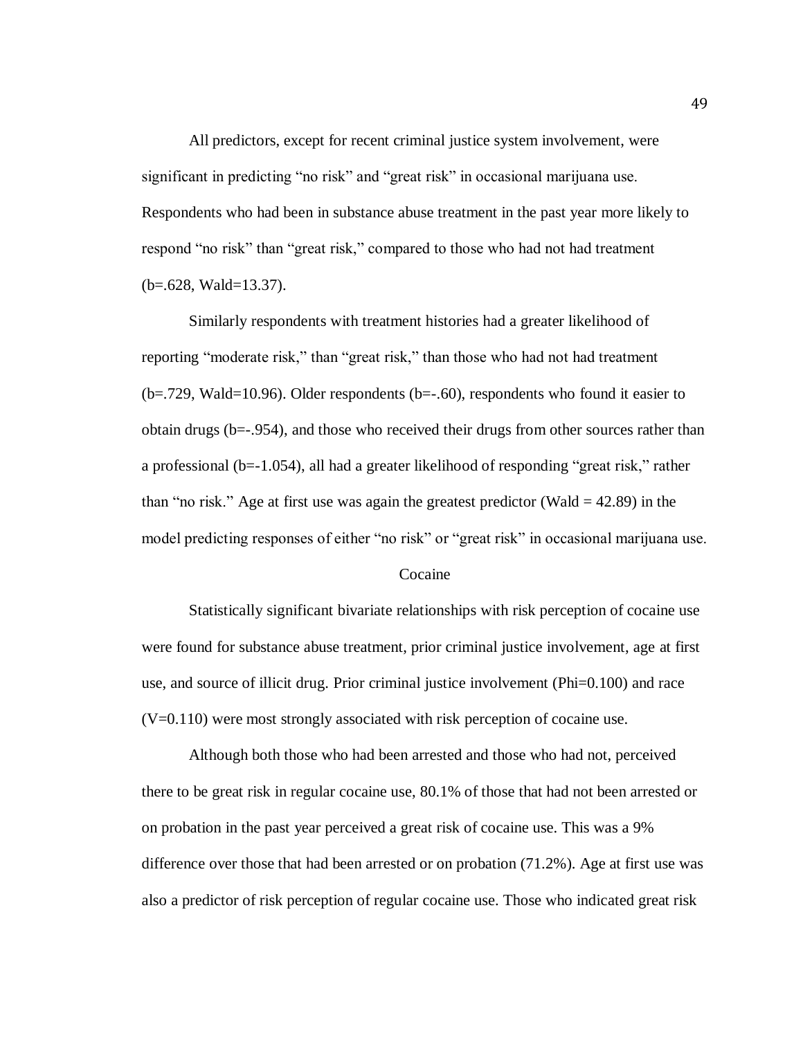All predictors, except for recent criminal justice system involvement, were significant in predicting "no risk" and "great risk" in occasional marijuana use. Respondents who had been in substance abuse treatment in the past year more likely to respond "no risk" than "great risk," compared to those who had not had treatment (b=.628, Wald=13.37).

Similarly respondents with treatment histories had a greater likelihood of reporting "moderate risk," than "great risk," than those who had not had treatment (b=.729, Wald=10.96). Older respondents (b=-.60), respondents who found it easier to obtain drugs (b=-.954), and those who received their drugs from other sources rather than a professional (b=-1.054), all had a greater likelihood of responding "great risk," rather than "no risk." Age at first use was again the greatest predictor (Wald = 42.89) in the model predicting responses of either "no risk" or "great risk" in occasional marijuana use.

## Cocaine

Statistically significant bivariate relationships with risk perception of cocaine use were found for substance abuse treatment, prior criminal justice involvement, age at first use, and source of illicit drug. Prior criminal justice involvement (Phi=0.100) and race (V=0.110) were most strongly associated with risk perception of cocaine use.

Although both those who had been arrested and those who had not, perceived there to be great risk in regular cocaine use, 80.1% of those that had not been arrested or on probation in the past year perceived a great risk of cocaine use. This was a 9% difference over those that had been arrested or on probation (71.2%). Age at first use was also a predictor of risk perception of regular cocaine use. Those who indicated great risk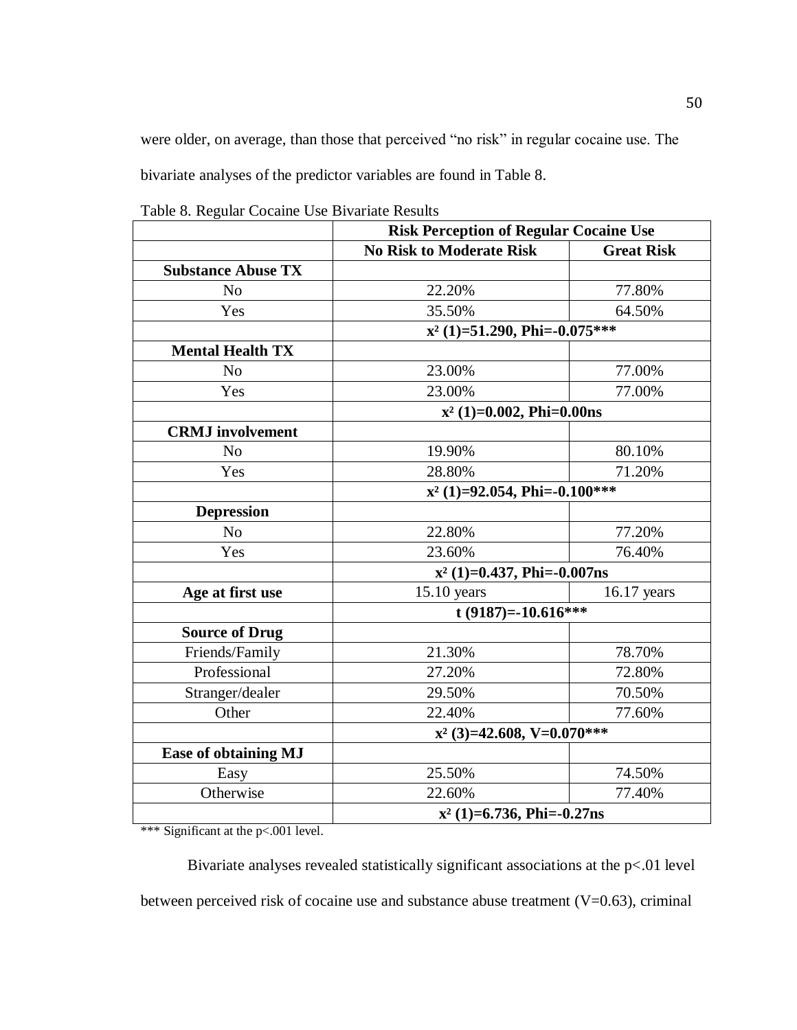were older, on average, than those that perceived "no risk" in regular cocaine use. The bivariate analyses of the predictor variables are found in Table 8.

Table 8. Regular Cocaine Use Bivariate Results

| | Risk Perception of Regular Cocaine Use | |
|---|---|---|
| | **No Risk to Moderate Risk** | **Great Risk** |
| **Substance Abuse TX** | | |
| No | 22.20% | 77.80% |
| Yes | 35.50% | 64.50% |
| | **$x^2$ (1)=51.290, Phi=-0.075*** ** | |
| **Mental Health TX** | | |
| No | 23.00% | 77.00% |
| Yes | 23.00% | 77.00% |
| | **$x^2$ (1)=0.002, Phi=0.00ns** | |
| **CRMJ involvement** | | |
| No | 19.90% | 80.10% |
| Yes | 28.80% | 71.20% |
| | **$x^2$ (1)=92.054, Phi=-0.100*** ** | |
| **Depression** | | |
| No | 22.80% | 77.20% |
| Yes | 23.60% | 76.40% |
| | **$x^2$ (1)=0.437, Phi=-0.007ns** | |
| **Age at first use** | 15.10 years | 16.17 years |
| | **t (9187)=-10.616*** ** | |
| **Source of Drug** | | |
| Friends/Family | 21.30% | 78.70% |
| Professional | 27.20% | 72.80% |
| Stranger/dealer | 29.50% | 70.50% |
| Other | 22.40% | 77.60% |
| | **$x^2$ (3)=42.608, V=0.070*** ** | |
| **Ease of obtaining MJ** | | |
| Easy | 25.50% | 74.50% |
| Otherwise | 22.60% | 77.40% |
| | **$x^2$ (1)=6.736, Phi=-0.27ns** | |

*** Significant at the p<.001 level.

Bivariate analyses revealed statistically significant associations at the p<.01 level between perceived risk of cocaine use and substance abuse treatment (V=0.63), criminal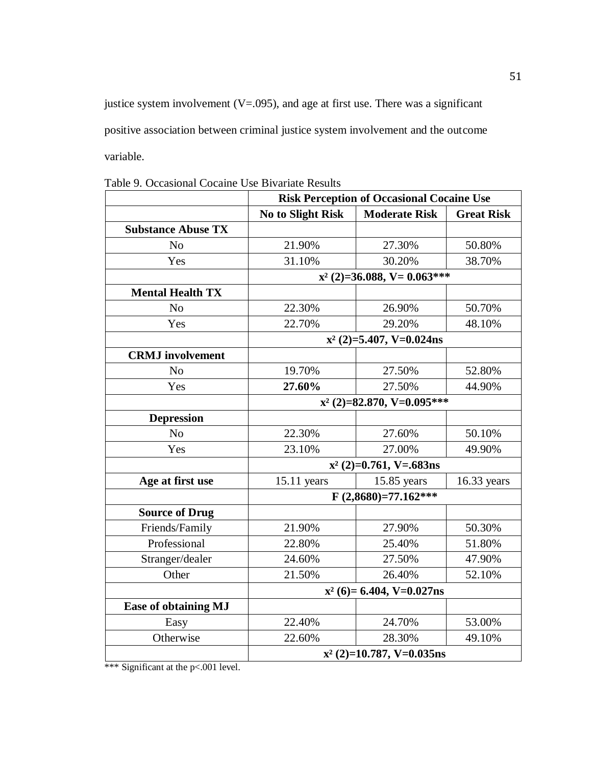justice system involvement (V=.095), and age at first use. There was a significant positive association between criminal justice system involvement and the outcome variable.

Table 9. Occasional Cocaine Use Bivariate Results

| | **Risk Perception of Occasional Cocaine Use** | | |
|---|---|---|---|
| | **No to Slight Risk** | **Moderate Risk** | **Great Risk** |
| **Substance Abuse TX** | | | |
| No | 21.90% | 27.30% | 50.80% |
| Yes | 31.10% | 30.20% | 38.70% |
| | **$x^2$ (2)=36.088, V= 0.063*** ** | | |
| **Mental Health TX** | | | |
| No | 22.30% | 26.90% | 50.70% |
| Yes | 22.70% | 29.20% | 48.10% |
| | **$x^2$ (2)=5.407, V=0.024ns** | | |
| **CRMJ involvement** | | | |
| No | 19.70% | 27.50% | 52.80% |
| Yes | **27.60%** | 27.50% | 44.90% |
| | **$x^2$ (2)=82.870, V=0.095*** ** | | |
| **Depression** | | | |
| No | 22.30% | 27.60% | 50.10% |
| Yes | 23.10% | 27.00% | 49.90% |
| | **$x^2$ (2)=0.761, V=.683ns** | | |
| **Age at first use** | 15.11 years | 15.85 years | 16.33 years |
| | **F (2,8680)=77.162*** ** | | |
| **Source of Drug** | | | |
| Friends/Family | 21.90% | 27.90% | 50.30% |
| Professional | 22.80% | 25.40% | 51.80% |
| Stranger/dealer | 24.60% | 27.50% | 47.90% |
| Other | 21.50% | 26.40% | 52.10% |
| | **$x^2$ (6)= 6.404, V=0.027ns** | | |
| **Ease of obtaining MJ** | | | |
| Easy | 22.40% | 24.70% | 53.00% |
| Otherwise | 22.60% | 28.30% | 49.10% |
| | **$x^2$ (2)=10.787, V=0.035ns** | | |

*** Significant at the p<.001 level.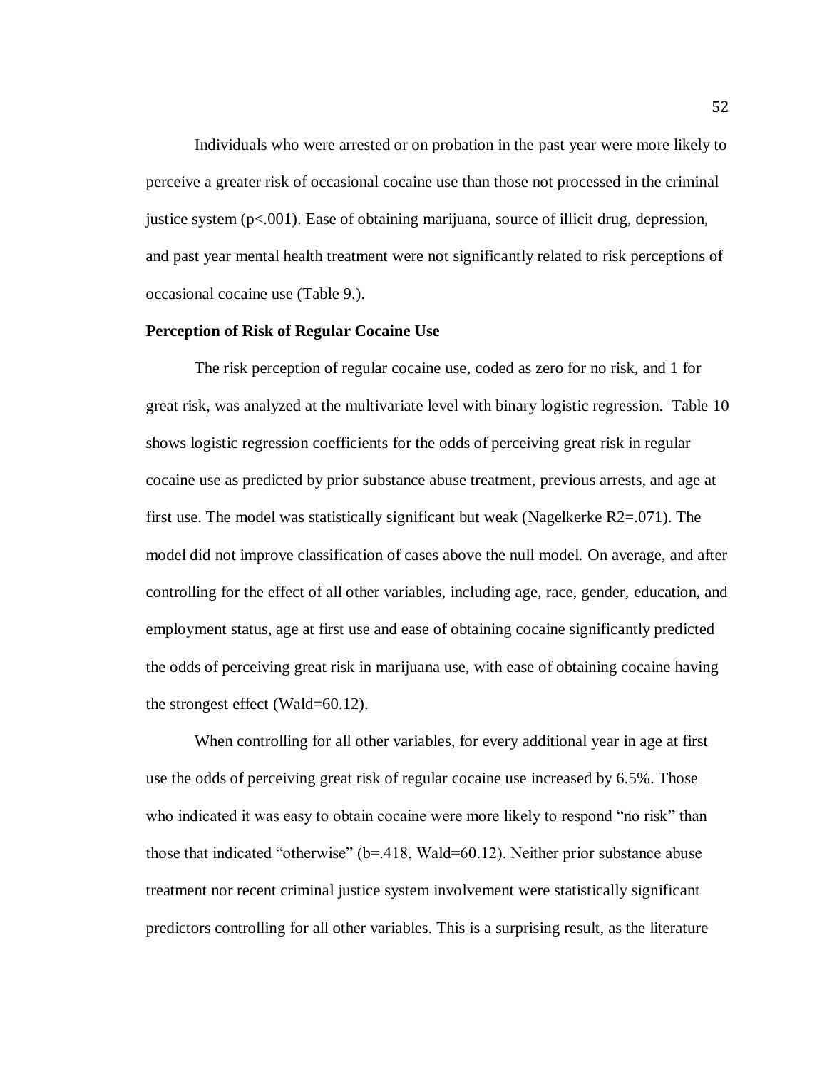Individuals who were arrested or on probation in the past year were more likely to perceive a greater risk of occasional cocaine use than those not processed in the criminal justice system ($p<.001$). Ease of obtaining marijuana, source of illicit drug, depression, and past year mental health treatment were not significantly related to risk perceptions of occasional cocaine use (Table 9.).

**Perception of Risk of Regular Cocaine Use**

The risk perception of regular cocaine use, coded as zero for no risk, and 1 for great risk, was analyzed at the multivariate level with binary logistic regression. Table 10 shows logistic regression coefficients for the odds of perceiving great risk in regular cocaine use as predicted by prior substance abuse treatment, previous arrests, and age at first use. The model was statistically significant but weak (Nagelkerke $R2=.071$). The model did not improve classification of cases above the null model. On average, and after controlling for the effect of all other variables, including age, race, gender, education, and employment status, age at first use and ease of obtaining cocaine significantly predicted the odds of perceiving great risk in marijuana use, with ease of obtaining cocaine having the strongest effect (Wald=60.12).

When controlling for all other variables, for every additional year in age at first use the odds of perceiving great risk of regular cocaine use increased by 6.5%. Those who indicated it was easy to obtain cocaine were more likely to respond "no risk" than those that indicated "otherwise" ($b=.418$, Wald=60.12). Neither prior substance abuse treatment nor recent criminal justice system involvement were statistically significant predictors controlling for all other variables. This is a surprising result, as the literature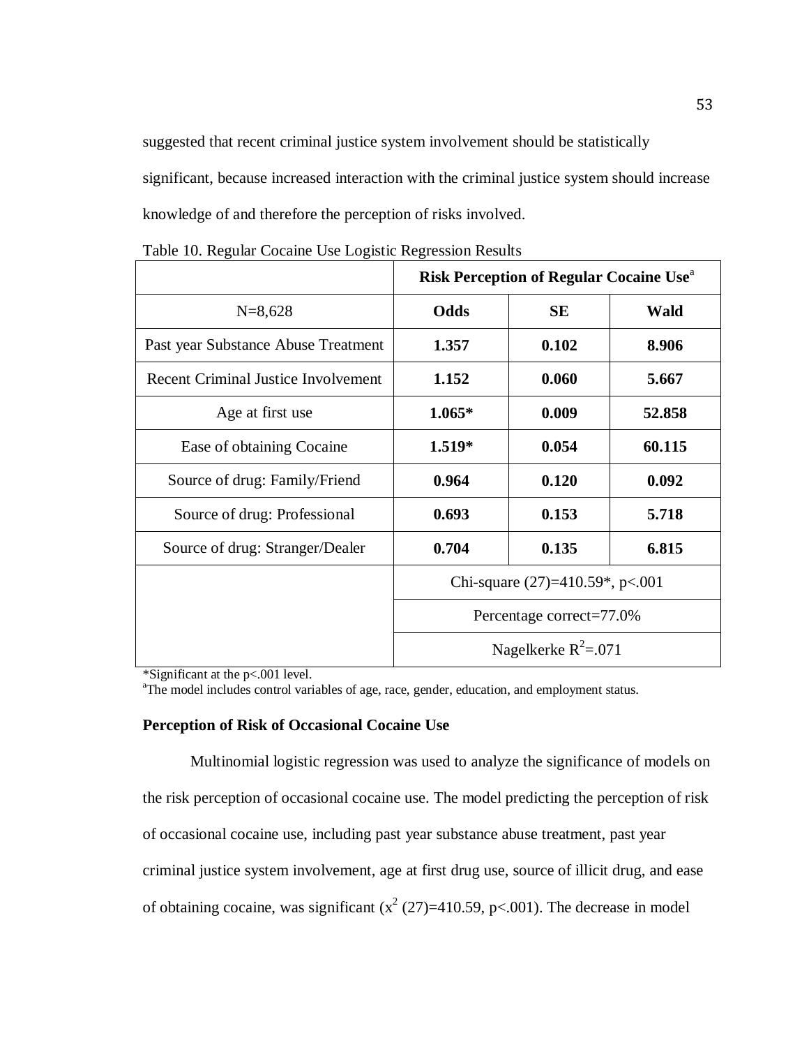suggested that recent criminal justice system involvement should be statistically significant, because increased interaction with the criminal justice system should increase knowledge of and therefore the perception of risks involved.

Table 10. Regular Cocaine Use Logistic Regression Results

| | **Risk Perception of Regular Cocaine Use**[a] | | |
|---|---|---|---|
| N=8,628 | **Odds** | **SE** | **Wald** |
| Past year Substance Abuse Treatment | **1.357** | **0.102** | **8.906** |
| Recent Criminal Justice Involvement | **1.152** | **0.060** | **5.667** |
| Age at first use | **1.065*** | **0.009** | **52.858** |
| Ease of obtaining Cocaine | **1.519*** | **0.054** | **60.115** |
| Source of drug: Family/Friend | **0.964** | **0.120** | **0.092** |
| Source of drug: Professional | **0.693** | **0.153** | **5.718** |
| Source of drug: Stranger/Dealer | **0.704** | **0.135** | **6.815** |
| | Chi-square (27)=410.59*, p<.001 | | |
| | Percentage correct=77.0% | | |
| | Nagelkerke $R^2$=.071 | | |

*Significant at the p<.001 level.
[a]The model includes control variables of age, race, gender, education, and employment status.

**Perception of Risk of Occasional Cocaine Use**

Multinomial logistic regression was used to analyze the significance of models on the risk perception of occasional cocaine use. The model predicting the perception of risk of occasional cocaine use, including past year substance abuse treatment, past year criminal justice system involvement, age at first drug use, source of illicit drug, and ease of obtaining cocaine, was significant ($x^2$ (27)=410.59, p<.001). The decrease in model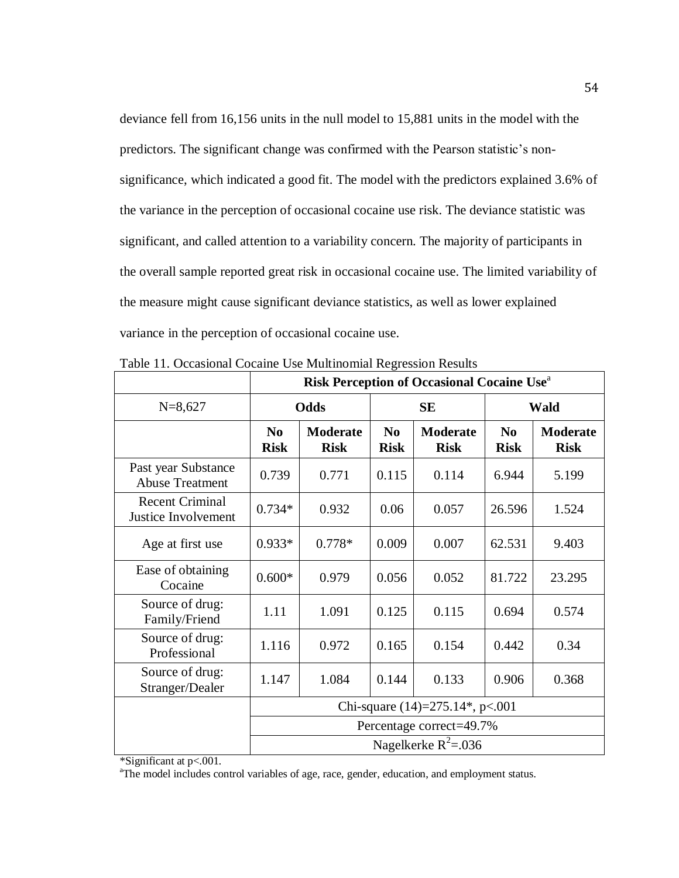deviance fell from 16,156 units in the null model to 15,881 units in the model with the predictors. The significant change was confirmed with the Pearson statistic's non-significance, which indicated a good fit. The model with the predictors explained 3.6% of the variance in the perception of occasional cocaine use risk. The deviance statistic was significant, and called attention to a variability concern. The majority of participants in the overall sample reported great risk in occasional cocaine use. The limited variability of the measure might cause significant deviance statistics, as well as lower explained variance in the perception of occasional cocaine use.

Table 11. Occasional Cocaine Use Multinomial Regression Results

| | Risk Perception of Occasional Cocaine Use[a] | | | | | |
|---|---|---|---|---|---|---|
| N=8,627 | **Odds** | | **SE** | | **Wald** | |
| | **No Risk** | **Moderate Risk** | **No Risk** | **Moderate Risk** | **No Risk** | **Moderate Risk** |
| Past year Substance Abuse Treatment | 0.739 | 0.771 | 0.115 | 0.114 | 6.944 | 5.199 |
| Recent Criminal Justice Involvement | 0.734* | 0.932 | 0.06 | 0.057 | 26.596 | 1.524 |
| Age at first use | 0.933* | 0.778* | 0.009 | 0.007 | 62.531 | 9.403 |
| Ease of obtaining Cocaine | 0.600* | 0.979 | 0.056 | 0.052 | 81.722 | 23.295 |
| Source of drug: Family/Friend | 1.11 | 1.091 | 0.125 | 0.115 | 0.694 | 0.574 |
| Source of drug: Professional | 1.116 | 0.972 | 0.165 | 0.154 | 0.442 | 0.34 |
| Source of drug: Stranger/Dealer | 1.147 | 1.084 | 0.144 | 0.133 | 0.906 | 0.368 |
| | Chi-square (14)=275.14*, $p<.001$ | | | | | |
| | Percentage correct=49.7% | | | | | |
| | Nagelkerke $R^2$=.036 | | | | | |

*Significant at $p<.001$.

[a]The model includes control variables of age, race, gender, education, and employment status.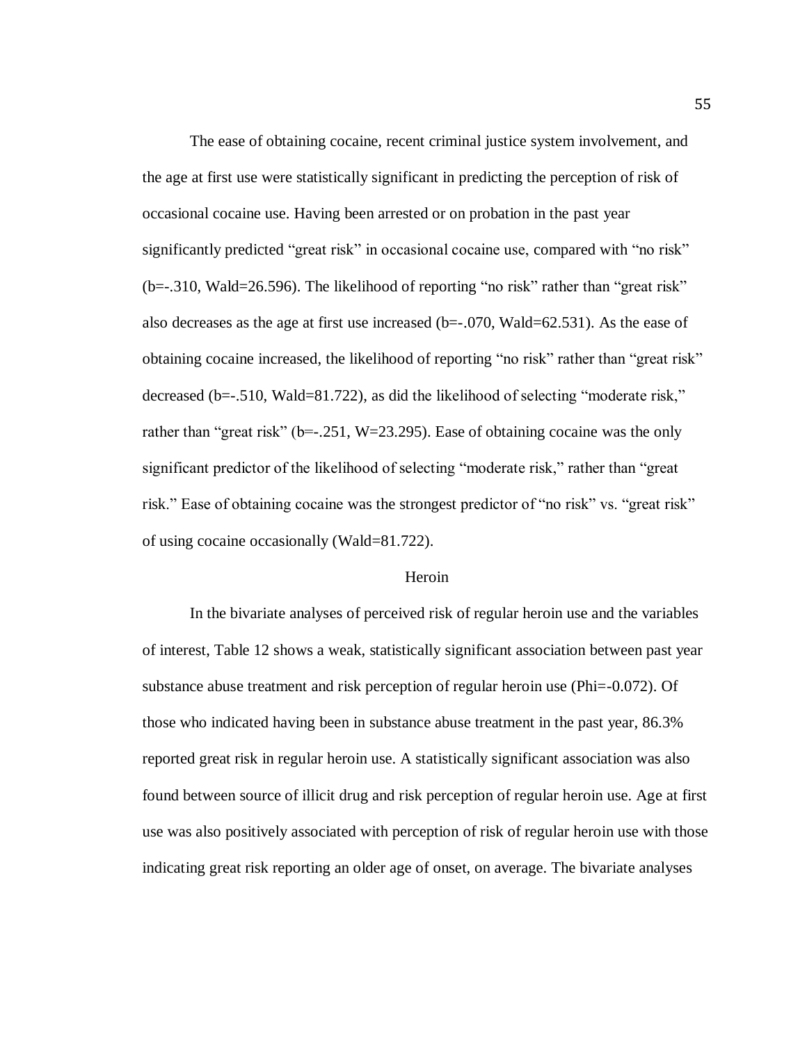The ease of obtaining cocaine, recent criminal justice system involvement, and the age at first use were statistically significant in predicting the perception of risk of occasional cocaine use. Having been arrested or on probation in the past year significantly predicted "great risk" in occasional cocaine use, compared with "no risk" ($b=-.310$, $Wald=26.596$). The likelihood of reporting "no risk" rather than "great risk" also decreases as the age at first use increased ($b=-.070$, $Wald=62.531$). As the ease of obtaining cocaine increased, the likelihood of reporting "no risk" rather than "great risk" decreased ($b=-.510$, $Wald=81.722$), as did the likelihood of selecting "moderate risk," rather than "great risk" ($b=-.251$, $W=23.295$). Ease of obtaining cocaine was the only significant predictor of the likelihood of selecting "moderate risk," rather than "great risk." Ease of obtaining cocaine was the strongest predictor of "no risk" vs. "great risk" of using cocaine occasionally ($Wald=81.722$).

## Heroin

In the bivariate analyses of perceived risk of regular heroin use and the variables of interest, Table 12 shows a weak, statistically significant association between past year substance abuse treatment and risk perception of regular heroin use ($Phi=-0.072$). Of those who indicated having been in substance abuse treatment in the past year, 86.3% reported great risk in regular heroin use. A statistically significant association was also found between source of illicit drug and risk perception of regular heroin use. Age at first use was also positively associated with perception of risk of regular heroin use with those indicating great risk reporting an older age of onset, on average. The bivariate analyses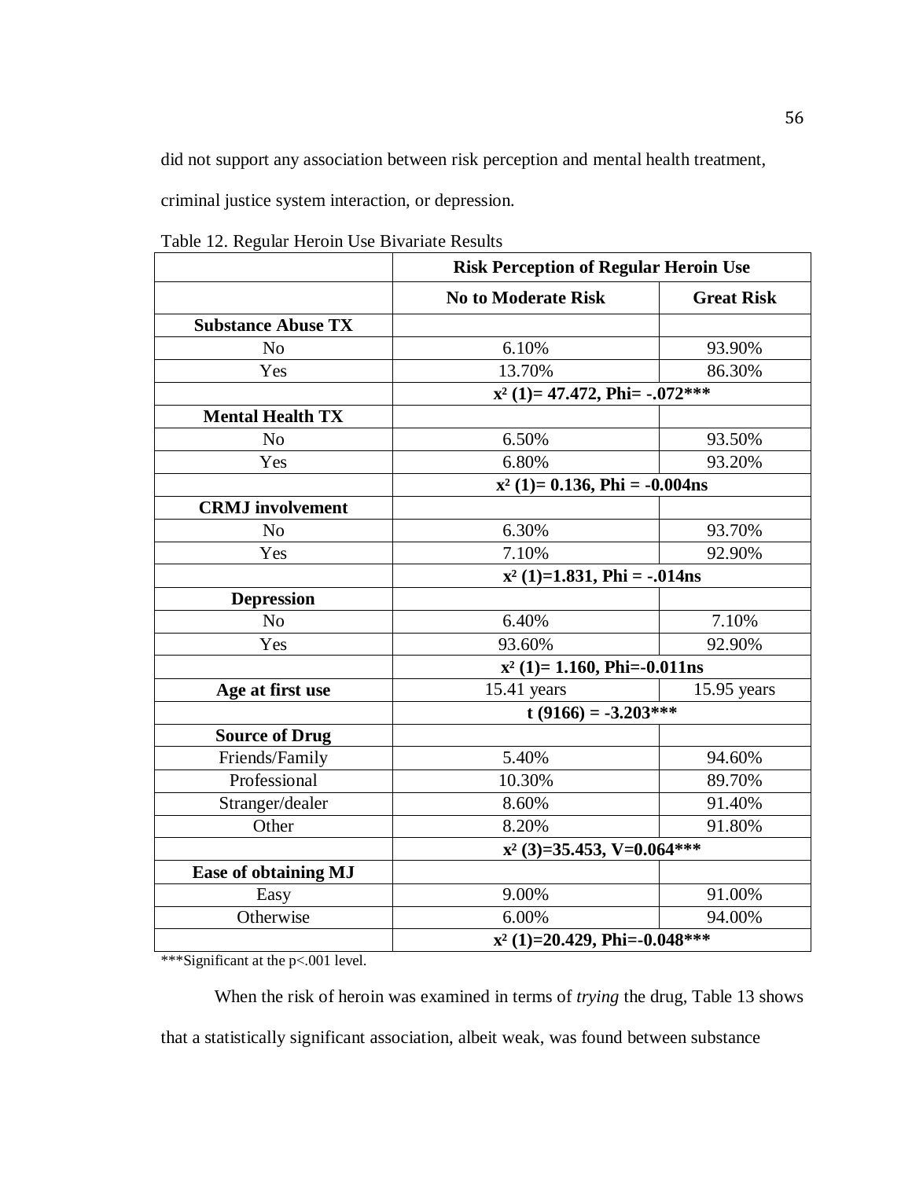did not support any association between risk perception and mental health treatment, criminal justice system interaction, or depression.

Table 12. Regular Heroin Use Bivariate Results

| | **Risk Perception of Regular Heroin Use** | |
|---|---|---|
| | **No to Moderate Risk** | **Great Risk** |
| **Substance Abuse TX** | | |
| No | 6.10% | 93.90% |
| Yes | 13.70% | 86.30% |
| | **$x^2$ (1)= 47.472, Phi= -.072\*\*\*** | |
| **Mental Health TX** | | |
| No | 6.50% | 93.50% |
| Yes | 6.80% | 93.20% |
| | **$x^2$ (1)= 0.136, Phi = -0.004ns** | |
| **CRMJ involvement** | | |
| No | 6.30% | 93.70% |
| Yes | 7.10% | 92.90% |
| | **$x^2$ (1)=1.831, Phi = -.014ns** | |
| **Depression** | | |
| No | 6.40% | 7.10% |
| Yes | 93.60% | 92.90% |
| | **$x^2$ (1)= 1.160, Phi=-0.011ns** | |
| **Age at first use** | 15.41 years | 15.95 years |
| | **t (9166) = -3.203\*\*\*** | |
| **Source of Drug** | | |
| Friends/Family | 5.40% | 94.60% |
| Professional | 10.30% | 89.70% |
| Stranger/dealer | 8.60% | 91.40% |
| Other | 8.20% | 91.80% |
| | **$x^2$ (3)=35.453, V=0.064\*\*\*** | |
| **Ease of obtaining MJ** | | |
| Easy | 9.00% | 91.00% |
| Otherwise | 6.00% | 94.00% |
| | **$x^2$ (1)=20.429, Phi=-0.048\*\*\*** | |

***Significant at the p<.001 level.

When the risk of heroin was examined in terms of *trying* the drug, Table 13 shows that a statistically significant association, albeit weak, was found between substance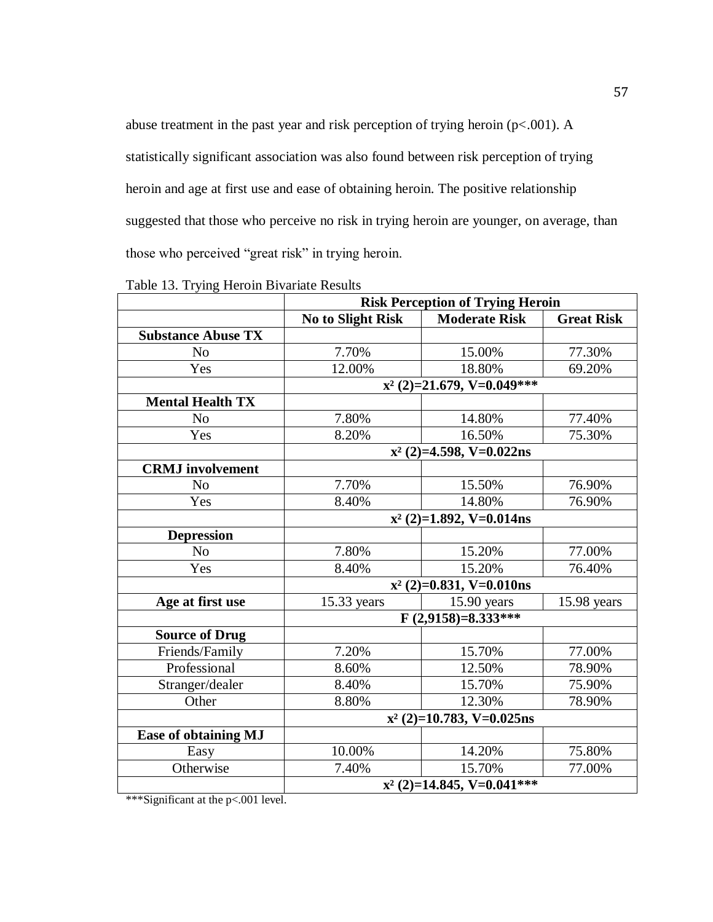abuse treatment in the past year and risk perception of trying heroin ($p<.001$). A statistically significant association was also found between risk perception of trying heroin and age at first use and ease of obtaining heroin. The positive relationship suggested that those who perceive no risk in trying heroin are younger, on average, than those who perceived "great risk" in trying heroin.

Table 13. Trying Heroin Bivariate Results

| | **Risk Perception of Trying Heroin** | | |
|---|---|---|---|
| | **No to Slight Risk** | **Moderate Risk** | **Great Risk** |
| **Substance Abuse TX** | | | |
| No | 7.70% | 15.00% | 77.30% |
| Yes | 12.00% | 18.80% | 69.20% |
| | **$x^2$ (2)=21.679, V=0.049*** ** | | |
| **Mental Health TX** | | | |
| No | 7.80% | 14.80% | 77.40% |
| Yes | 8.20% | 16.50% | 75.30% |
| | **$x^2$ (2)=4.598, V=0.022ns** | | |
| **CRMJ involvement** | | | |
| No | 7.70% | 15.50% | 76.90% |
| Yes | 8.40% | 14.80% | 76.90% |
| | **$x^2$ (2)=1.892, V=0.014ns** | | |
| **Depression** | | | |
| No | 7.80% | 15.20% | 77.00% |
| Yes | 8.40% | 15.20% | 76.40% |
| | **$x^2$ (2)=0.831, V=0.010ns** | | |
| **Age at first use** | 15.33 years | 15.90 years | 15.98 years |
| | **F (2,9158)=8.333*** ** | | |
| **Source of Drug** | | | |
| Friends/Family | 7.20% | 15.70% | 77.00% |
| Professional | 8.60% | 12.50% | 78.90% |
| Stranger/dealer | 8.40% | 15.70% | 75.90% |
| Other | 8.80% | 12.30% | 78.90% |
| | **$x^2$ (2)=10.783, V=0.025ns** | | |
| **Ease of obtaining MJ** | | | |
| Easy | 10.00% | 14.20% | 75.80% |
| Otherwise | 7.40% | 15.70% | 77.00% |
| | **$x^2$ (2)=14.845, V=0.041*** ** | | |

***Significant at the $p<.001$ level.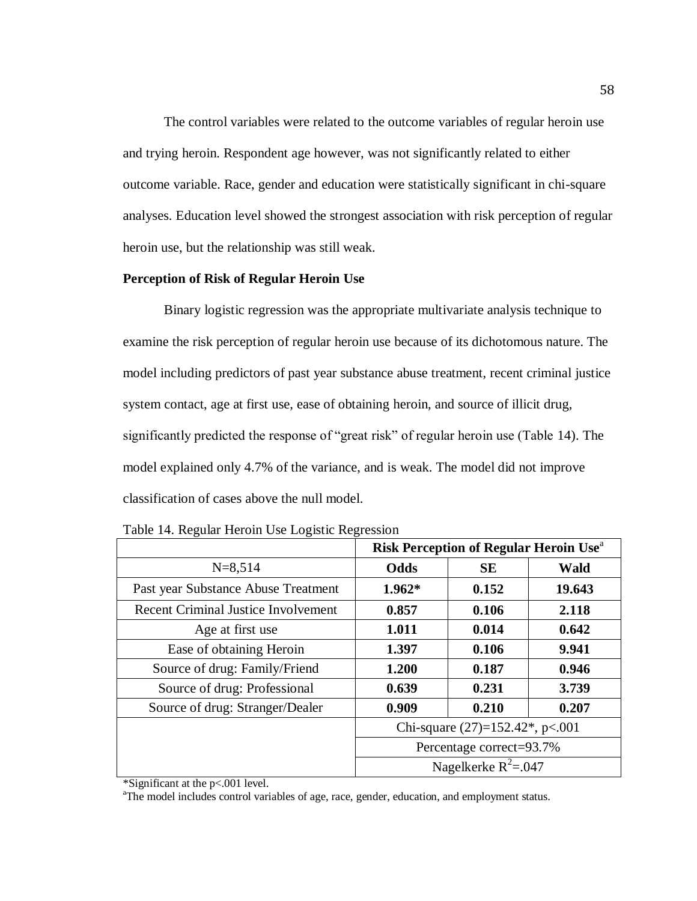The control variables were related to the outcome variables of regular heroin use and trying heroin. Respondent age however, was not significantly related to either outcome variable. Race, gender and education were statistically significant in chi-square analyses. Education level showed the strongest association with risk perception of regular heroin use, but the relationship was still weak.

**Perception of Risk of Regular Heroin Use**

Binary logistic regression was the appropriate multivariate analysis technique to examine the risk perception of regular heroin use because of its dichotomous nature. The model including predictors of past year substance abuse treatment, recent criminal justice system contact, age at first use, ease of obtaining heroin, and source of illicit drug, significantly predicted the response of "great risk" of regular heroin use (Table 14). The model explained only 4.7% of the variance, and is weak. The model did not improve classification of cases above the null model.

Table 14. Regular Heroin Use Logistic Regression

| | **Risk Perception of Regular Heroin Use**[a] | | |
|---|---|---|---|
| N=8,514 | **Odds** | **SE** | **Wald** |
| Past year Substance Abuse Treatment | **1.962*** | **0.152** | **19.643** |
| Recent Criminal Justice Involvement | **0.857** | **0.106** | **2.118** |
| Age at first use | **1.011** | **0.014** | **0.642** |
| Ease of obtaining Heroin | **1.397** | **0.106** | **9.941** |
| Source of drug: Family/Friend | **1.200** | **0.187** | **0.946** |
| Source of drug: Professional | **0.639** | **0.231** | **3.739** |
| Source of drug: Stranger/Dealer | **0.909** | **0.210** | **0.207** |
| | Chi-square (27)=152.42*, $p<.001$ | | |
| | Percentage correct=93.7% | | |
| | Nagelkerke $R^2$=.047 | | |

*Significant at the $p<.001$ level.

[a]The model includes control variables of age, race, gender, education, and employment status.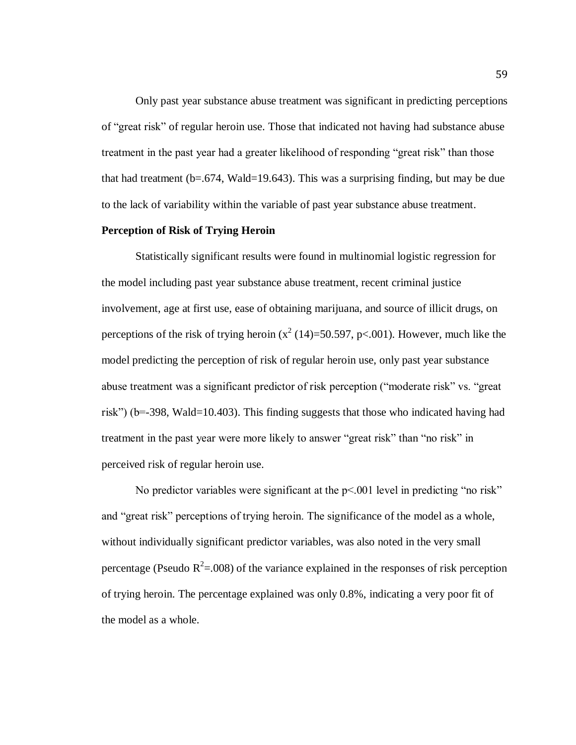Only past year substance abuse treatment was significant in predicting perceptions of "great risk" of regular heroin use. Those that indicated not having had substance abuse treatment in the past year had a greater likelihood of responding "great risk" than those that had treatment (b=.674, Wald=19.643). This was a surprising finding, but may be due to the lack of variability within the variable of past year substance abuse treatment.

**Perception of Risk of Trying Heroin**

Statistically significant results were found in multinomial logistic regression for the model including past year substance abuse treatment, recent criminal justice involvement, age at first use, ease of obtaining marijuana, and source of illicit drugs, on perceptions of the risk of trying heroin ($x^2$ (14)=50.597, p<.001). However, much like the model predicting the perception of risk of regular heroin use, only past year substance abuse treatment was a significant predictor of risk perception ("moderate risk" vs. "great risk") (b=-398, Wald=10.403). This finding suggests that those who indicated having had treatment in the past year were more likely to answer "great risk" than "no risk" in perceived risk of regular heroin use.

No predictor variables were significant at the p<.001 level in predicting "no risk" and "great risk" perceptions of trying heroin. The significance of the model as a whole, without individually significant predictor variables, was also noted in the very small percentage (Pseudo $R^2$=.008) of the variance explained in the responses of risk perception of trying heroin. The percentage explained was only 0.8%, indicating a very poor fit of the model as a whole.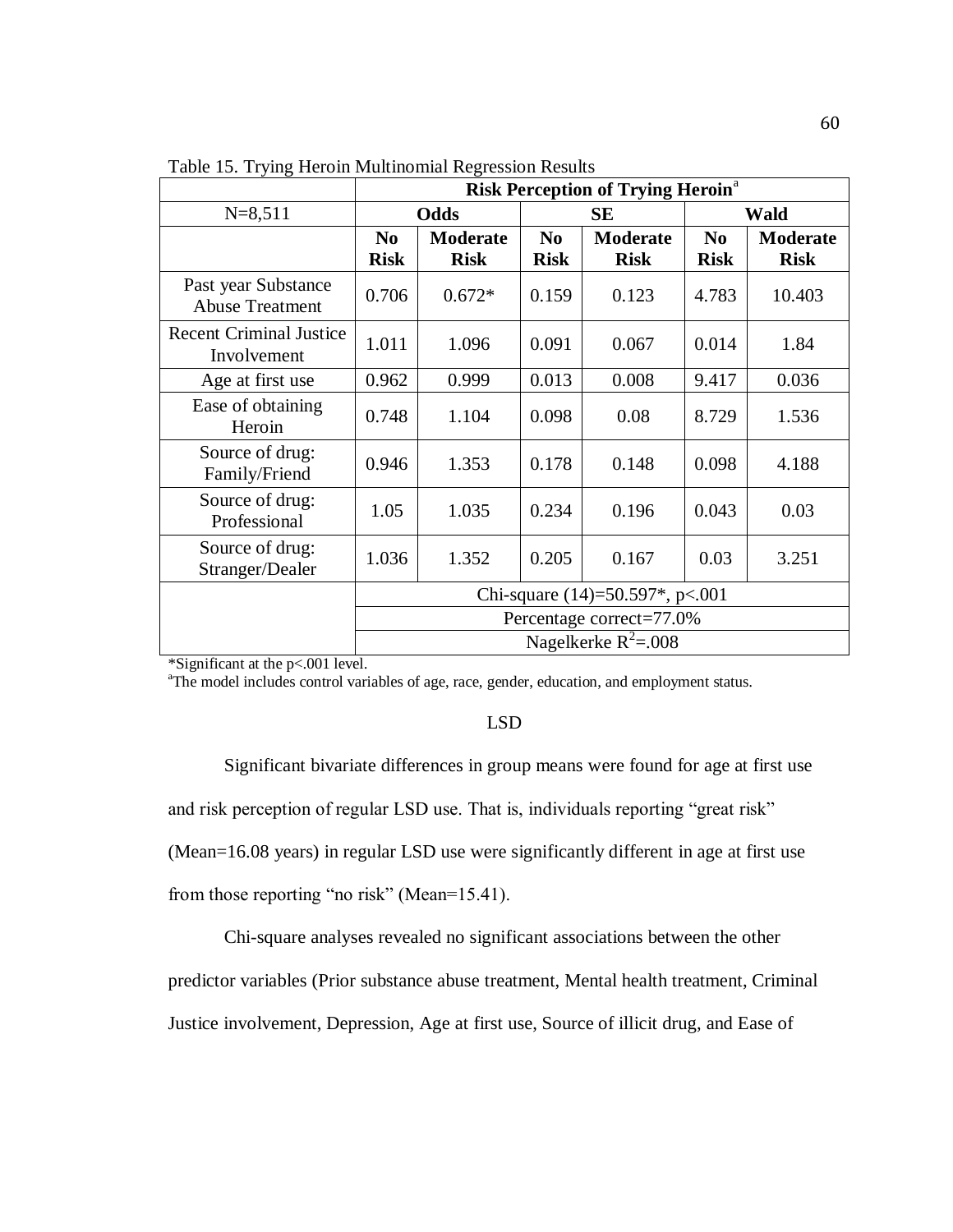Table 15. Trying Heroin Multinomial Regression Results

| | Risk Perception of Trying Heroin[a] | | | | | |
|---|---|---|---|---|---|---|
| N=8,511 | Odds | | SE | | Wald | |
| | No Risk | Moderate Risk | No Risk | Moderate Risk | No Risk | Moderate Risk |
| Past year Substance Abuse Treatment | 0.706 | 0.672* | 0.159 | 0.123 | 4.783 | 10.403 |
| Recent Criminal Justice Involvement | 1.011 | 1.096 | 0.091 | 0.067 | 0.014 | 1.84 |
| Age at first use | 0.962 | 0.999 | 0.013 | 0.008 | 9.417 | 0.036 |
| Ease of obtaining Heroin | 0.748 | 1.104 | 0.098 | 0.08 | 8.729 | 1.536 |
| Source of drug: Family/Friend | 0.946 | 1.353 | 0.178 | 0.148 | 0.098 | 4.188 |
| Source of drug: Professional | 1.05 | 1.035 | 0.234 | 0.196 | 0.043 | 0.03 |
| Source of drug: Stranger/Dealer | 1.036 | 1.352 | 0.205 | 0.167 | 0.03 | 3.251 |
| | Chi-square (14)=50.597*, $p<.001$ | | | | | |
| | Percentage correct=77.0% | | | | | |
| | Nagelkerke $R^2$=.008 | | | | | |

*Significant at the $p<.001$ level.

[a]The model includes control variables of age, race, gender, education, and employment status.

## LSD

Significant bivariate differences in group means were found for age at first use and risk perception of regular LSD use. That is, individuals reporting "great risk" (Mean=16.08 years) in regular LSD use were significantly different in age at first use from those reporting "no risk" (Mean=15.41).

Chi-square analyses revealed no significant associations between the other predictor variables (Prior substance abuse treatment, Mental health treatment, Criminal Justice involvement, Depression, Age at first use, Source of illicit drug, and Ease of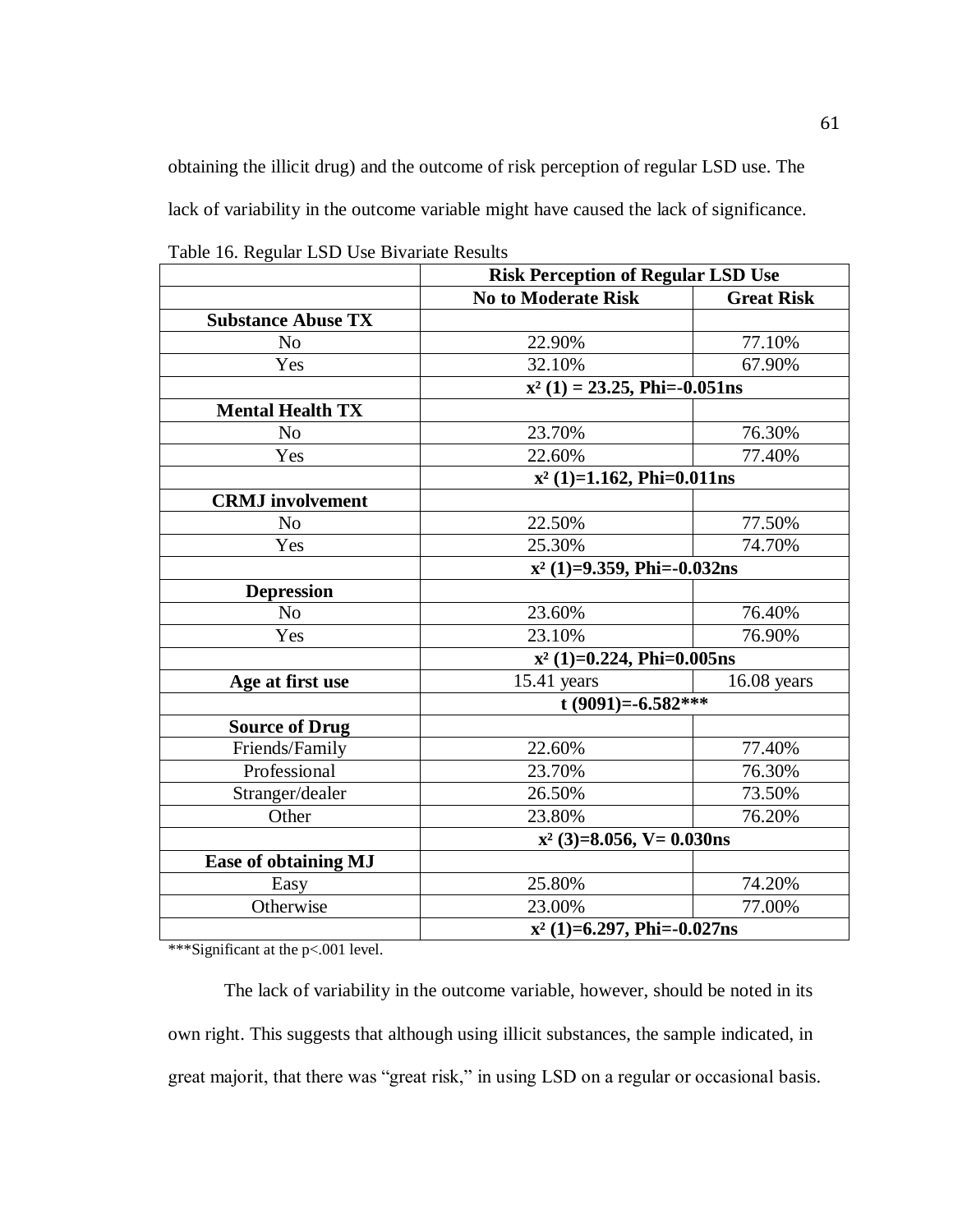obtaining the illicit drug) and the outcome of risk perception of regular LSD use. The lack of variability in the outcome variable might have caused the lack of significance.

Table 16. Regular LSD Use Bivariate Results

| | **Risk Perception of Regular LSD Use** | |
|---|---|---|
| | **No to Moderate Risk** | **Great Risk** |
| **Substance Abuse TX** | | |
| No | 22.90% | 77.10% |
| Yes | 32.10% | 67.90% |
| | **$x^2$ (1) = 23.25, Phi=-0.051ns** | |
| **Mental Health TX** | | |
| No | 23.70% | 76.30% |
| Yes | 22.60% | 77.40% |
| | **$x^2$ (1)=1.162, Phi=0.011ns** | |
| **CRMJ involvement** | | |
| No | 22.50% | 77.50% |
| Yes | 25.30% | 74.70% |
| | **$x^2$ (1)=9.359, Phi=-0.032ns** | |
| **Depression** | | |
| No | 23.60% | 76.40% |
| Yes | 23.10% | 76.90% |
| | **$x^2$ (1)=0.224, Phi=0.005ns** | |
| **Age at first use** | 15.41 years | 16.08 years |
| | **t (9091)=-6.582*** ** | |
| **Source of Drug** | | |
| Friends/Family | 22.60% | 77.40% |
| Professional | 23.70% | 76.30% |
| Stranger/dealer | 26.50% | 73.50% |
| Other | 23.80% | 76.20% |
| | **$x^2$ (3)=8.056, V= 0.030ns** | |
| **Ease of obtaining MJ** | | |
| Easy | 25.80% | 74.20% |
| Otherwise | 23.00% | 77.00% |
| | **$x^2$ (1)=6.297, Phi=-0.027ns** | |

***Significant at the p<.001 level.

The lack of variability in the outcome variable, however, should be noted in its own right. This suggests that although using illicit substances, the sample indicated, in great majorit, that there was "great risk," in using LSD on a regular or occasional basis.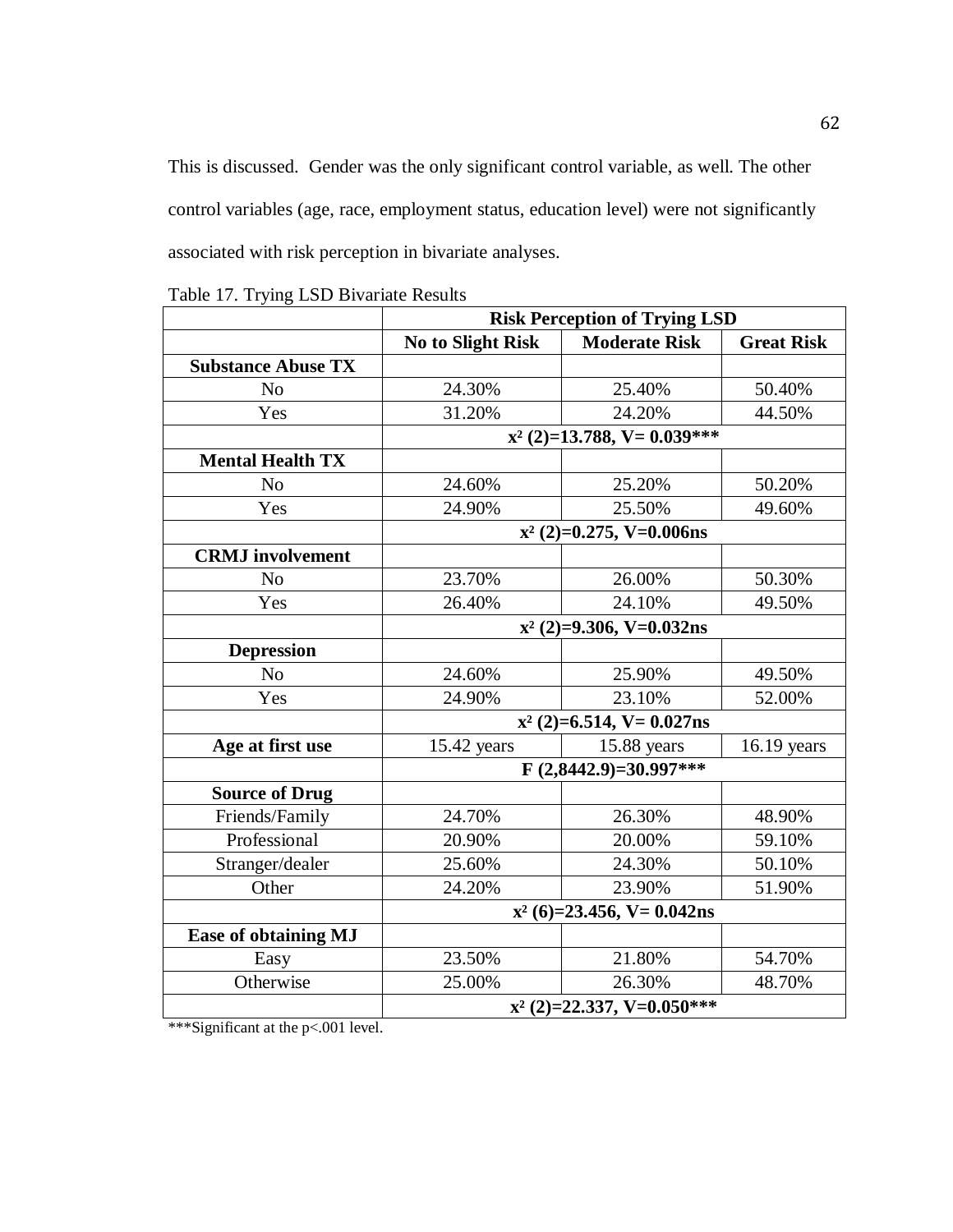This is discussed. Gender was the only significant control variable, as well. The other control variables (age, race, employment status, education level) were not significantly associated with risk perception in bivariate analyses.

Table 17. Trying LSD Bivariate Results

| | **Risk Perception of Trying LSD** | | |
|---|---|---|---|
| | **No to Slight Risk** | **Moderate Risk** | **Great Risk** |
| **Substance Abuse TX** | | | |
| No | 24.30% | 25.40% | 50.40% |
| Yes | 31.20% | 24.20% | 44.50% |
| | **$x^2$ (2)=13.788, V= 0.039*** ** | | |
| **Mental Health TX** | | | |
| No | 24.60% | 25.20% | 50.20% |
| Yes | 24.90% | 25.50% | 49.60% |
| | **$x^2$ (2)=0.275, V=0.006ns** | | |
| **CRMJ involvement** | | | |
| No | 23.70% | 26.00% | 50.30% |
| Yes | 26.40% | 24.10% | 49.50% |
| | **$x^2$ (2)=9.306, V=0.032ns** | | |
| **Depression** | | | |
| No | 24.60% | 25.90% | 49.50% |
| Yes | 24.90% | 23.10% | 52.00% |
| | **$x^2$ (2)=6.514, V= 0.027ns** | | |
| **Age at first use** | 15.42 years | 15.88 years | 16.19 years |
| | **F (2,8442.9)=30.997*** ** | | |
| **Source of Drug** | | | |
| Friends/Family | 24.70% | 26.30% | 48.90% |
| Professional | 20.90% | 20.00% | 59.10% |
| Stranger/dealer | 25.60% | 24.30% | 50.10% |
| Other | 24.20% | 23.90% | 51.90% |
| | **$x^2$ (6)=23.456, V= 0.042ns** | | |
| **Ease of obtaining MJ** | | | |
| Easy | 23.50% | 21.80% | 54.70% |
| Otherwise | 25.00% | 26.30% | 48.70% |
| | **$x^2$ (2)=22.337, V=0.050*** ** | | |

***Significant at the p<.001 level.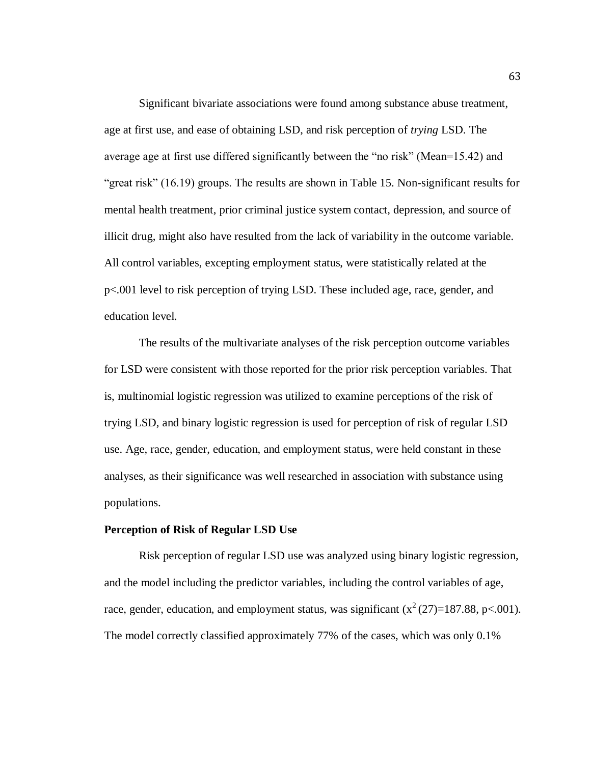Significant bivariate associations were found among substance abuse treatment, age at first use, and ease of obtaining LSD, and risk perception of *trying* LSD. The average age at first use differed significantly between the "no risk" (Mean=15.42) and "great risk" (16.19) groups. The results are shown in Table 15. Non-significant results for mental health treatment, prior criminal justice system contact, depression, and source of illicit drug, might also have resulted from the lack of variability in the outcome variable. All control variables, excepting employment status, were statistically related at the p<.001 level to risk perception of trying LSD. These included age, race, gender, and education level.

The results of the multivariate analyses of the risk perception outcome variables for LSD were consistent with those reported for the prior risk perception variables. That is, multinomial logistic regression was utilized to examine perceptions of the risk of trying LSD, and binary logistic regression is used for perception of risk of regular LSD use. Age, race, gender, education, and employment status, were held constant in these analyses, as their significance was well researched in association with substance using populations.

**Perception of Risk of Regular LSD Use**

Risk perception of regular LSD use was analyzed using binary logistic regression, and the model including the predictor variables, including the control variables of age, race, gender, education, and employment status, was significant ($x^2$ (27)=187.88, p<.001). The model correctly classified approximately 77% of the cases, which was only 0.1%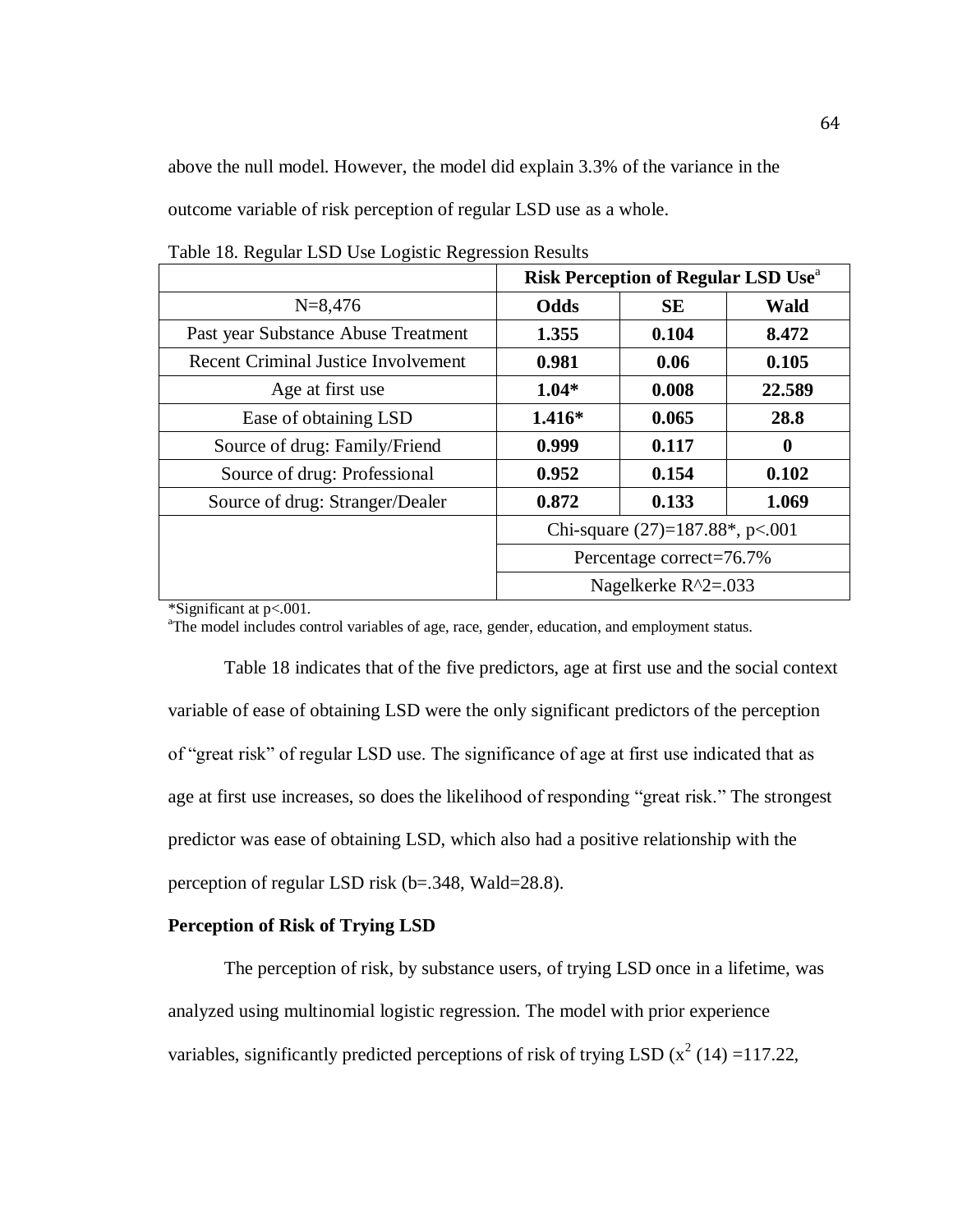above the null model. However, the model did explain 3.3% of the variance in the outcome variable of risk perception of regular LSD use as a whole.

Table 18. Regular LSD Use Logistic Regression Results

| | **Risk Perception of Regular LSD Use**[a] | | |
|---|---|---|---|
| N=8,476 | **Odds** | **SE** | **Wald** |
| Past year Substance Abuse Treatment | **1.355** | **0.104** | **8.472** |
| Recent Criminal Justice Involvement | **0.981** | **0.06** | **0.105** |
| Age at first use | **1.04*** | **0.008** | **22.589** |
| Ease of obtaining LSD | **1.416*** | **0.065** | **28.8** |
| Source of drug: Family/Friend | **0.999** | **0.117** | **0** |
| Source of drug: Professional | **0.952** | **0.154** | **0.102** |
| Source of drug: Stranger/Dealer | **0.872** | **0.133** | **1.069** |
| | Chi-square (27)=187.88*, p<.001 | | |
| | Percentage correct=76.7% | | |
| | Nagelkerke R^2=.033 | | |

*Significant at p<.001.

[a]The model includes control variables of age, race, gender, education, and employment status.

Table 18 indicates that of the five predictors, age at first use and the social context variable of ease of obtaining LSD were the only significant predictors of the perception of "great risk" of regular LSD use. The significance of age at first use indicated that as age at first use increases, so does the likelihood of responding "great risk." The strongest predictor was ease of obtaining LSD, which also had a positive relationship with the perception of regular LSD risk (b=.348, Wald=28.8).

**Perception of Risk of Trying LSD**

The perception of risk, by substance users, of trying LSD once in a lifetime, was analyzed using multinomial logistic regression. The model with prior experience variables, significantly predicted perceptions of risk of trying LSD ($x^2$ (14) =117.22,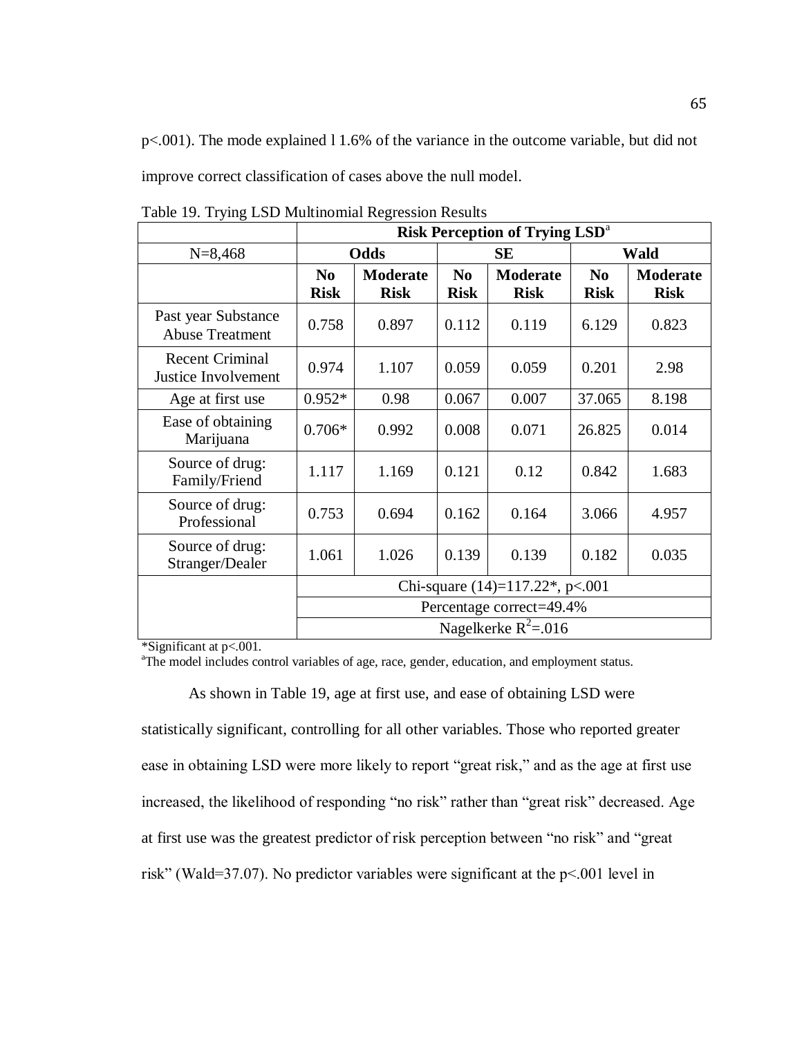p<.001). The mode explained l 1.6% of the variance in the outcome variable, but did not improve correct classification of cases above the null model.

Table 19. Trying LSD Multinomial Regression Results

| | Risk Perception of Trying LSD[a] | | | | | |
|---|---|---|---|---|---|---|
| N=8,468 | **Odds** | | **SE** | | **Wald** | |
| | **No Risk** | **Moderate Risk** | **No Risk** | **Moderate Risk** | **No Risk** | **Moderate Risk** |
| Past year Substance Abuse Treatment | 0.758 | 0.897 | 0.112 | 0.119 | 6.129 | 0.823 |
| Recent Criminal Justice Involvement | 0.974 | 1.107 | 0.059 | 0.059 | 0.201 | 2.98 |
| Age at first use | 0.952* | 0.98 | 0.067 | 0.007 | 37.065 | 8.198 |
| Ease of obtaining Marijuana | 0.706* | 0.992 | 0.008 | 0.071 | 26.825 | 0.014 |
| Source of drug: Family/Friend | 1.117 | 1.169 | 0.121 | 0.12 | 0.842 | 1.683 |
| Source of drug: Professional | 0.753 | 0.694 | 0.162 | 0.164 | 3.066 | 4.957 |
| Source of drug: Stranger/Dealer | 1.061 | 1.026 | 0.139 | 0.139 | 0.182 | 0.035 |
| | Chi-square (14)=117.22*, p<.001 | | | | | |
| | Percentage correct=49.4% | | | | | |
| | Nagelkerke $R^2$=.016 | | | | | |

*Significant at p<.001.

[a]The model includes control variables of age, race, gender, education, and employment status.

As shown in Table 19, age at first use, and ease of obtaining LSD were statistically significant, controlling for all other variables. Those who reported greater ease in obtaining LSD were more likely to report "great risk," and as the age at first use increased, the likelihood of responding "no risk" rather than "great risk" decreased. Age at first use was the greatest predictor of risk perception between "no risk" and "great risk" (Wald=37.07). No predictor variables were significant at the p<.001 level in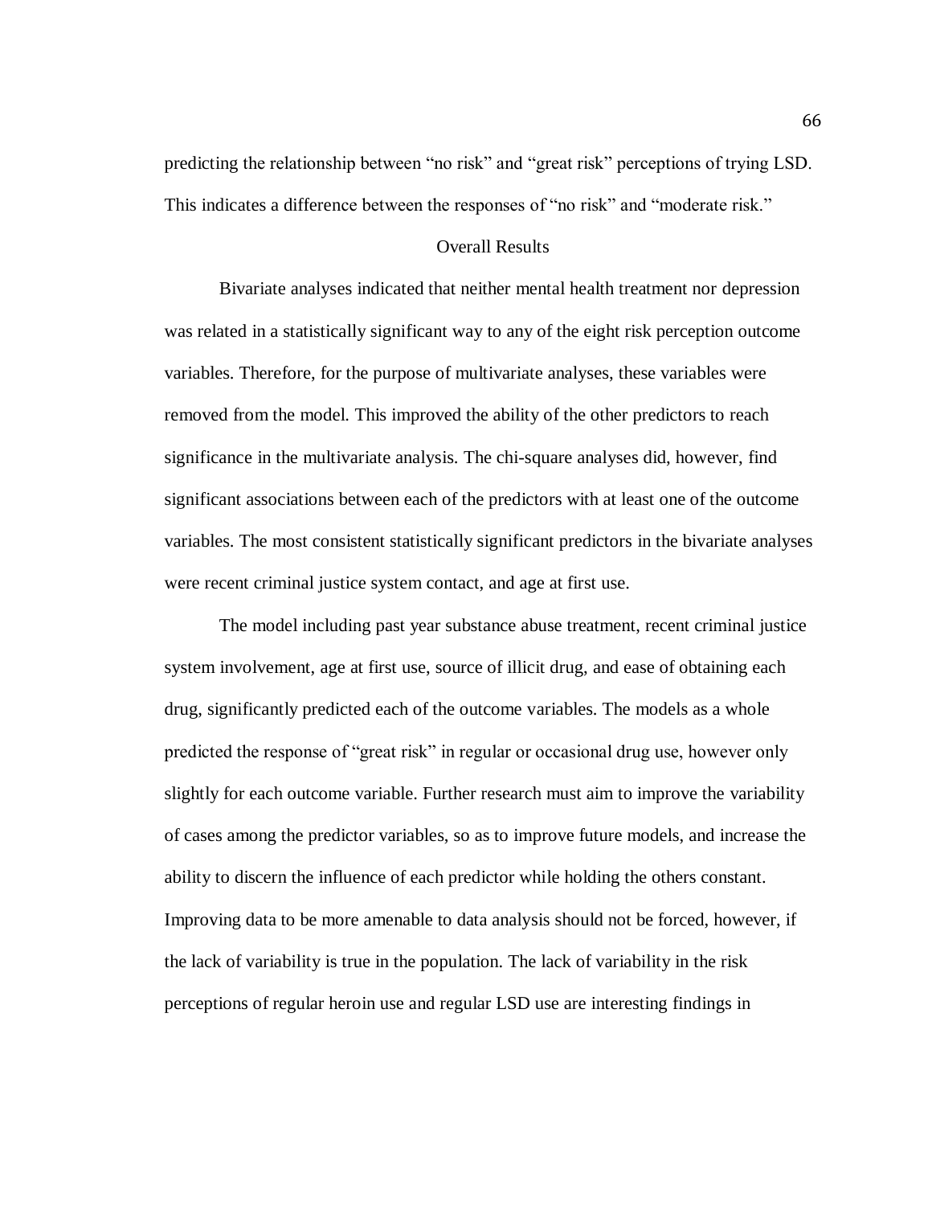predicting the relationship between “no risk” and “great risk” perceptions of trying LSD. This indicates a difference between the responses of “no risk” and “moderate risk.”

## Overall Results

Bivariate analyses indicated that neither mental health treatment nor depression was related in a statistically significant way to any of the eight risk perception outcome variables. Therefore, for the purpose of multivariate analyses, these variables were removed from the model. This improved the ability of the other predictors to reach significance in the multivariate analysis. The chi-square analyses did, however, find significant associations between each of the predictors with at least one of the outcome variables. The most consistent statistically significant predictors in the bivariate analyses were recent criminal justice system contact, and age at first use.

The model including past year substance abuse treatment, recent criminal justice system involvement, age at first use, source of illicit drug, and ease of obtaining each drug, significantly predicted each of the outcome variables. The models as a whole predicted the response of “great risk” in regular or occasional drug use, however only slightly for each outcome variable. Further research must aim to improve the variability of cases among the predictor variables, so as to improve future models, and increase the ability to discern the influence of each predictor while holding the others constant. Improving data to be more amenable to data analysis should not be forced, however, if the lack of variability is true in the population. The lack of variability in the risk perceptions of regular heroin use and regular LSD use are interesting findings in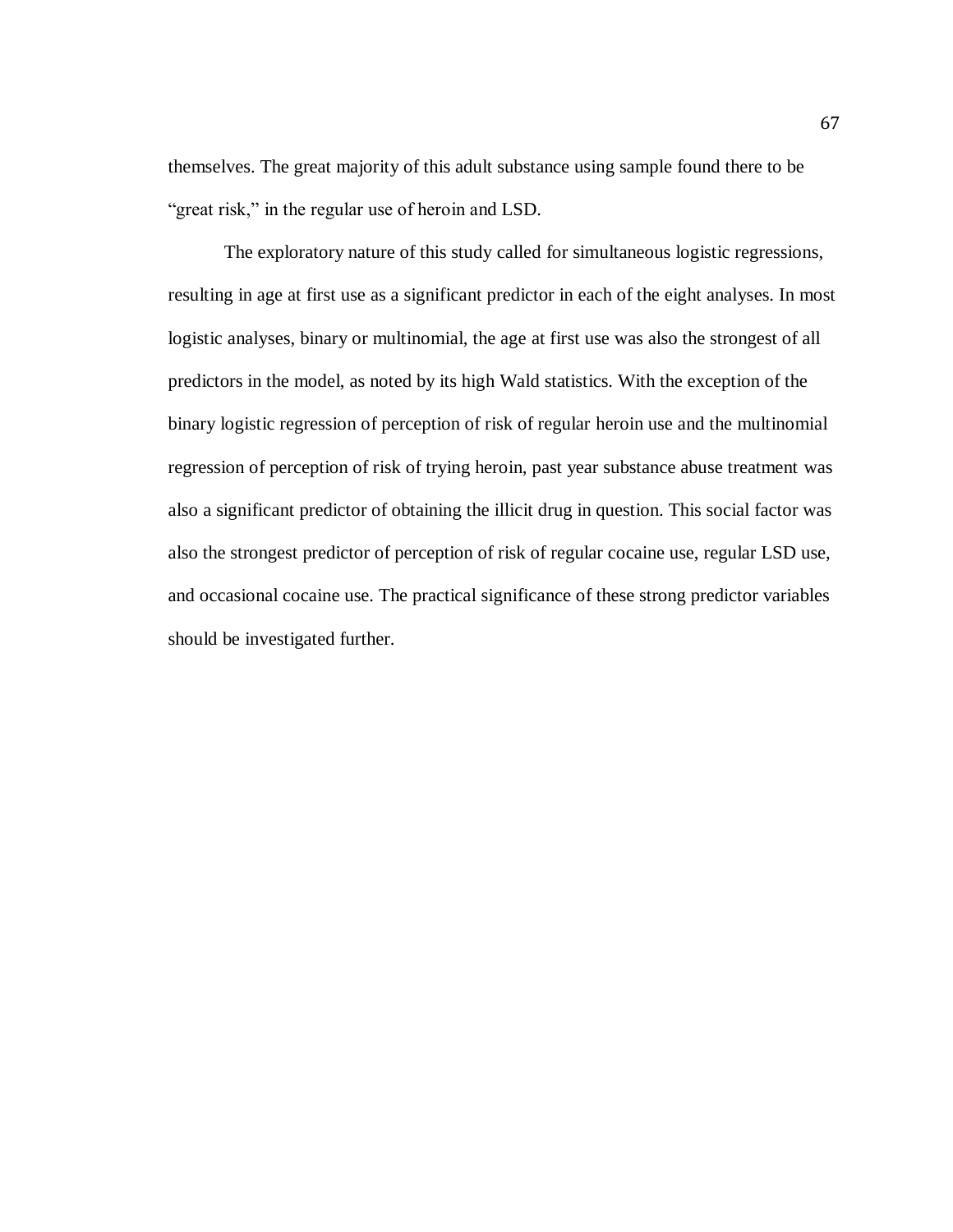themselves. The great majority of this adult substance using sample found there to be "great risk," in the regular use of heroin and LSD.

The exploratory nature of this study called for simultaneous logistic regressions, resulting in age at first use as a significant predictor in each of the eight analyses. In most logistic analyses, binary or multinomial, the age at first use was also the strongest of all predictors in the model, as noted by its high Wald statistics. With the exception of the binary logistic regression of perception of risk of regular heroin use and the multinomial regression of perception of risk of trying heroin, past year substance abuse treatment was also a significant predictor of obtaining the illicit drug in question. This social factor was also the strongest predictor of perception of risk of regular cocaine use, regular LSD use, and occasional cocaine use. The practical significance of these strong predictor variables should be investigated further.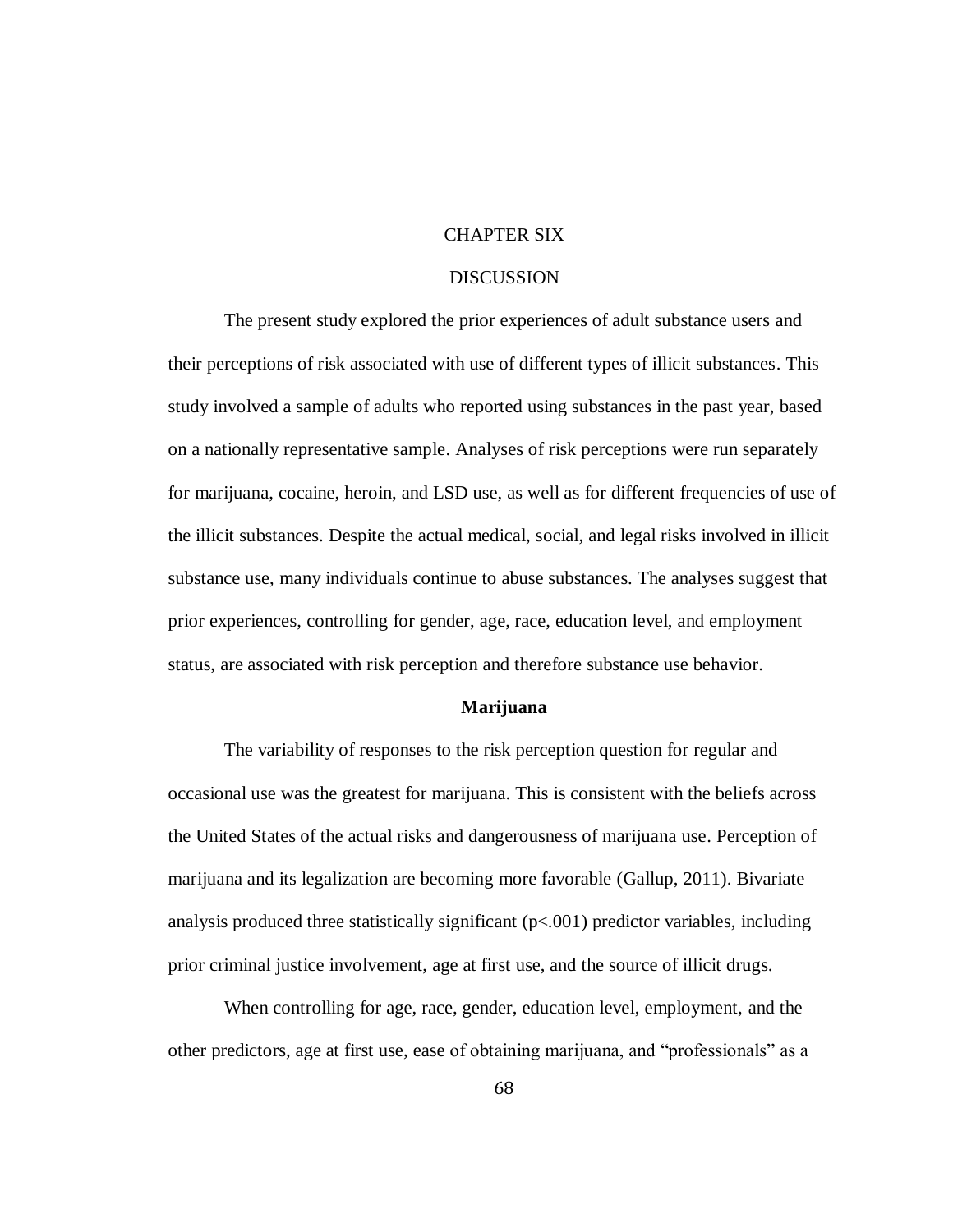# CHAPTER SIX

# DISCUSSION

The present study explored the prior experiences of adult substance users and their perceptions of risk associated with use of different types of illicit substances. This study involved a sample of adults who reported using substances in the past year, based on a nationally representative sample. Analyses of risk perceptions were run separately for marijuana, cocaine, heroin, and LSD use, as well as for different frequencies of use of the illicit substances. Despite the actual medical, social, and legal risks involved in illicit substance use, many individuals continue to abuse substances. The analyses suggest that prior experiences, controlling for gender, age, race, education level, and employment status, are associated with risk perception and therefore substance use behavior.

## Marijuana

The variability of responses to the risk perception question for regular and occasional use was the greatest for marijuana. This is consistent with the beliefs across the United States of the actual risks and dangerousness of marijuana use. Perception of marijuana and its legalization are becoming more favorable (Gallup, 2011). Bivariate analysis produced three statistically significant ($p<.001$) predictor variables, including prior criminal justice involvement, age at first use, and the source of illicit drugs.

When controlling for age, race, gender, education level, employment, and the other predictors, age at first use, ease of obtaining marijuana, and “professionals” as a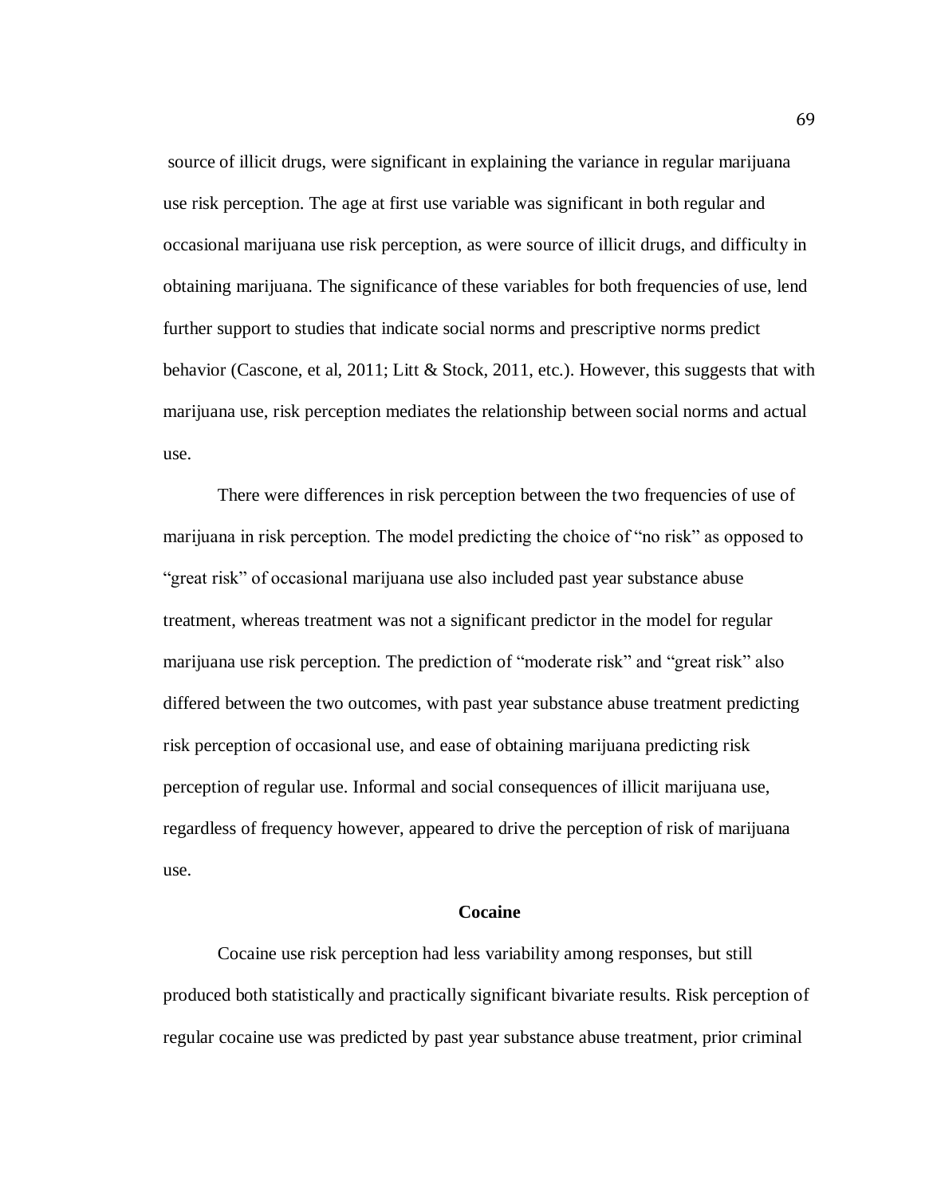source of illicit drugs, were significant in explaining the variance in regular marijuana use risk perception. The age at first use variable was significant in both regular and occasional marijuana use risk perception, as were source of illicit drugs, and difficulty in obtaining marijuana. The significance of these variables for both frequencies of use, lend further support to studies that indicate social norms and prescriptive norms predict behavior (Cascone, et al, 2011; Litt & Stock, 2011, etc.). However, this suggests that with marijuana use, risk perception mediates the relationship between social norms and actual use.

There were differences in risk perception between the two frequencies of use of marijuana in risk perception. The model predicting the choice of "no risk" as opposed to "great risk" of occasional marijuana use also included past year substance abuse treatment, whereas treatment was not a significant predictor in the model for regular marijuana use risk perception. The prediction of "moderate risk" and "great risk" also differed between the two outcomes, with past year substance abuse treatment predicting risk perception of occasional use, and ease of obtaining marijuana predicting risk perception of regular use. Informal and social consequences of illicit marijuana use, regardless of frequency however, appeared to drive the perception of risk of marijuana use.

**Cocaine**

Cocaine use risk perception had less variability among responses, but still produced both statistically and practically significant bivariate results. Risk perception of regular cocaine use was predicted by past year substance abuse treatment, prior criminal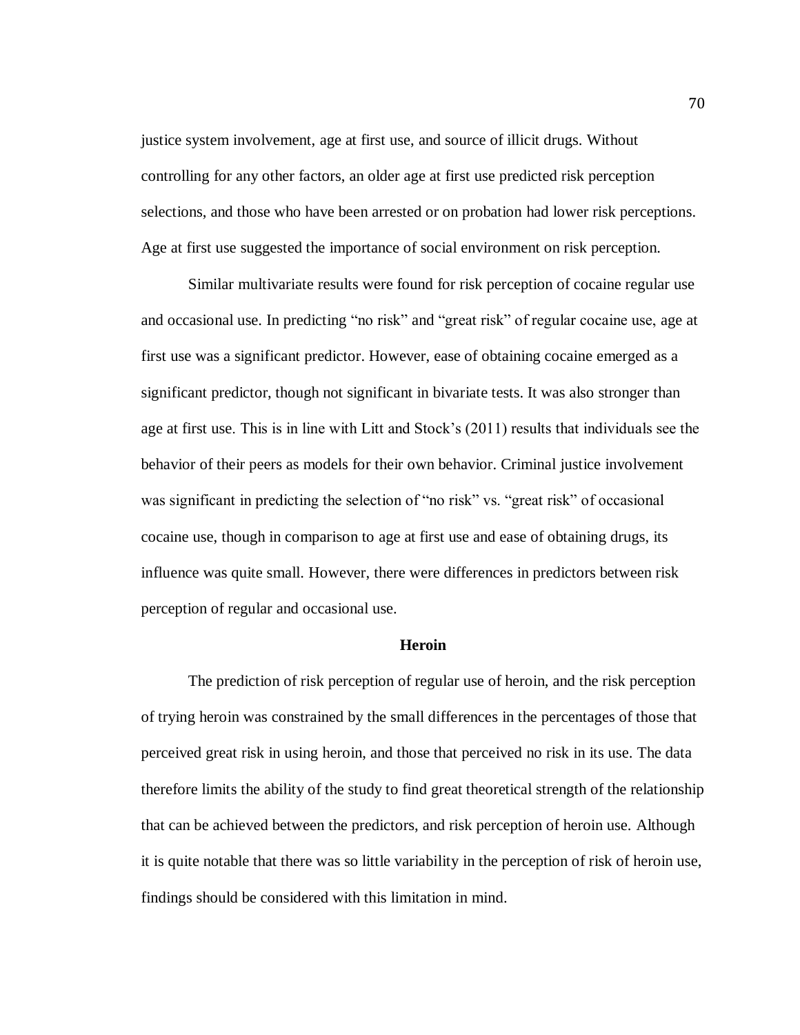justice system involvement, age at first use, and source of illicit drugs. Without controlling for any other factors, an older age at first use predicted risk perception selections, and those who have been arrested or on probation had lower risk perceptions. Age at first use suggested the importance of social environment on risk perception.

Similar multivariate results were found for risk perception of cocaine regular use and occasional use. In predicting "no risk" and "great risk" of regular cocaine use, age at first use was a significant predictor. However, ease of obtaining cocaine emerged as a significant predictor, though not significant in bivariate tests. It was also stronger than age at first use. This is in line with Litt and Stock's (2011) results that individuals see the behavior of their peers as models for their own behavior. Criminal justice involvement was significant in predicting the selection of "no risk" vs. "great risk" of occasional cocaine use, though in comparison to age at first use and ease of obtaining drugs, its influence was quite small. However, there were differences in predictors between risk perception of regular and occasional use.

## Heroin

The prediction of risk perception of regular use of heroin, and the risk perception of trying heroin was constrained by the small differences in the percentages of those that perceived great risk in using heroin, and those that perceived no risk in its use. The data therefore limits the ability of the study to find great theoretical strength of the relationship that can be achieved between the predictors, and risk perception of heroin use. Although it is quite notable that there was so little variability in the perception of risk of heroin use, findings should be considered with this limitation in mind.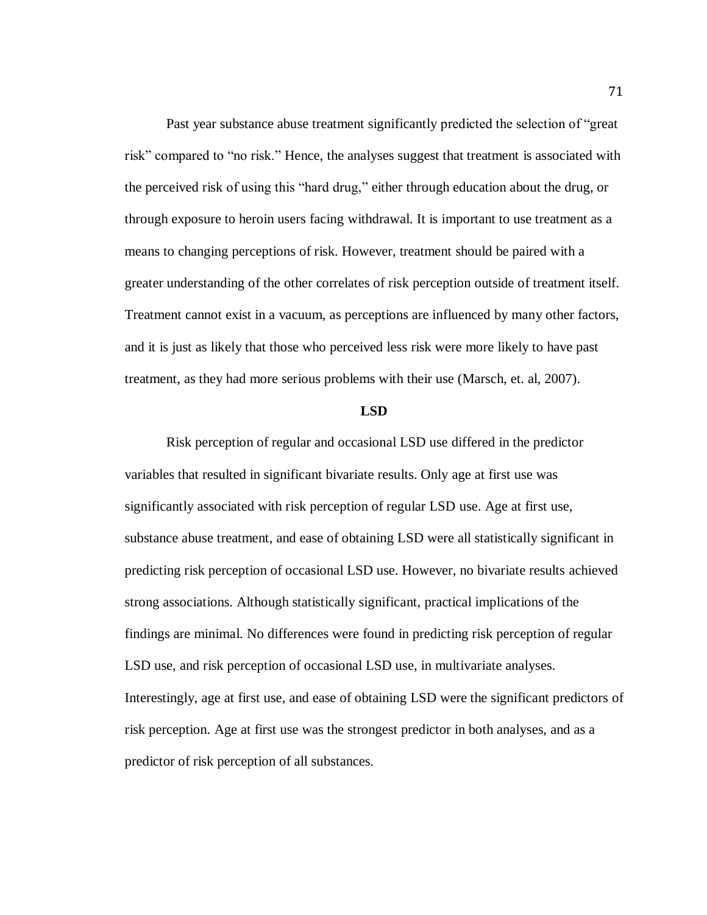Past year substance abuse treatment significantly predicted the selection of "great risk" compared to "no risk." Hence, the analyses suggest that treatment is associated with the perceived risk of using this "hard drug," either through education about the drug, or through exposure to heroin users facing withdrawal. It is important to use treatment as a means to changing perceptions of risk. However, treatment should be paired with a greater understanding of the other correlates of risk perception outside of treatment itself. Treatment cannot exist in a vacuum, as perceptions are influenced by many other factors, and it is just as likely that those who perceived less risk were more likely to have past treatment, as they had more serious problems with their use (Marsch, et. al, 2007).

**LSD**

Risk perception of regular and occasional LSD use differed in the predictor variables that resulted in significant bivariate results. Only age at first use was significantly associated with risk perception of regular LSD use. Age at first use, substance abuse treatment, and ease of obtaining LSD were all statistically significant in predicting risk perception of occasional LSD use. However, no bivariate results achieved strong associations. Although statistically significant, practical implications of the findings are minimal. No differences were found in predicting risk perception of regular LSD use, and risk perception of occasional LSD use, in multivariate analyses. Interestingly, age at first use, and ease of obtaining LSD were the significant predictors of risk perception. Age at first use was the strongest predictor in both analyses, and as a predictor of risk perception of all substances.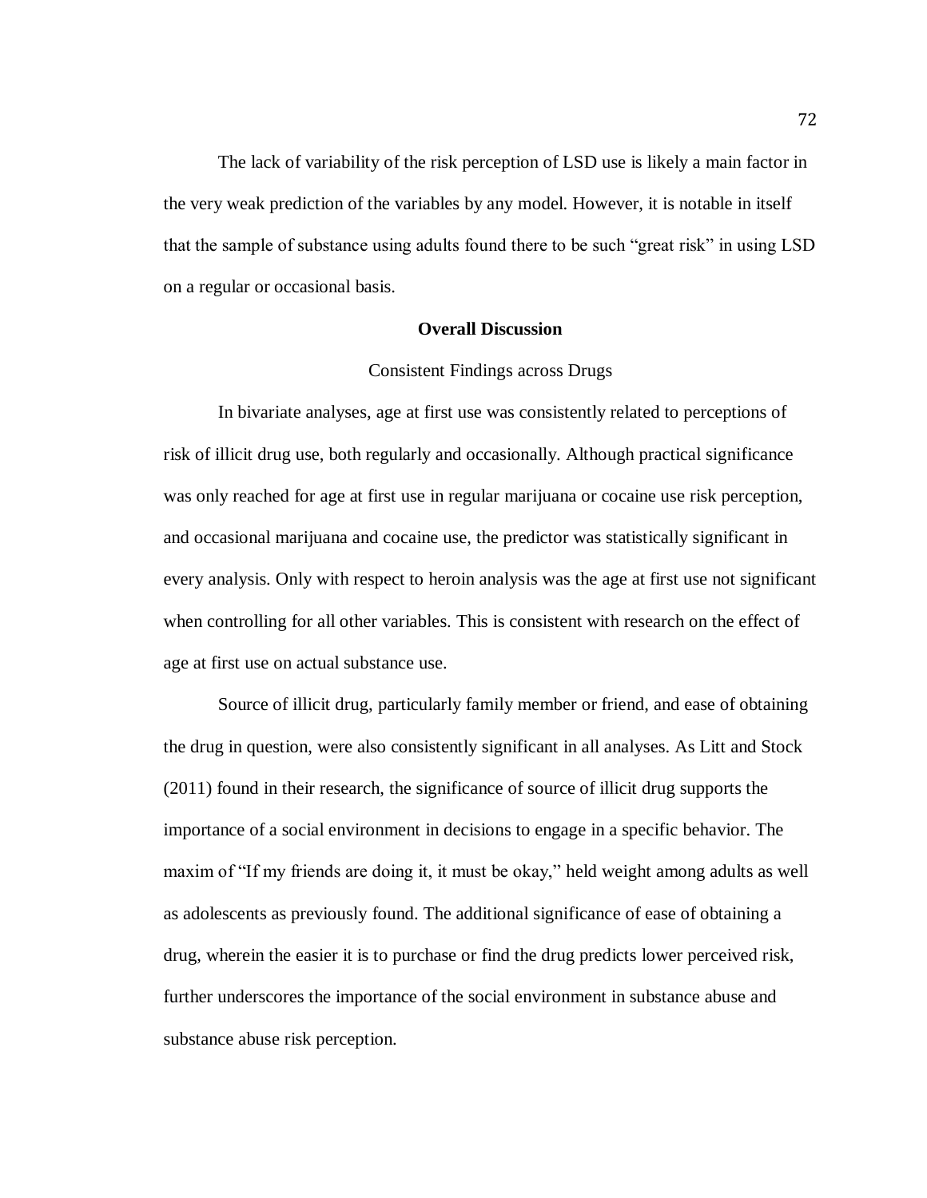The lack of variability of the risk perception of LSD use is likely a main factor in the very weak prediction of the variables by any model. However, it is notable in itself that the sample of substance using adults found there to be such "great risk" in using LSD on a regular or occasional basis.

## Overall Discussion

### Consistent Findings across Drugs

In bivariate analyses, age at first use was consistently related to perceptions of risk of illicit drug use, both regularly and occasionally. Although practical significance was only reached for age at first use in regular marijuana or cocaine use risk perception, and occasional marijuana and cocaine use, the predictor was statistically significant in every analysis. Only with respect to heroin analysis was the age at first use not significant when controlling for all other variables. This is consistent with research on the effect of age at first use on actual substance use.

Source of illicit drug, particularly family member or friend, and ease of obtaining the drug in question, were also consistently significant in all analyses. As Litt and Stock (2011) found in their research, the significance of source of illicit drug supports the importance of a social environment in decisions to engage in a specific behavior. The maxim of "If my friends are doing it, it must be okay," held weight among adults as well as adolescents as previously found. The additional significance of ease of obtaining a drug, wherein the easier it is to purchase or find the drug predicts lower perceived risk, further underscores the importance of the social environment in substance abuse and substance abuse risk perception.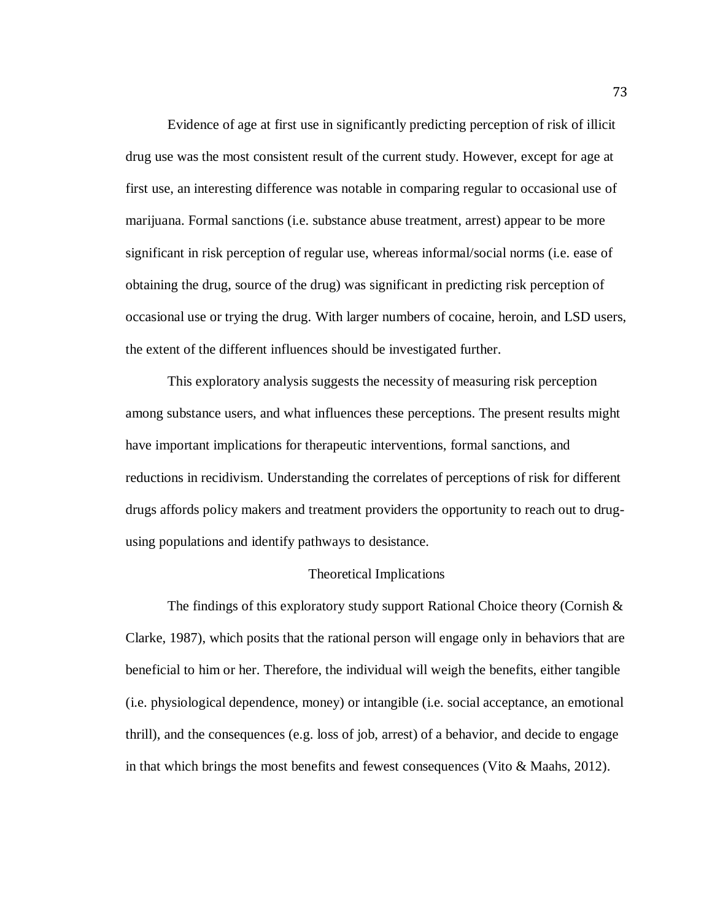Evidence of age at first use in significantly predicting perception of risk of illicit drug use was the most consistent result of the current study. However, except for age at first use, an interesting difference was notable in comparing regular to occasional use of marijuana. Formal sanctions (i.e. substance abuse treatment, arrest) appear to be more significant in risk perception of regular use, whereas informal/social norms (i.e. ease of obtaining the drug, source of the drug) was significant in predicting risk perception of occasional use or trying the drug. With larger numbers of cocaine, heroin, and LSD users, the extent of the different influences should be investigated further.

This exploratory analysis suggests the necessity of measuring risk perception among substance users, and what influences these perceptions. The present results might have important implications for therapeutic interventions, formal sanctions, and reductions in recidivism. Understanding the correlates of perceptions of risk for different drugs affords policy makers and treatment providers the opportunity to reach out to drug-using populations and identify pathways to desistance.

## Theoretical Implications

The findings of this exploratory study support Rational Choice theory (Cornish & Clarke, 1987), which posits that the rational person will engage only in behaviors that are beneficial to him or her. Therefore, the individual will weigh the benefits, either tangible (i.e. physiological dependence, money) or intangible (i.e. social acceptance, an emotional thrill), and the consequences (e.g. loss of job, arrest) of a behavior, and decide to engage in that which brings the most benefits and fewest consequences (Vito & Maahs, 2012).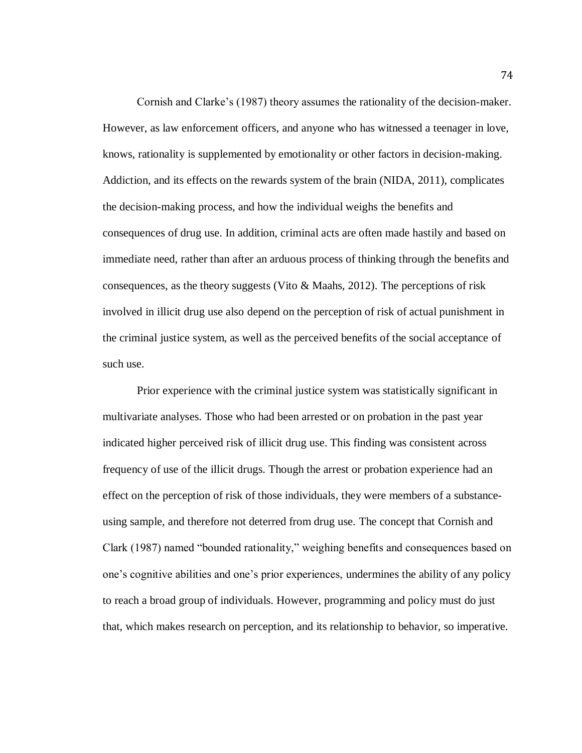Cornish and Clarke's (1987) theory assumes the rationality of the decision-maker. However, as law enforcement officers, and anyone who has witnessed a teenager in love, knows, rationality is supplemented by emotionality or other factors in decision-making. Addiction, and its effects on the rewards system of the brain (NIDA, 2011), complicates the decision-making process, and how the individual weighs the benefits and consequences of drug use. In addition, criminal acts are often made hastily and based on immediate need, rather than after an arduous process of thinking through the benefits and consequences, as the theory suggests (Vito & Maahs, 2012). The perceptions of risk involved in illicit drug use also depend on the perception of risk of actual punishment in the criminal justice system, as well as the perceived benefits of the social acceptance of such use.

Prior experience with the criminal justice system was statistically significant in multivariate analyses. Those who had been arrested or on probation in the past year indicated higher perceived risk of illicit drug use. This finding was consistent across frequency of use of the illicit drugs. Though the arrest or probation experience had an effect on the perception of risk of those individuals, they were members of a substance-using sample, and therefore not deterred from drug use. The concept that Cornish and Clark (1987) named "bounded rationality," weighing benefits and consequences based on one's cognitive abilities and one's prior experiences, undermines the ability of any policy to reach a broad group of individuals. However, programming and policy must do just that, which makes research on perception, and its relationship to behavior, so imperative.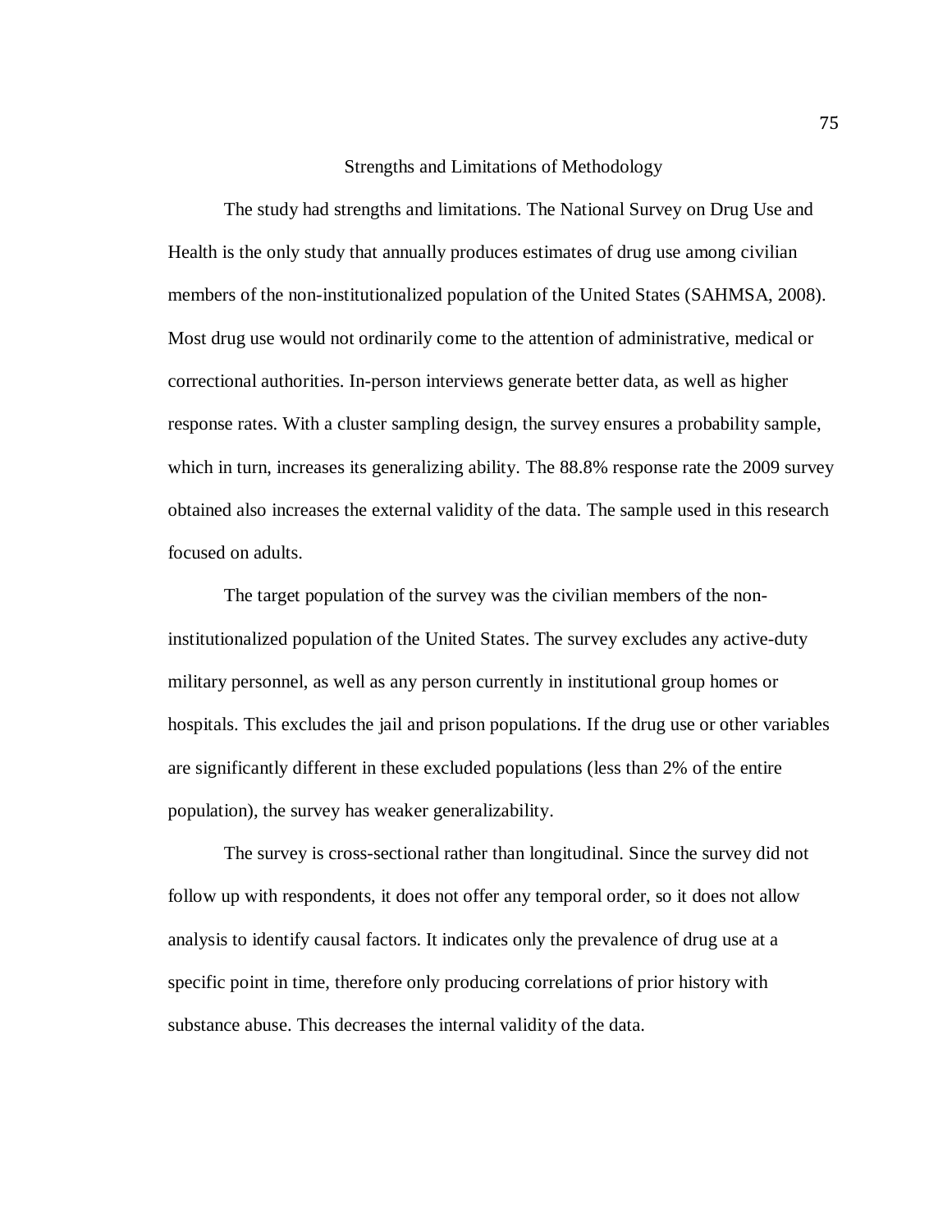## Strengths and Limitations of Methodology

The study had strengths and limitations. The National Survey on Drug Use and Health is the only study that annually produces estimates of drug use among civilian members of the non-institutionalized population of the United States (SAHMSA, 2008). Most drug use would not ordinarily come to the attention of administrative, medical or correctional authorities. In-person interviews generate better data, as well as higher response rates. With a cluster sampling design, the survey ensures a probability sample, which in turn, increases its generalizing ability. The 88.8% response rate the 2009 survey obtained also increases the external validity of the data. The sample used in this research focused on adults.

The target population of the survey was the civilian members of the non-institutionalized population of the United States. The survey excludes any active-duty military personnel, as well as any person currently in institutional group homes or hospitals. This excludes the jail and prison populations. If the drug use or other variables are significantly different in these excluded populations (less than 2% of the entire population), the survey has weaker generalizability.

The survey is cross-sectional rather than longitudinal. Since the survey did not follow up with respondents, it does not offer any temporal order, so it does not allow analysis to identify causal factors. It indicates only the prevalence of drug use at a specific point in time, therefore only producing correlations of prior history with substance abuse. This decreases the internal validity of the data.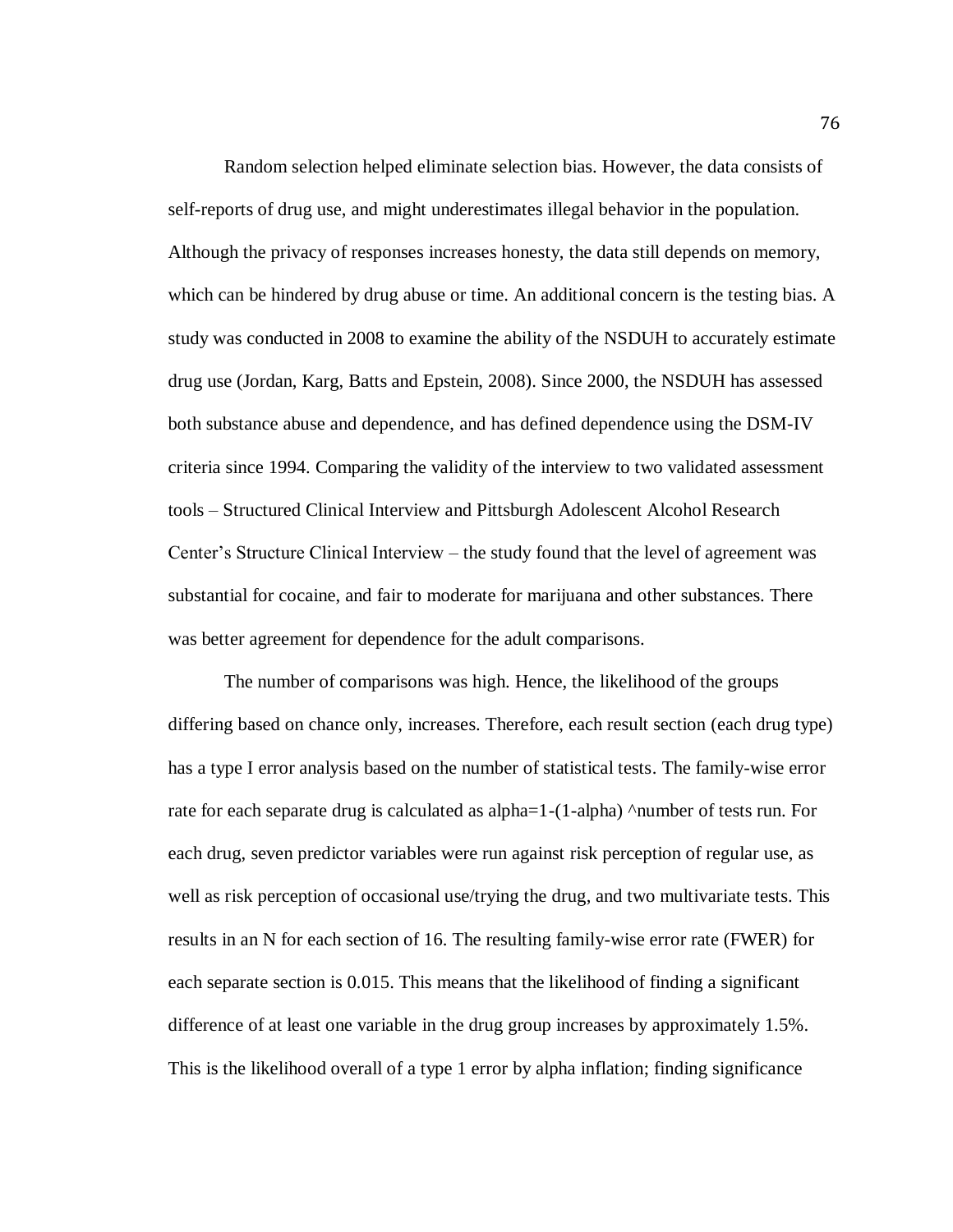Random selection helped eliminate selection bias. However, the data consists of self-reports of drug use, and might underestimates illegal behavior in the population. Although the privacy of responses increases honesty, the data still depends on memory, which can be hindered by drug abuse or time. An additional concern is the testing bias. A study was conducted in 2008 to examine the ability of the NSDUH to accurately estimate drug use (Jordan, Karg, Batts and Epstein, 2008). Since 2000, the NSDUH has assessed both substance abuse and dependence, and has defined dependence using the DSM-IV criteria since 1994. Comparing the validity of the interview to two validated assessment tools – Structured Clinical Interview and Pittsburgh Adolescent Alcohol Research Center's Structure Clinical Interview – the study found that the level of agreement was substantial for cocaine, and fair to moderate for marijuana and other substances. There was better agreement for dependence for the adult comparisons.

The number of comparisons was high. Hence, the likelihood of the groups differing based on chance only, increases. Therefore, each result section (each drug type) has a type I error analysis based on the number of statistical tests. The family-wise error rate for each separate drug is calculated as alpha=1-(1-alpha) ^number of tests run. For each drug, seven predictor variables were run against risk perception of regular use, as well as risk perception of occasional use/trying the drug, and two multivariate tests. This results in an N for each section of 16. The resulting family-wise error rate (FWER) for each separate section is 0.015. This means that the likelihood of finding a significant difference of at least one variable in the drug group increases by approximately 1.5%. This is the likelihood overall of a type 1 error by alpha inflation; finding significance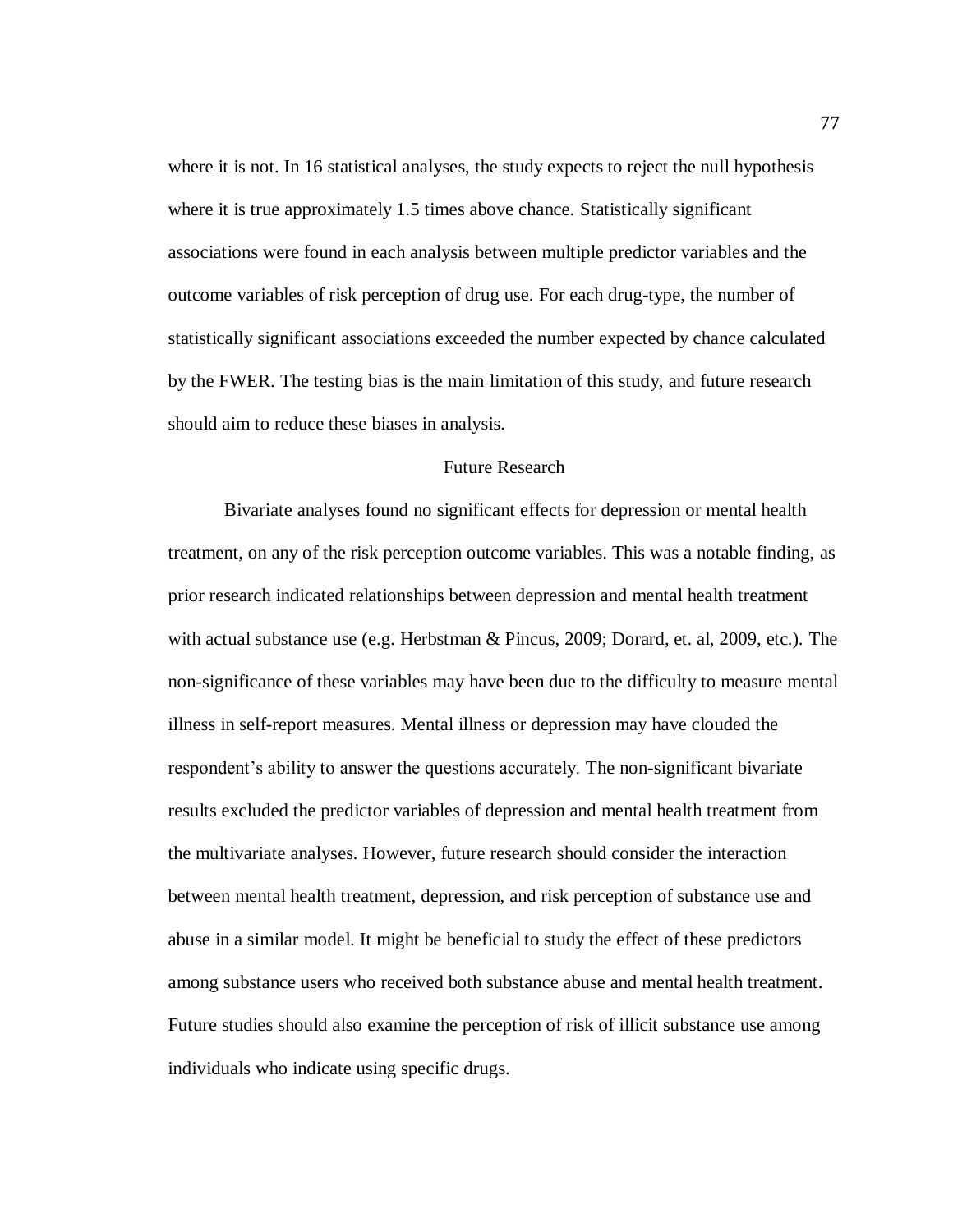where it is not. In 16 statistical analyses, the study expects to reject the null hypothesis where it is true approximately 1.5 times above chance. Statistically significant associations were found in each analysis between multiple predictor variables and the outcome variables of risk perception of drug use. For each drug-type, the number of statistically significant associations exceeded the number expected by chance calculated by the FWER. The testing bias is the main limitation of this study, and future research should aim to reduce these biases in analysis.

## Future Research

Bivariate analyses found no significant effects for depression or mental health treatment, on any of the risk perception outcome variables. This was a notable finding, as prior research indicated relationships between depression and mental health treatment with actual substance use (e.g. Herbstman & Pincus, 2009; Dorard, et. al, 2009, etc.). The non-significance of these variables may have been due to the difficulty to measure mental illness in self-report measures. Mental illness or depression may have clouded the respondent's ability to answer the questions accurately. The non-significant bivariate results excluded the predictor variables of depression and mental health treatment from the multivariate analyses. However, future research should consider the interaction between mental health treatment, depression, and risk perception of substance use and abuse in a similar model. It might be beneficial to study the effect of these predictors among substance users who received both substance abuse and mental health treatment. Future studies should also examine the perception of risk of illicit substance use among individuals who indicate using specific drugs.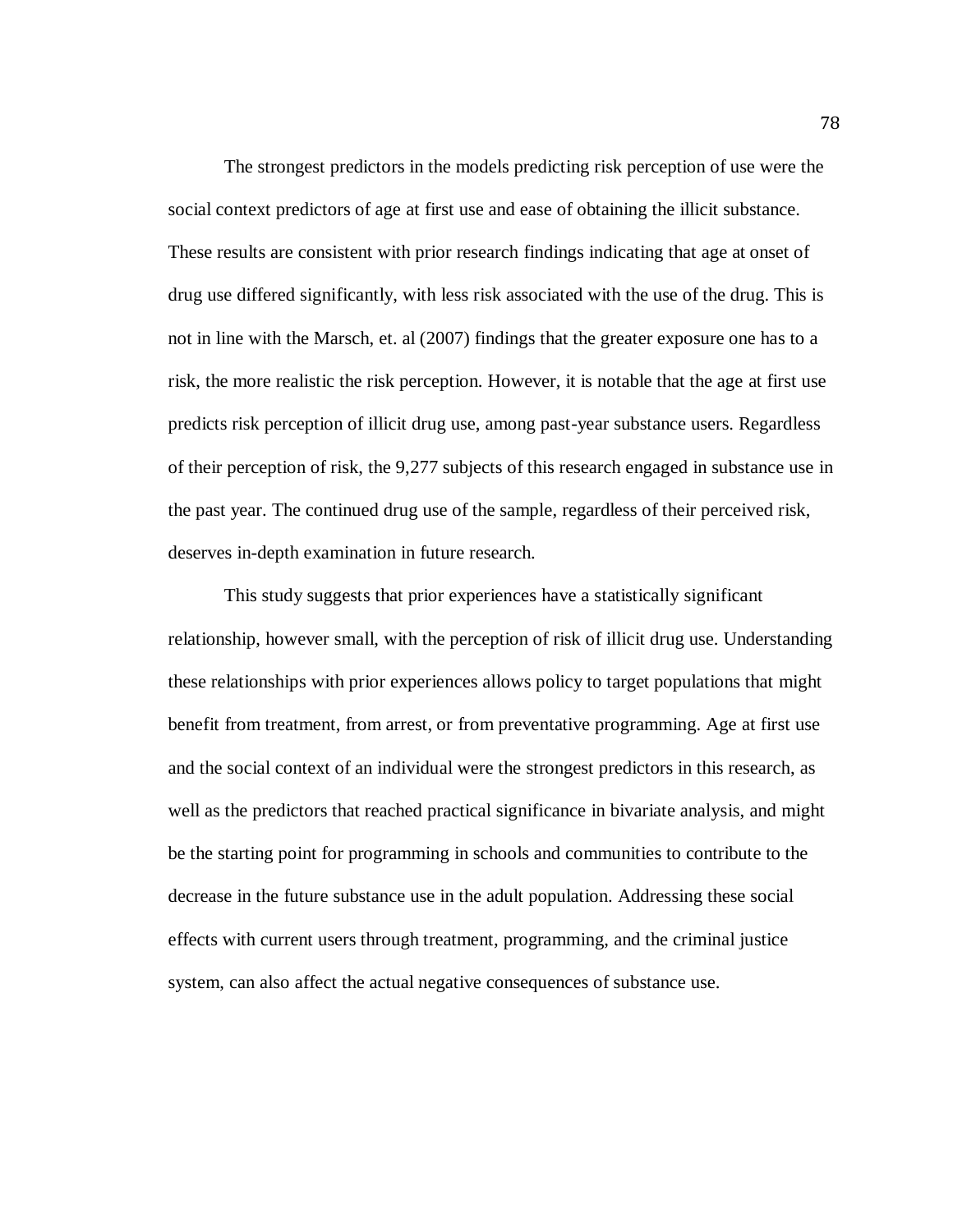The strongest predictors in the models predicting risk perception of use were the social context predictors of age at first use and ease of obtaining the illicit substance. These results are consistent with prior research findings indicating that age at onset of drug use differed significantly, with less risk associated with the use of the drug. This is not in line with the Marsch, et. al (2007) findings that the greater exposure one has to a risk, the more realistic the risk perception. However, it is notable that the age at first use predicts risk perception of illicit drug use, among past-year substance users. Regardless of their perception of risk, the 9,277 subjects of this research engaged in substance use in the past year. The continued drug use of the sample, regardless of their perceived risk, deserves in-depth examination in future research.

This study suggests that prior experiences have a statistically significant relationship, however small, with the perception of risk of illicit drug use. Understanding these relationships with prior experiences allows policy to target populations that might benefit from treatment, from arrest, or from preventative programming. Age at first use and the social context of an individual were the strongest predictors in this research, as well as the predictors that reached practical significance in bivariate analysis, and might be the starting point for programming in schools and communities to contribute to the decrease in the future substance use in the adult population. Addressing these social effects with current users through treatment, programming, and the criminal justice system, can also affect the actual negative consequences of substance use.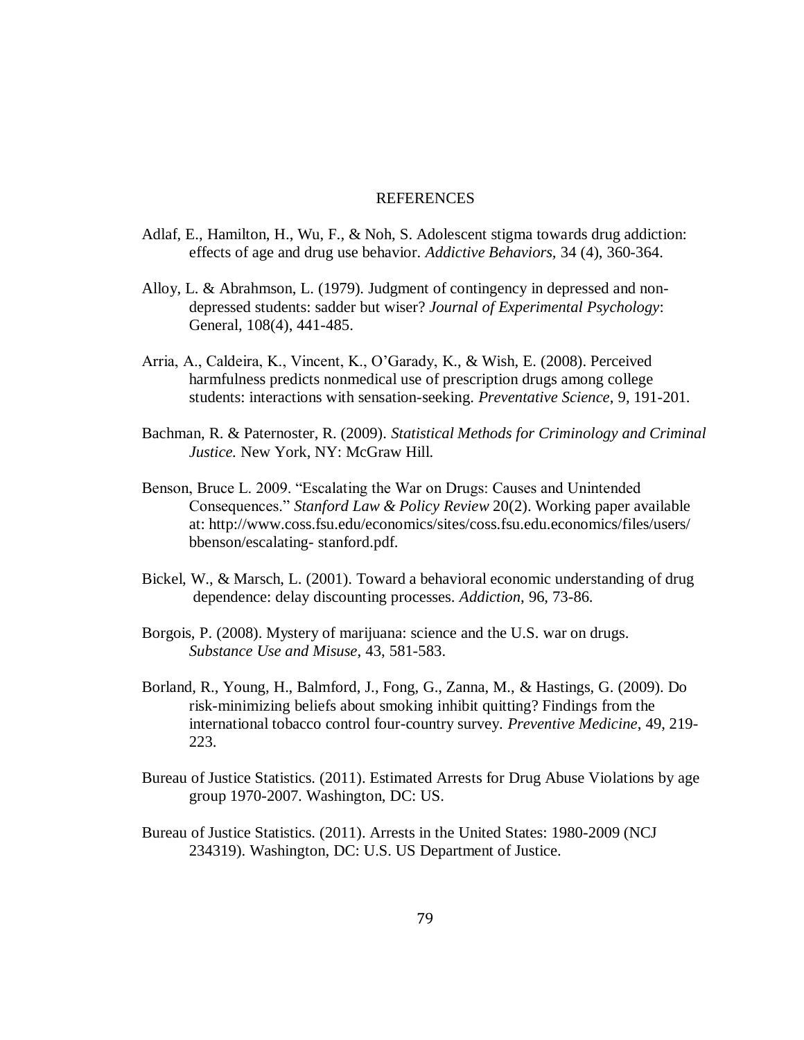# REFERENCES

Adlaf, E., Hamilton, H., Wu, F., & Noh, S. Adolescent stigma towards drug addiction: effects of age and drug use behavior. *Addictive Behaviors,* 34 (4), 360-364.

Alloy, L. & Abrahmson, L. (1979). Judgment of contingency in depressed and non-depressed students: sadder but wiser? *Journal of Experimental Psychology*: General, 108(4), 441-485.

Arria, A., Caldeira, K., Vincent, K., O'Garady, K., & Wish, E. (2008). Perceived harmfulness predicts nonmedical use of prescription drugs among college students: interactions with sensation-seeking. *Preventative Science*, 9, 191-201.

Bachman, R. & Paternoster, R. (2009). *Statistical Methods for Criminology and Criminal Justice.* New York, NY: McGraw Hill.

Benson, Bruce L. 2009. "Escalating the War on Drugs: Causes and Unintended Consequences." *Stanford Law & Policy Review* 20(2). Working paper available at: http://www.coss.fsu.edu/economics/sites/coss.fsu.edu.economics/files/users/bbenson/escalating- stanford.pdf.

Bickel, W., & Marsch, L. (2001). Toward a behavioral economic understanding of drug dependence: delay discounting processes. *Addiction*, 96, 73-86.

Borgois, P. (2008). Mystery of marijuana: science and the U.S. war on drugs. *Substance Use and Misuse*, 43, 581-583.

Borland, R., Young, H., Balmford, J., Fong, G., Zanna, M., & Hastings, G. (2009). Do risk-minimizing beliefs about smoking inhibit quitting? Findings from the international tobacco control four-country survey. *Preventive Medicine*, 49, 219-223.

Bureau of Justice Statistics. (2011). Estimated Arrests for Drug Abuse Violations by age group 1970-2007. Washington, DC: US.

Bureau of Justice Statistics. (2011). Arrests in the United States: 1980-2009 (NCJ 234319). Washington, DC: U.S. US Department of Justice.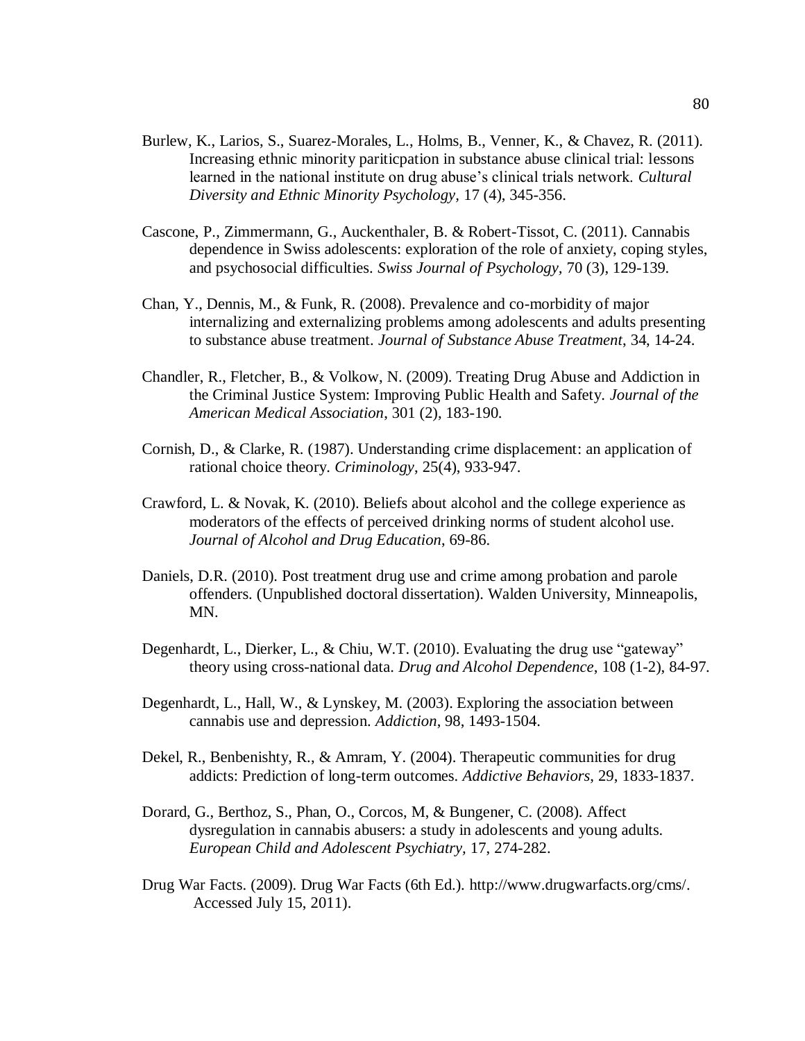Burlew, K., Larios, S., Suarez-Morales, L., Holms, B., Venner, K., & Chavez, R. (2011). Increasing ethnic minority pariticpation in substance abuse clinical trial: lessons learned in the national institute on drug abuse's clinical trials network. *Cultural Diversity and Ethnic Minority Psychology*, 17 (4), 345-356.

Cascone, P., Zimmermann, G., Auckenthaler, B. & Robert-Tissot, C. (2011). Cannabis dependence in Swiss adolescents: exploration of the role of anxiety, coping styles, and psychosocial difficulties. *Swiss Journal of Psychology*, 70 (3), 129-139.

Chan, Y., Dennis, M., & Funk, R. (2008). Prevalence and co-morbidity of major internalizing and externalizing problems among adolescents and adults presenting to substance abuse treatment. *Journal of Substance Abuse Treatment*, 34, 14-24.

Chandler, R., Fletcher, B., & Volkow, N. (2009). Treating Drug Abuse and Addiction in the Criminal Justice System: Improving Public Health and Safety. *Journal of the American Medical Association*, 301 (2), 183-190.

Cornish, D., & Clarke, R. (1987). Understanding crime displacement: an application of rational choice theory. *Criminology*, 25(4), 933-947.

Crawford, L. & Novak, K. (2010). Beliefs about alcohol and the college experience as moderators of the effects of perceived drinking norms of student alcohol use. *Journal of Alcohol and Drug Education*, 69-86.

Daniels, D.R. (2010). Post treatment drug use and crime among probation and parole offenders. (Unpublished doctoral dissertation). Walden University, Minneapolis, MN.

Degenhardt, L., Dierker, L., & Chiu, W.T. (2010). Evaluating the drug use "gateway" theory using cross-national data. *Drug and Alcohol Dependence*, 108 (1-2), 84-97.

Degenhardt, L., Hall, W., & Lynskey, M. (2003). Exploring the association between cannabis use and depression. *Addiction*, 98, 1493-1504.

Dekel, R., Benbenishty, R., & Amram, Y. (2004). Therapeutic communities for drug addicts: Prediction of long-term outcomes. *Addictive Behaviors*, 29, 1833-1837.

Dorard, G., Berthoz, S., Phan, O., Corcos, M, & Bungener, C. (2008). Affect dysregulation in cannabis abusers: a study in adolescents and young adults. *European Child and Adolescent Psychiatry*, 17, 274-282.

Drug War Facts. (2009). Drug War Facts (6th Ed.). http://www.drugwarfacts.org/cms/. Accessed July 15, 2011).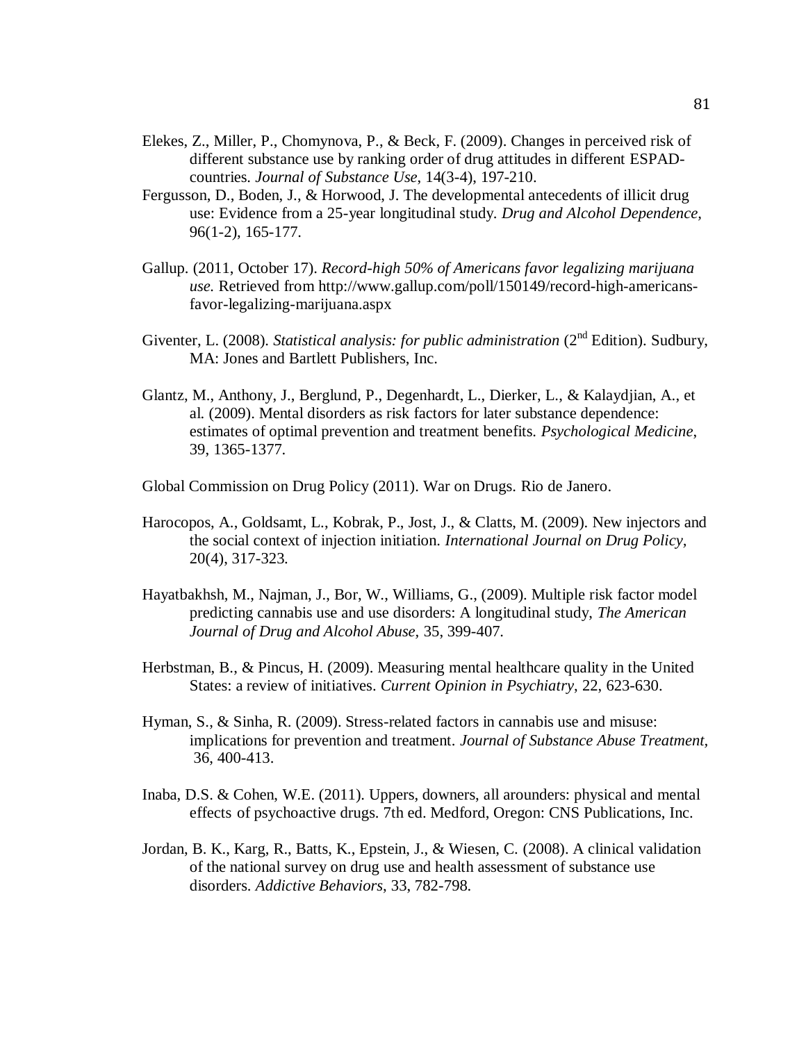Elekes, Z., Miller, P., Chomynova, P., & Beck, F. (2009). Changes in perceived risk of different substance use by ranking order of drug attitudes in different ESPAD-countries. *Journal of Substance Use*, 14(3-4), 197-210.

Fergusson, D., Boden, J., & Horwood, J. The developmental antecedents of illicit drug use: Evidence from a 25-year longitudinal study. *Drug and Alcohol Dependence,* 96(1-2), 165-177.

Gallup. (2011, October 17). *Record-high 50% of Americans favor legalizing marijuana use.* Retrieved from http://www.gallup.com/poll/150149/record-high-americans-favor-legalizing-marijuana.aspx

Giventer, L. (2008). *Statistical analysis: for public administration* (2nd Edition). Sudbury, MA: Jones and Bartlett Publishers, Inc.

Glantz, M., Anthony, J., Berglund, P., Degenhardt, L., Dierker, L., & Kalaydjian, A., et al. (2009). Mental disorders as risk factors for later substance dependence: estimates of optimal prevention and treatment benefits. *Psychological Medicine*, 39, 1365-1377.

Global Commission on Drug Policy (2011). War on Drugs. Rio de Janero.

Harocopos, A., Goldsamt, L., Kobrak, P., Jost, J., & Clatts, M. (2009). New injectors and the social context of injection initiation. *International Journal on Drug Policy,* 20(4), 317-323.

Hayatbakhsh, M., Najman, J., Bor, W., Williams, G., (2009). Multiple risk factor model predicting cannabis use and use disorders: A longitudinal study, *The American Journal of Drug and Alcohol Abuse,* 35, 399-407.

Herbstman, B., & Pincus, H. (2009). Measuring mental healthcare quality in the United States: a review of initiatives. *Current Opinion in Psychiatry*, 22, 623-630.

Hyman, S., & Sinha, R. (2009). Stress-related factors in cannabis use and misuse: implications for prevention and treatment. *Journal of Substance Abuse Treatment,* 36, 400-413.

Inaba, D.S. & Cohen, W.E. (2011). Uppers, downers, all arounders: physical and mental effects of psychoactive drugs. 7th ed. Medford, Oregon: CNS Publications, Inc.

Jordan, B. K., Karg, R., Batts, K., Epstein, J., & Wiesen, C. (2008). A clinical validation of the national survey on drug use and health assessment of substance use disorders. *Addictive Behaviors*, 33, 782-798.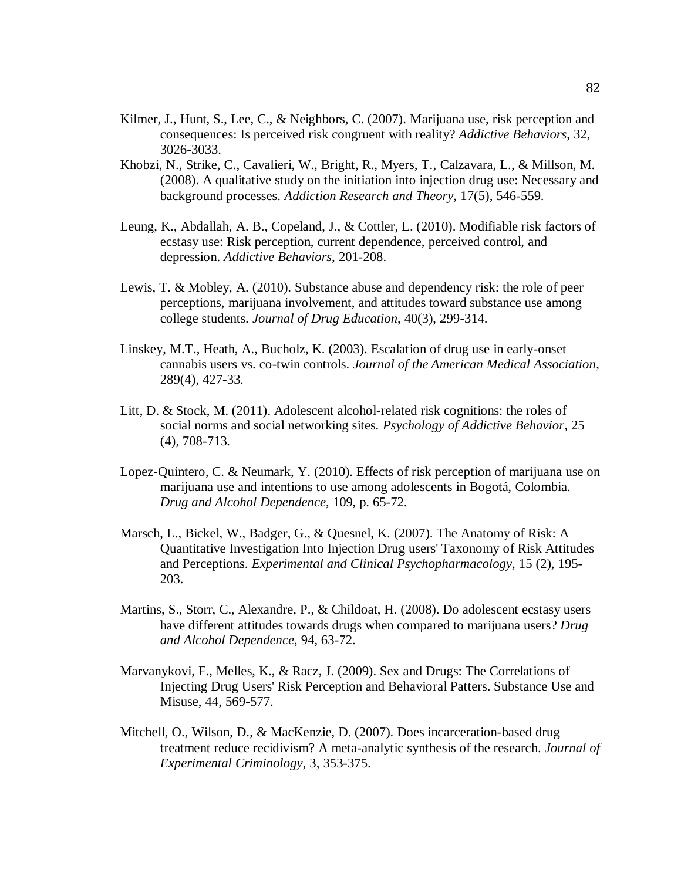Kilmer, J., Hunt, S., Lee, C., & Neighbors, C. (2007). Marijuana use, risk perception and consequences: Is perceived risk congruent with reality? *Addictive Behaviors*, 32, 3026-3033.

Khobzi, N., Strike, C., Cavalieri, W., Bright, R., Myers, T., Calzavara, L., & Millson, M. (2008). A qualitative study on the initiation into injection drug use: Necessary and background processes. *Addiction Research and Theory,* 17(5), 546-559.

Leung, K., Abdallah, A. B., Copeland, J., & Cottler, L. (2010). Modifiable risk factors of ecstasy use: Risk perception, current dependence, perceived control, and depression. *Addictive Behaviors*, 201-208.

Lewis, T. & Mobley, A. (2010). Substance abuse and dependency risk: the role of peer perceptions, marijuana involvement, and attitudes toward substance use among college students. *Journal of Drug Education*, 40(3), 299-314.

Linskey, M.T., Heath, A., Bucholz, K. (2003). Escalation of drug use in early-onset cannabis users vs. co-twin controls. *Journal of the American Medical Association*, 289(4), 427-33.

Litt, D. & Stock, M. (2011). Adolescent alcohol-related risk cognitions: the roles of social norms and social networking sites. *Psychology of Addictive Behavior*, 25 (4), 708-713.

Lopez-Quintero, C. & Neumark, Y. (2010). Effects of risk perception of marijuana use on marijuana use and intentions to use among adolescents in Bogotá, Colombia. *Drug and Alcohol Dependence*, 109, p. 65-72.

Marsch, L., Bickel, W., Badger, G., & Quesnel, K. (2007). The Anatomy of Risk: A Quantitative Investigation Into Injection Drug users' Taxonomy of Risk Attitudes and Perceptions. *Experimental and Clinical Psychopharmacology,* 15 (2), 195-203.

Martins, S., Storr, C., Alexandre, P., & Childoat, H. (2008). Do adolescent ecstasy users have different attitudes towards drugs when compared to marijuana users? *Drug and Alcohol Dependence*, 94, 63-72.

Marvanykovi, F., Melles, K., & Racz, J. (2009). Sex and Drugs: The Correlations of Injecting Drug Users' Risk Perception and Behavioral Patters. Substance Use and Misuse, 44, 569-577.

Mitchell, O., Wilson, D., & MacKenzie, D. (2007). Does incarceration-based drug treatment reduce recidivism? A meta-analytic synthesis of the research. *Journal of Experimental Criminology*, 3, 353-375.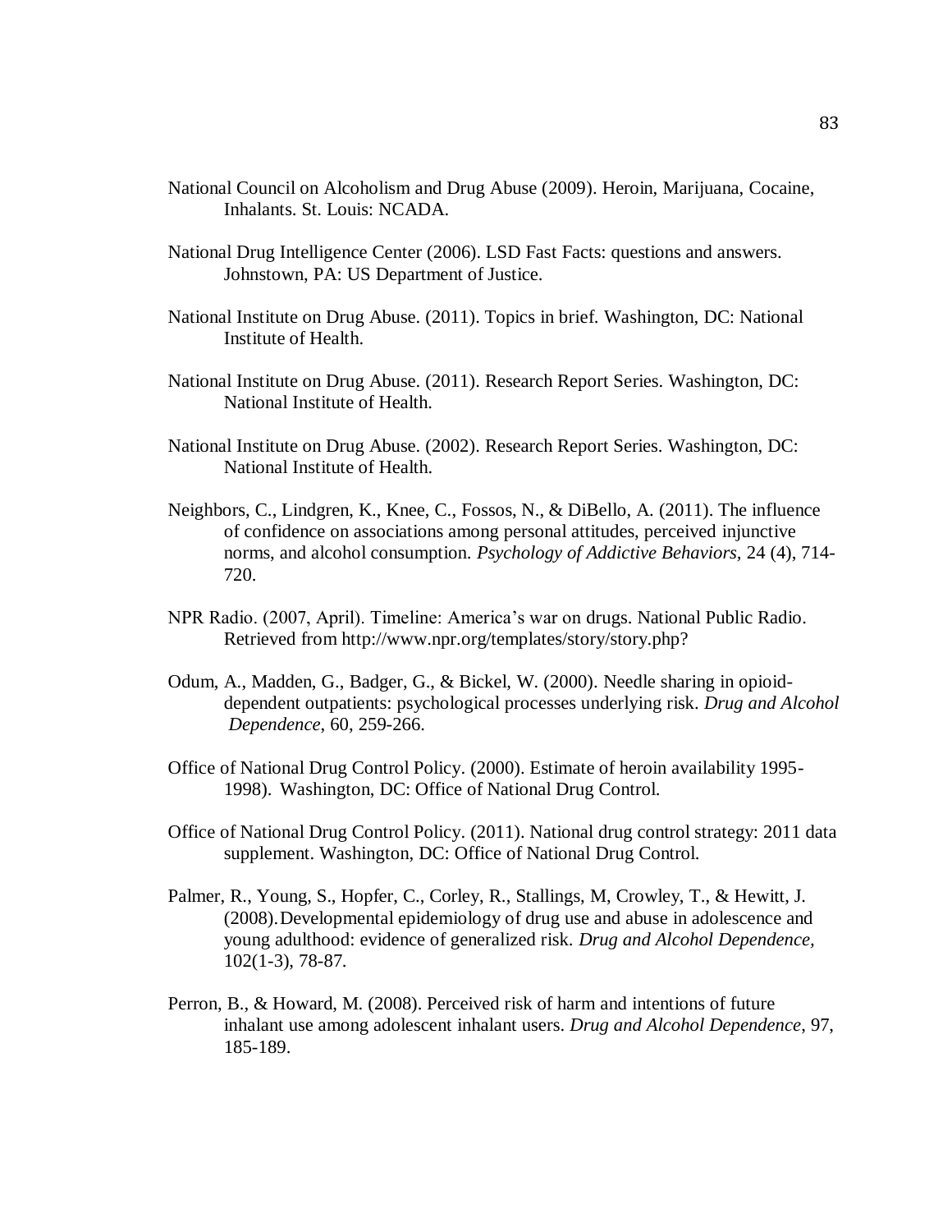National Council on Alcoholism and Drug Abuse (2009). Heroin, Marijuana, Cocaine, Inhalants. St. Louis: NCADA.

National Drug Intelligence Center (2006). LSD Fast Facts: questions and answers. Johnstown, PA: US Department of Justice.

National Institute on Drug Abuse. (2011). Topics in brief. Washington, DC: National Institute of Health.

National Institute on Drug Abuse. (2011). Research Report Series. Washington, DC: National Institute of Health.

National Institute on Drug Abuse. (2002). Research Report Series. Washington, DC: National Institute of Health.

Neighbors, C., Lindgren, K., Knee, C., Fossos, N., & DiBello, A. (2011). The influence of confidence on associations among personal attitudes, perceived injunctive norms, and alcohol consumption. *Psychology of Addictive Behaviors*, 24 (4), 714-720.

NPR Radio. (2007, April). Timeline: America's war on drugs. National Public Radio. Retrieved from http://www.npr.org/templates/story/story.php?

Odum, A., Madden, G., Badger, G., & Bickel, W. (2000). Needle sharing in opioid-dependent outpatients: psychological processes underlying risk. *Drug and Alcohol Dependence*, 60, 259-266.

Office of National Drug Control Policy. (2000). Estimate of heroin availability 1995-1998). Washington, DC: Office of National Drug Control.

Office of National Drug Control Policy. (2011). National drug control strategy: 2011 data supplement. Washington, DC: Office of National Drug Control.

Palmer, R., Young, S., Hopfer, C., Corley, R., Stallings, M, Crowley, T., & Hewitt, J. (2008). Developmental epidemiology of drug use and abuse in adolescence and young adulthood: evidence of generalized risk. *Drug and Alcohol Dependence,* 102(1-3), 78-87.

Perron, B., & Howard, M. (2008). Perceived risk of harm and intentions of future inhalant use among adolescent inhalant users. *Drug and Alcohol Dependence*, 97, 185-189.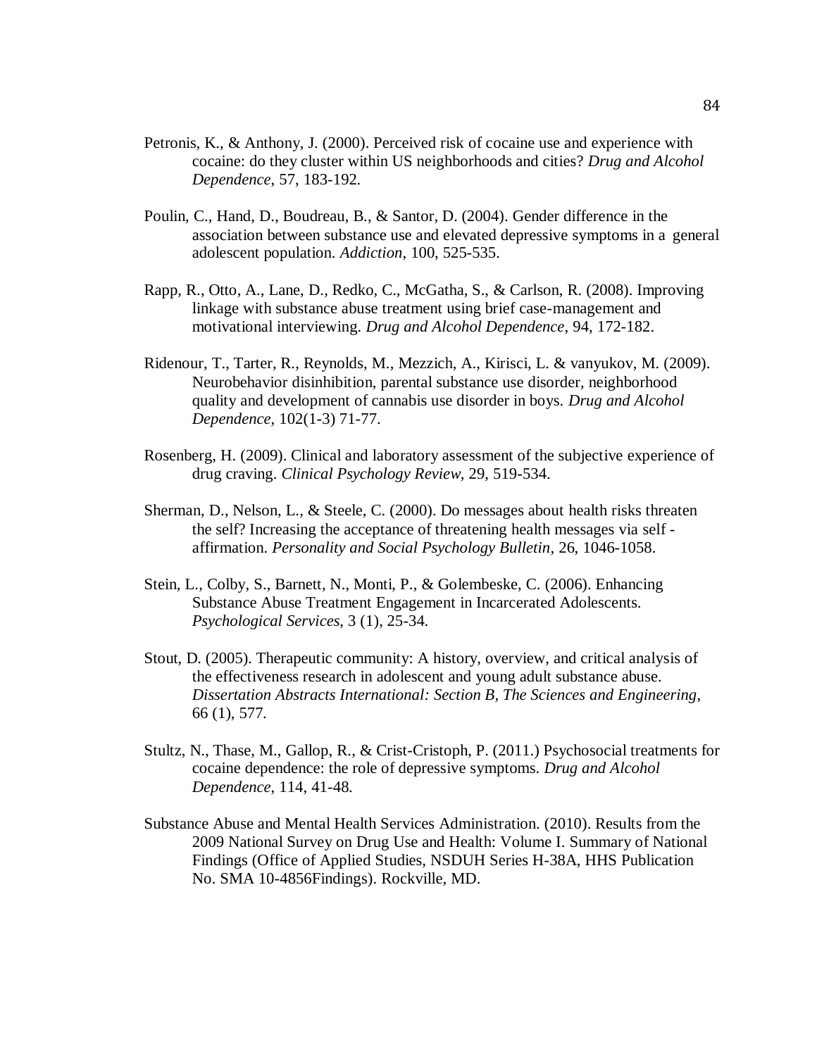Petronis, K., & Anthony, J. (2000). Perceived risk of cocaine use and experience with cocaine: do they cluster within US neighborhoods and cities? *Drug and Alcohol Dependence*, 57, 183-192.

Poulin, C., Hand, D., Boudreau, B., & Santor, D. (2004). Gender difference in the association between substance use and elevated depressive symptoms in a general adolescent population. *Addiction*, 100, 525-535.

Rapp, R., Otto, A., Lane, D., Redko, C., McGatha, S., & Carlson, R. (2008). Improving linkage with substance abuse treatment using brief case-management and motivational interviewing. *Drug and Alcohol Dependence*, 94, 172-182.

Ridenour, T., Tarter, R., Reynolds, M., Mezzich, A., Kirisci, L. & vanyukov, M. (2009). Neurobehavior disinhibition, parental substance use disorder, neighborhood quality and development of cannabis use disorder in boys. *Drug and Alcohol Dependence,* 102(1-3) 71-77.

Rosenberg, H. (2009). Clinical and laboratory assessment of the subjective experience of drug craving. *Clinical Psychology Review*, 29, 519-534.

Sherman, D., Nelson, L., & Steele, C. (2000). Do messages about health risks threaten the self? Increasing the acceptance of threatening health messages via self - affirmation. *Personality and Social Psychology Bulletin*, 26, 1046-1058.

Stein, L., Colby, S., Barnett, N., Monti, P., & Golembeske, C. (2006). Enhancing Substance Abuse Treatment Engagement in Incarcerated Adolescents. *Psychological Services*, 3 (1), 25-34.

Stout, D. (2005). Therapeutic community: A history, overview, and critical analysis of the effectiveness research in adolescent and young adult substance abuse. *Dissertation Abstracts International: Section B, The Sciences and Engineering*, 66 (1), 577.

Stultz, N., Thase, M., Gallop, R., & Crist-Cristoph, P. (2011.) Psychosocial treatments for cocaine dependence: the role of depressive symptoms. *Drug and Alcohol Dependence*, 114, 41-48.

Substance Abuse and Mental Health Services Administration. (2010). Results from the 2009 National Survey on Drug Use and Health: Volume I. Summary of National Findings (Office of Applied Studies, NSDUH Series H-38A, HHS Publication No. SMA 10-4856Findings). Rockville, MD.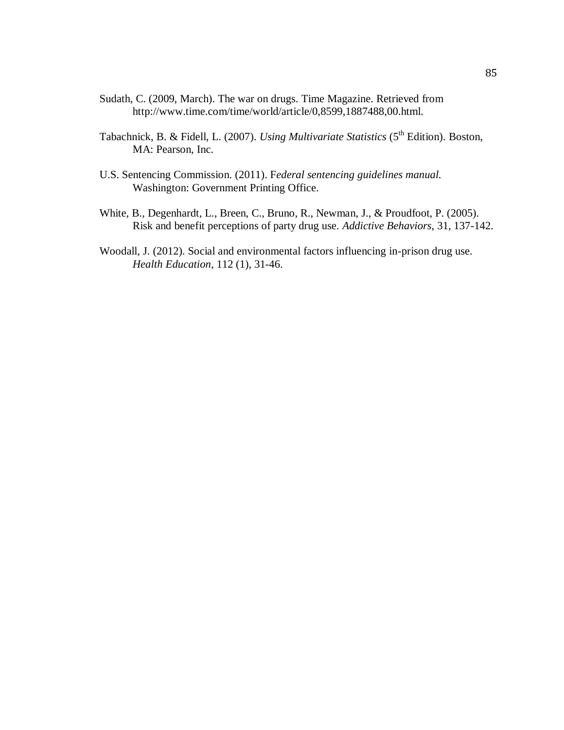Sudath, C. (2009, March). The war on drugs. Time Magazine. Retrieved from http://www.time.com/time/world/article/0,8599,1887488,00.html.

Tabachnick, B. & Fidell, L. (2007). *Using Multivariate Statistics* ($5^{th}$ Edition). Boston, MA: Pearson, Inc.

U.S. Sentencing Commission. (2011). F*ederal sentencing guidelines manual.* Washington: Government Printing Office.

White, B., Degenhardt, L., Breen, C., Bruno, R., Newman, J., & Proudfoot, P. (2005). Risk and benefit perceptions of party drug use. *Addictive Behaviors*, 31, 137-142.

Woodall, J. (2012). Social and environmental factors influencing in-prison drug use. *Health Education*, 112 (1), 31-46.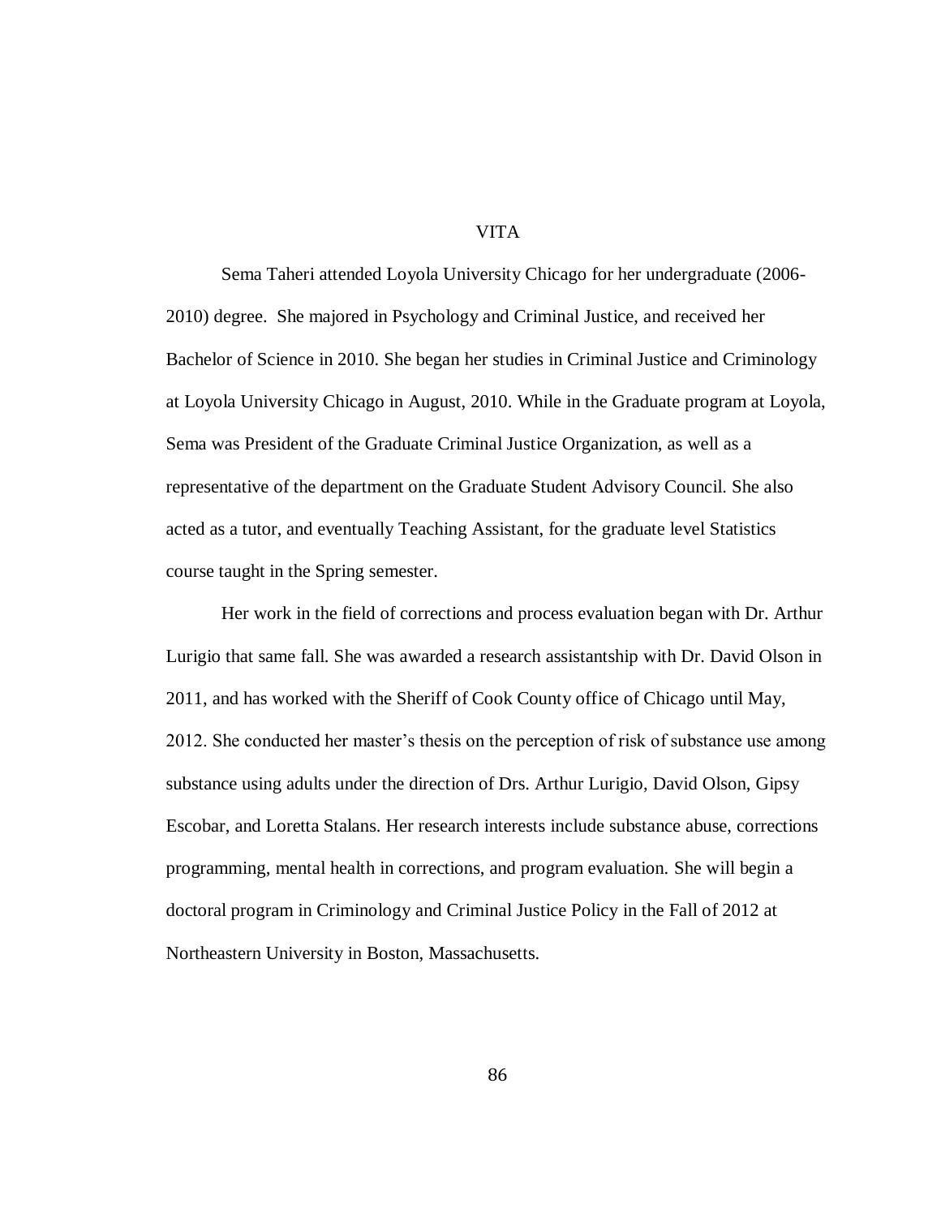# VITA

Sema Taheri attended Loyola University Chicago for her undergraduate (2006-2010) degree. She majored in Psychology and Criminal Justice, and received her Bachelor of Science in 2010. She began her studies in Criminal Justice and Criminology at Loyola University Chicago in August, 2010. While in the Graduate program at Loyola, Sema was President of the Graduate Criminal Justice Organization, as well as a representative of the department on the Graduate Student Advisory Council. She also acted as a tutor, and eventually Teaching Assistant, for the graduate level Statistics course taught in the Spring semester.

Her work in the field of corrections and process evaluation began with Dr. Arthur Lurigio that same fall. She was awarded a research assistantship with Dr. David Olson in 2011, and has worked with the Sheriff of Cook County office of Chicago until May, 2012. She conducted her master's thesis on the perception of risk of substance use among substance using adults under the direction of Drs. Arthur Lurigio, David Olson, Gipsy Escobar, and Loretta Stalans. Her research interests include substance abuse, corrections programming, mental health in corrections, and program evaluation. She will begin a doctoral program in Criminology and Criminal Justice Policy in the Fall of 2012 at Northeastern University in Boston, Massachusetts.